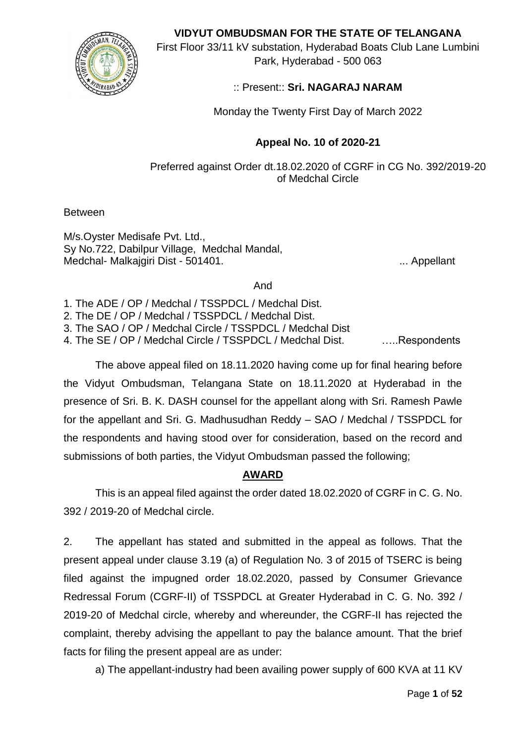# VIDYUT OMBUDSMAN FOR THE STATE OF TELANGANA

First Floor 33/11 kV substation, Hyderabad Boats Club Lane Lumbini Park, Hyderabad - 500 063

:: Present:: **Sri. NAGARAJ NARAM**

Monday the Twenty First Day of March 2022

## Appeal No. 10 of 2020-21

Preferred against Order dt.18.02.2020 of CGRF in CG No. 392/2019-20 of Medchal Circle

Between

M/s.Oyster Medisafe Pvt. Ltd.,
Sy No.722, Dabilpur Village, Medchal Mandal,
Medchal- Malkajgiri Dist - 501401. ... Appellant

And

1. The ADE / OP / Medchal / TSSPDCL / Medchal Dist.
2. The DE / OP / Medchal / TSSPDCL / Medchal Dist.
3. The SAO / OP / Medchal Circle / TSSPDCL / Medchal Dist
4. The SE / OP / Medchal Circle / TSSPDCL / Medchal Dist. …..Respondents

The above appeal filed on 18.11.2020 having come up for final hearing before the Vidyut Ombudsman, Telangana State on 18.11.2020 at Hyderabad in the presence of Sri. B. K. DASH counsel for the appellant along with Sri. Ramesh Pawle for the appellant and Sri. G. Madhusudhan Reddy – SAO / Medchal / TSSPDCL for the respondents and having stood over for consideration, based on the record and submissions of both parties, the Vidyut Ombudsman passed the following;

## AWARD

This is an appeal filed against the order dated 18.02.2020 of CGRF in C. G. No. 392 / 2019-20 of Medchal circle.

2. The appellant has stated and submitted in the appeal as follows. That the present appeal under clause 3.19 (a) of Regulation No. 3 of 2015 of TSERC is being filed against the impugned order 18.02.2020, passed by Consumer Grievance Redressal Forum (CGRF-II) of TSSPDCL at Greater Hyderabad in C. G. No. 392 / 2019-20 of Medchal circle, whereby and whereunder, the CGRF-II has rejected the complaint, thereby advising the appellant to pay the balance amount. That the brief facts for filing the present appeal are as under:

a) The appellant-industry had been availing power supply of 600 KVA at 11 KV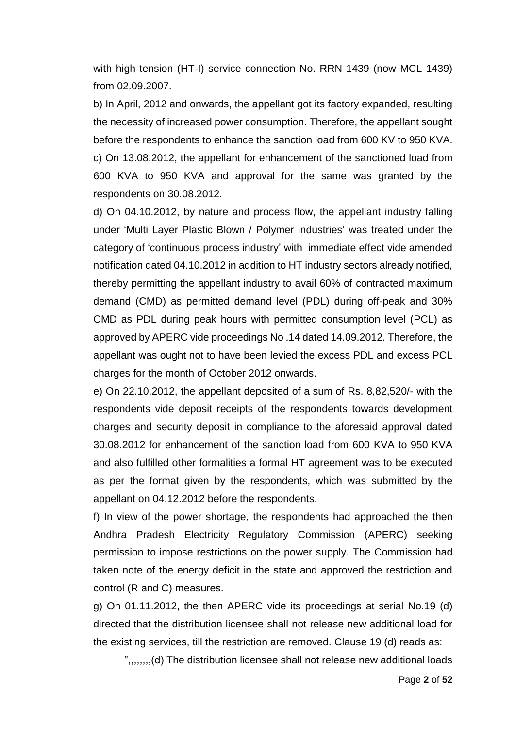with high tension (HT-I) service connection No. RRN 1439 (now MCL 1439) from 02.09.2007.

b) In April, 2012 and onwards, the appellant got its factory expanded, resulting the necessity of increased power consumption. Therefore, the appellant sought before the respondents to enhance the sanction load from 600 KV to 950 KVA.

c) On 13.08.2012, the appellant for enhancement of the sanctioned load from 600 KVA to 950 KVA and approval for the same was granted by the respondents on 30.08.2012.

d) On 04.10.2012, by nature and process flow, the appellant industry falling under 'Multi Layer Plastic Blown / Polymer industries' was treated under the category of 'continuous process industry' with immediate effect vide amended notification dated 04.10.2012 in addition to HT industry sectors already notified, thereby permitting the appellant industry to avail 60% of contracted maximum demand (CMD) as permitted demand level (PDL) during off-peak and 30% CMD as PDL during peak hours with permitted consumption level (PCL) as approved by APERC vide proceedings No .14 dated 14.09.2012. Therefore, the appellant was ought not to have been levied the excess PDL and excess PCL charges for the month of October 2012 onwards.

e) On 22.10.2012, the appellant deposited of a sum of Rs. 8,82,520/- with the respondents vide deposit receipts of the respondents towards development charges and security deposit in compliance to the aforesaid approval dated 30.08.2012 for enhancement of the sanction load from 600 KVA to 950 KVA and also fulfilled other formalities a formal HT agreement was to be executed as per the format given by the respondents, which was submitted by the appellant on 04.12.2012 before the respondents.

f) In view of the power shortage, the respondents had approached the then Andhra Pradesh Electricity Regulatory Commission (APERC) seeking permission to impose restrictions on the power supply. The Commission had taken note of the energy deficit in the state and approved the restriction and control (R and C) measures.

g) On 01.11.2012, the then APERC vide its proceedings at serial No.19 (d) directed that the distribution licensee shall not release new additional load for the existing services, till the restriction are removed. Clause 19 (d) reads as:

",,,,,,,,(d) The distribution licensee shall not release new additional loads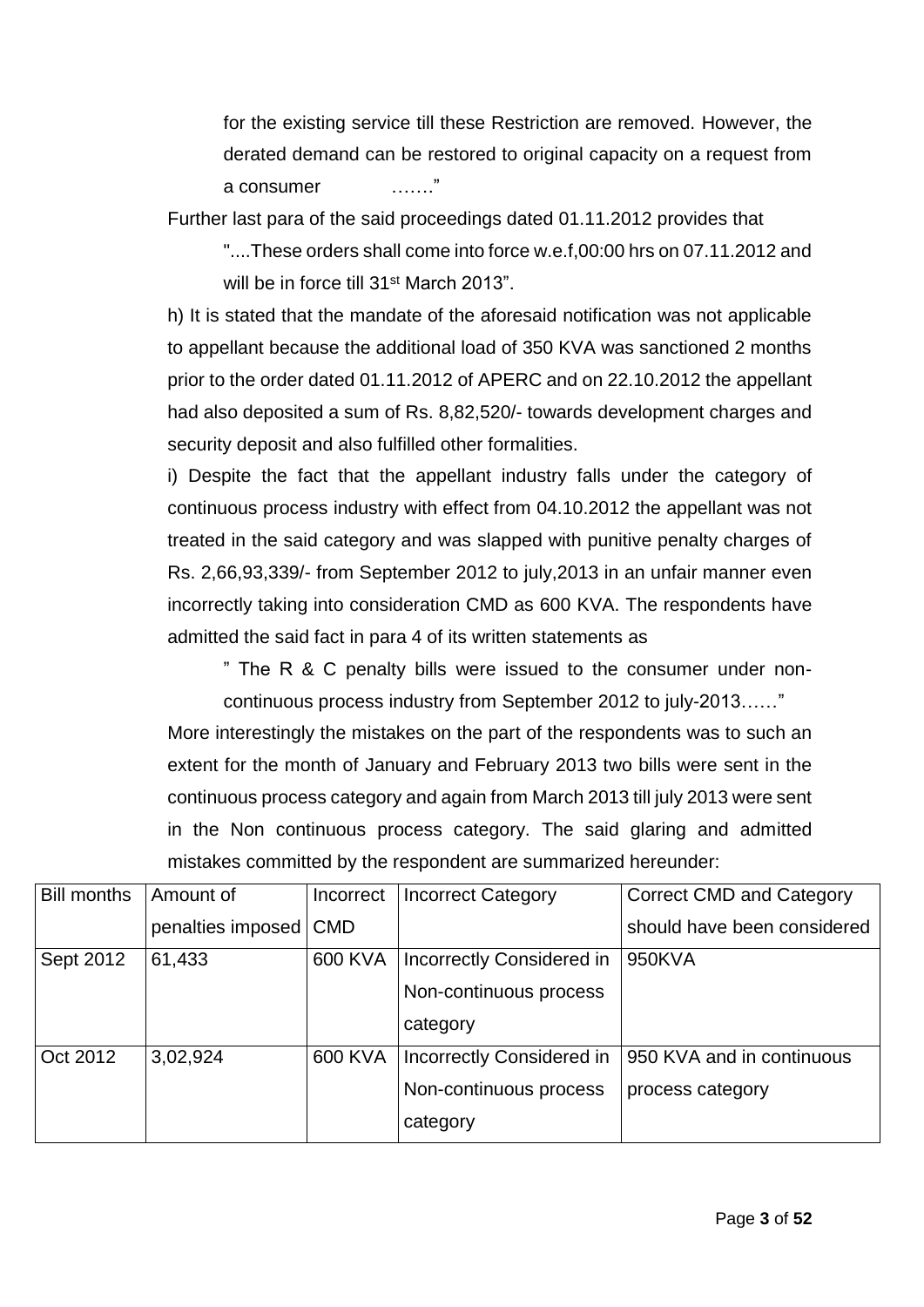> for the existing service till these Restriction are removed. However, the derated demand can be restored to original capacity on a request from a consumer …….”

Further last para of the said proceedings dated 01.11.2012 provides that

> "....These orders shall come into force w.e.f,00:00 hrs on 07.11.2012 and will be in force till 31st March 2013”.

h) It is stated that the mandate of the aforesaid notification was not applicable to appellant because the additional load of 350 KVA was sanctioned 2 months prior to the order dated 01.11.2012 of APERC and on 22.10.2012 the appellant had also deposited a sum of Rs. 8,82,520/- towards development charges and security deposit and also fulfilled other formalities.

i) Despite the fact that the appellant industry falls under the category of continuous process industry with effect from 04.10.2012 the appellant was not treated in the said category and was slapped with punitive penalty charges of Rs. 2,66,93,339/- from September 2012 to july,2013 in an unfair manner even incorrectly taking into consideration CMD as 600 KVA. The respondents have admitted the said fact in para 4 of its written statements as

> ” The R & C penalty bills were issued to the consumer under non-continuous process industry from September 2012 to july-2013……”

More interestingly the mistakes on the part of the respondents was to such an extent for the month of January and February 2013 two bills were sent in the continuous process category and again from March 2013 till july 2013 were sent in the Non continuous process category. The said glaring and admitted mistakes committed by the respondent are summarized hereunder:

| Bill months | Amount of penalties imposed | Incorrect CMD | Incorrect Category | Correct CMD and Category should have been considered |
|---|---|---|---|---|
| Sept 2012 | 61,433 | 600 KVA | Incorrectly Considered in Non-continuous process category | 950KVA |
| Oct 2012 | 3,02,924 | 600 KVA | Incorrectly Considered in Non-continuous process category | 950 KVA and in continuous process category |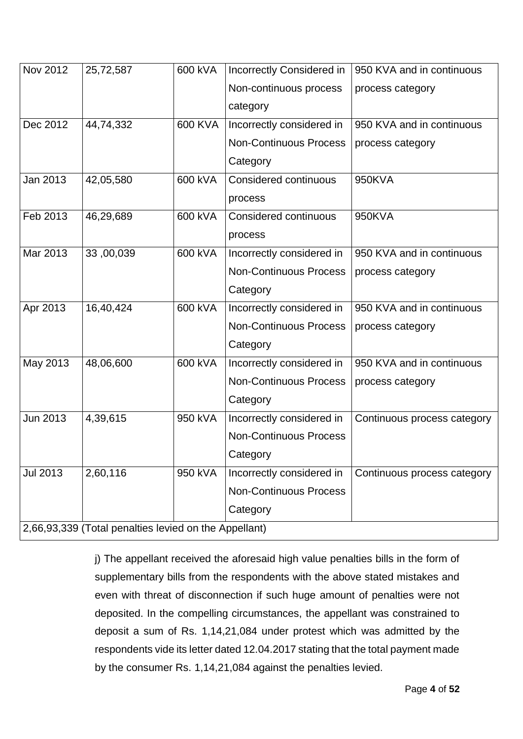| | | | | |
|---|---|---|---|---|
| Nov 2012 | 25,72,587 | 600 kVA | Incorrectly Considered in Non-continuous process category | 950 KVA and in continuous process category |
| Dec 2012 | 44,74,332 | 600 KVA | Incorrectly considered in Non-Continuous Process Category | 950 KVA and in continuous process category |
| Jan 2013 | 42,05,580 | 600 kVA | Considered continuous process | 950KVA |
| Feb 2013 | 46,29,689 | 600 kVA | Considered continuous process | 950KVA |
| Mar 2013 | 33 ,00,039 | 600 kVA | Incorrectly considered in Non-Continuous Process Category | 950 KVA and in continuous process category |
| Apr 2013 | 16,40,424 | 600 kVA | Incorrectly considered in Non-Continuous Process Category | 950 KVA and in continuous process category |
| May 2013 | 48,06,600 | 600 kVA | Incorrectly considered in Non-Continuous Process Category | 950 KVA and in continuous process category |
| Jun 2013 | 4,39,615 | 950 kVA | Incorrectly considered in Non-Continuous Process Category | Continuous process category |
| Jul 2013 | 2,60,116 | 950 kVA | Incorrectly considered in Non-Continuous Process Category | Continuous process category |
| 2,66,93,339 (Total penalties levied on the Appellant) | | | | |

j) The appellant received the aforesaid high value penalties bills in the form of supplementary bills from the respondents with the above stated mistakes and even with threat of disconnection if such huge amount of penalties were not deposited. In the compelling circumstances, the appellant was constrained to deposit a sum of Rs. 1,14,21,084 under protest which was admitted by the respondents vide its letter dated 12.04.2017 stating that the total payment made by the consumer Rs. 1,14,21,084 against the penalties levied.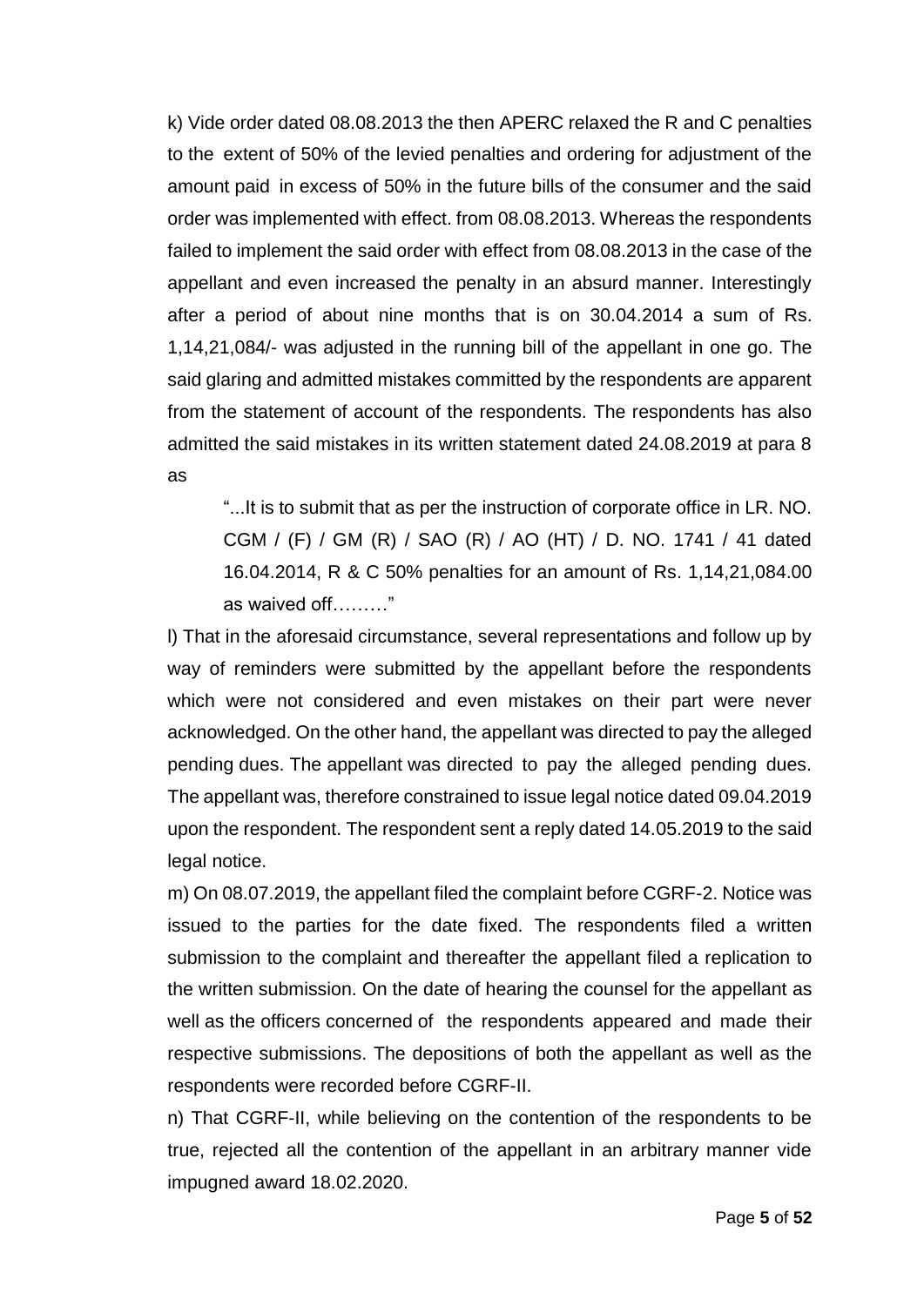k) Vide order dated 08.08.2013 the then APERC relaxed the R and C penalties to the extent of 50% of the levied penalties and ordering for adjustment of the amount paid in excess of 50% in the future bills of the consumer and the said order was implemented with effect. from 08.08.2013. Whereas the respondents failed to implement the said order with effect from 08.08.2013 in the case of the appellant and even increased the penalty in an absurd manner. Interestingly after a period of about nine months that is on 30.04.2014 a sum of Rs. 1,14,21,084/- was adjusted in the running bill of the appellant in one go. The said glaring and admitted mistakes committed by the respondents are apparent from the statement of account of the respondents. The respondents has also admitted the said mistakes in its written statement dated 24.08.2019 at para 8 as

> "...It is to submit that as per the instruction of corporate office in LR. NO. CGM / (F) / GM (R) / SAO (R) / AO (HT) / D. NO. 1741 / 41 dated 16.04.2014, R & C 50% penalties for an amount of Rs. 1,14,21,084.00 as waived off………"

l) That in the aforesaid circumstance, several representations and follow up by way of reminders were submitted by the appellant before the respondents which were not considered and even mistakes on their part were never acknowledged. On the other hand, the appellant was directed to pay the alleged pending dues. The appellant was directed to pay the alleged pending dues. The appellant was, therefore constrained to issue legal notice dated 09.04.2019 upon the respondent. The respondent sent a reply dated 14.05.2019 to the said legal notice.

m) On 08.07.2019, the appellant filed the complaint before CGRF-2. Notice was issued to the parties for the date fixed. The respondents filed a written submission to the complaint and thereafter the appellant filed a replication to the written submission. On the date of hearing the counsel for the appellant as well as the officers concerned of the respondents appeared and made their respective submissions. The depositions of both the appellant as well as the respondents were recorded before CGRF-II.

n) That CGRF-II, while believing on the contention of the respondents to be true, rejected all the contention of the appellant in an arbitrary manner vide impugned award 18.02.2020.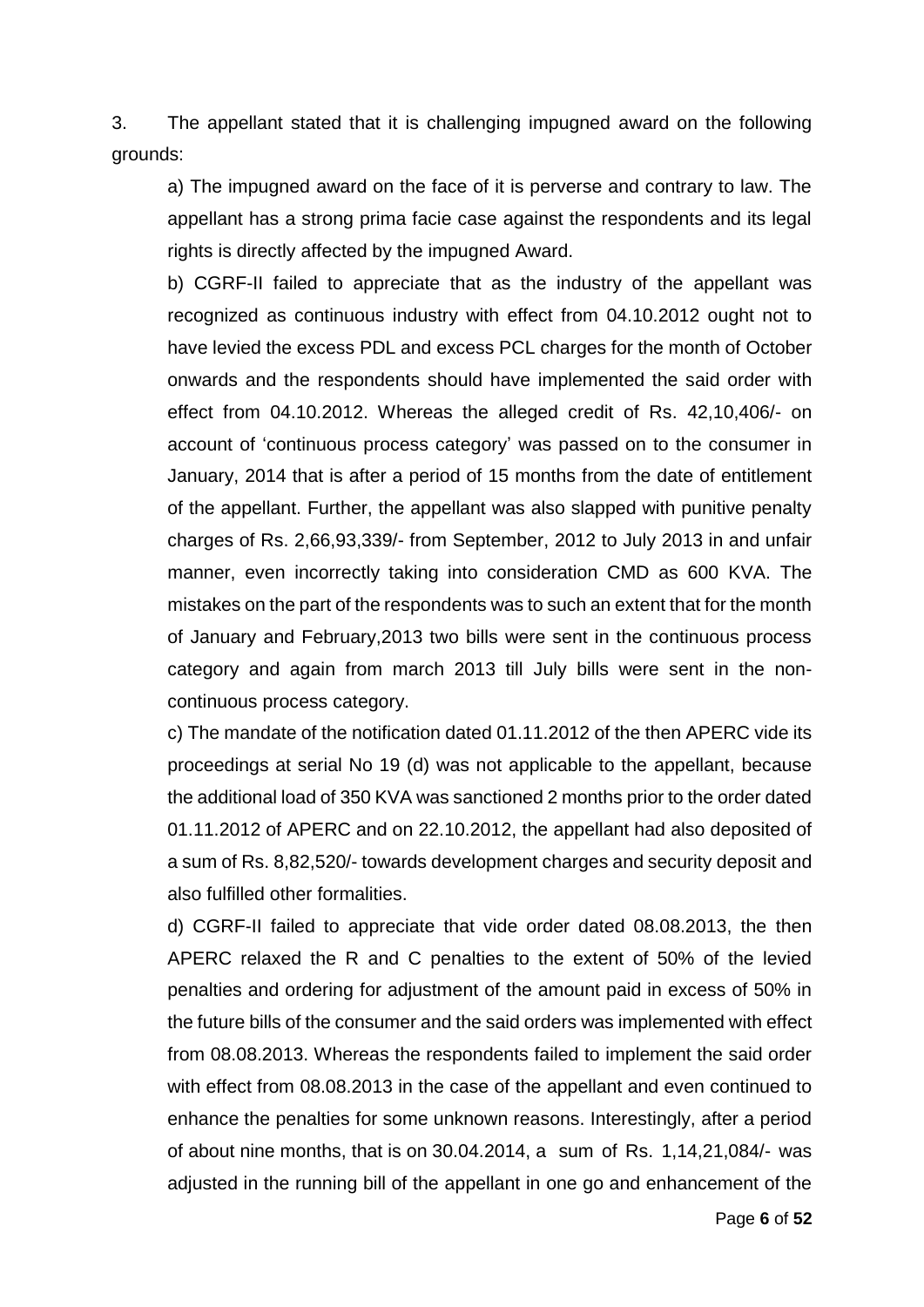3. The appellant stated that it is challenging impugned award on the following grounds:

a) The impugned award on the face of it is perverse and contrary to law. The appellant has a strong prima facie case against the respondents and its legal rights is directly affected by the impugned Award.

b) CGRF-II failed to appreciate that as the industry of the appellant was recognized as continuous industry with effect from 04.10.2012 ought not to have levied the excess PDL and excess PCL charges for the month of October onwards and the respondents should have implemented the said order with effect from 04.10.2012. Whereas the alleged credit of Rs. 42,10,406/- on account of 'continuous process category' was passed on to the consumer in January, 2014 that is after a period of 15 months from the date of entitlement of the appellant. Further, the appellant was also slapped with punitive penalty charges of Rs. 2,66,93,339/- from September, 2012 to July 2013 in and unfair manner, even incorrectly taking into consideration CMD as 600 KVA. The mistakes on the part of the respondents was to such an extent that for the month of January and February,2013 two bills were sent in the continuous process category and again from march 2013 till July bills were sent in the non-continuous process category.

c) The mandate of the notification dated 01.11.2012 of the then APERC vide its proceedings at serial No 19 (d) was not applicable to the appellant, because the additional load of 350 KVA was sanctioned 2 months prior to the order dated 01.11.2012 of APERC and on 22.10.2012, the appellant had also deposited of a sum of Rs. 8,82,520/- towards development charges and security deposit and also fulfilled other formalities.

d) CGRF-II failed to appreciate that vide order dated 08.08.2013, the then APERC relaxed the R and C penalties to the extent of 50% of the levied penalties and ordering for adjustment of the amount paid in excess of 50% in the future bills of the consumer and the said orders was implemented with effect from 08.08.2013. Whereas the respondents failed to implement the said order with effect from 08.08.2013 in the case of the appellant and even continued to enhance the penalties for some unknown reasons. Interestingly, after a period of about nine months, that is on 30.04.2014, a sum of Rs. 1,14,21,084/- was adjusted in the running bill of the appellant in one go and enhancement of the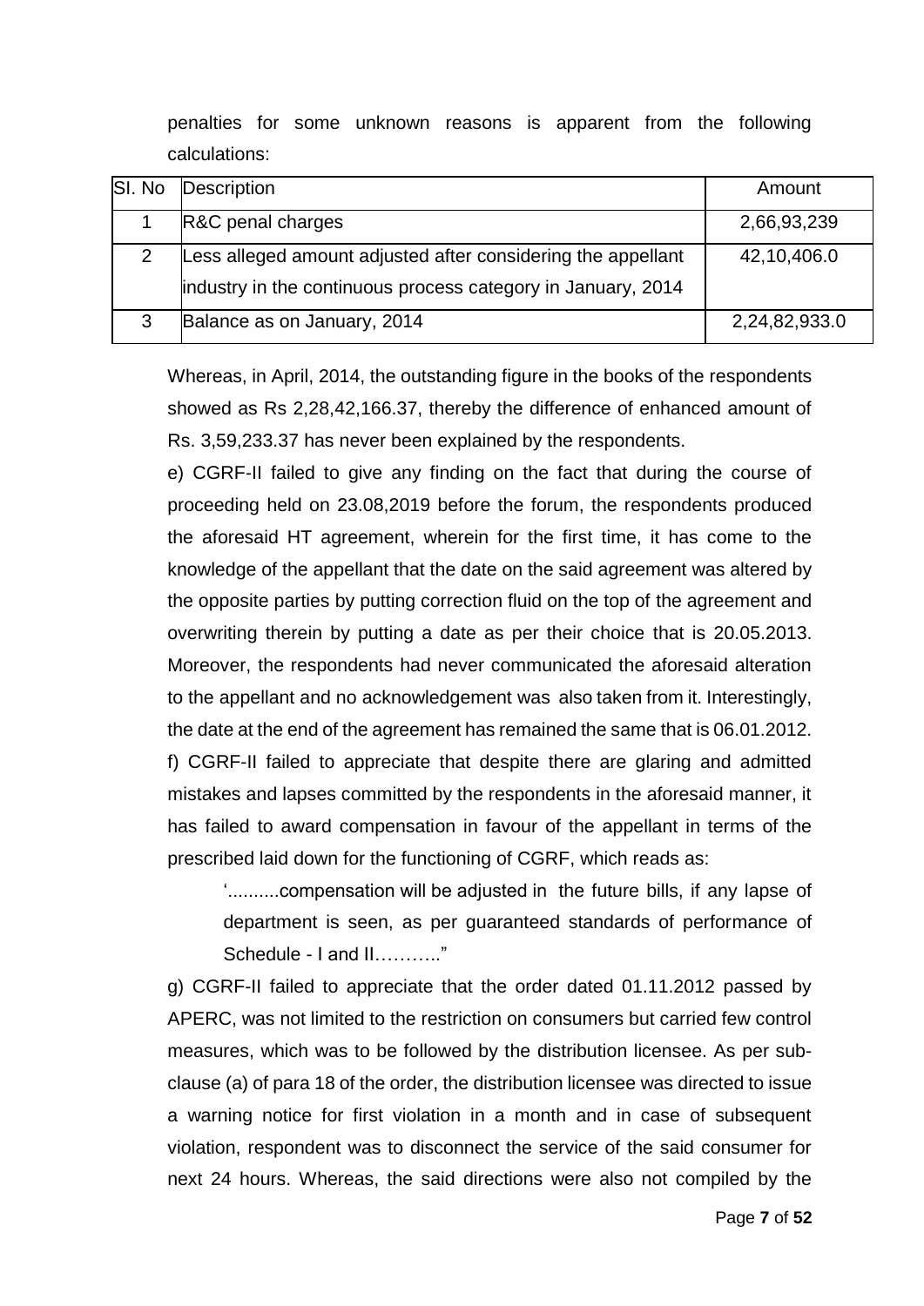penalties for some unknown reasons is apparent from the following calculations:

| Sl. No | Description | Amount |
|---|---|---|
| 1 | R&C penal charges | 2,66,93,239 |
| 2 | Less alleged amount adjusted after considering the appellant industry in the continuous process category in January, 2014 | 42,10,406.0 |
| 3 | Balance as on January, 2014 | 2,24,82,933.0 |

Whereas, in April, 2014, the outstanding figure in the books of the respondents showed as Rs 2,28,42,166.37, thereby the difference of enhanced amount of Rs. 3,59,233.37 has never been explained by the respondents.

e) CGRF-II failed to give any finding on the fact that during the course of proceeding held on 23.08,2019 before the forum, the respondents produced the aforesaid HT agreement, wherein for the first time, it has come to the knowledge of the appellant that the date on the said agreement was altered by the opposite parties by putting correction fluid on the top of the agreement and overwriting therein by putting a date as per their choice that is 20.05.2013. Moreover, the respondents had never communicated the aforesaid alteration to the appellant and no acknowledgement was also taken from it. Interestingly, the date at the end of the agreement has remained the same that is 06.01.2012.

f) CGRF-II failed to appreciate that despite there are glaring and admitted mistakes and lapses committed by the respondents in the aforesaid manner, it has failed to award compensation in favour of the appellant in terms of the prescribed laid down for the functioning of CGRF, which reads as:

> '..........compensation will be adjusted in the future bills, if any lapse of department is seen, as per guaranteed standards of performance of Schedule - I and II……….."

g) CGRF-II failed to appreciate that the order dated 01.11.2012 passed by APERC, was not limited to the restriction on consumers but carried few control measures, which was to be followed by the distribution licensee. As per sub-clause (a) of para 18 of the order, the distribution licensee was directed to issue a warning notice for first violation in a month and in case of subsequent violation, respondent was to disconnect the service of the said consumer for next 24 hours. Whereas, the said directions were also not compiled by the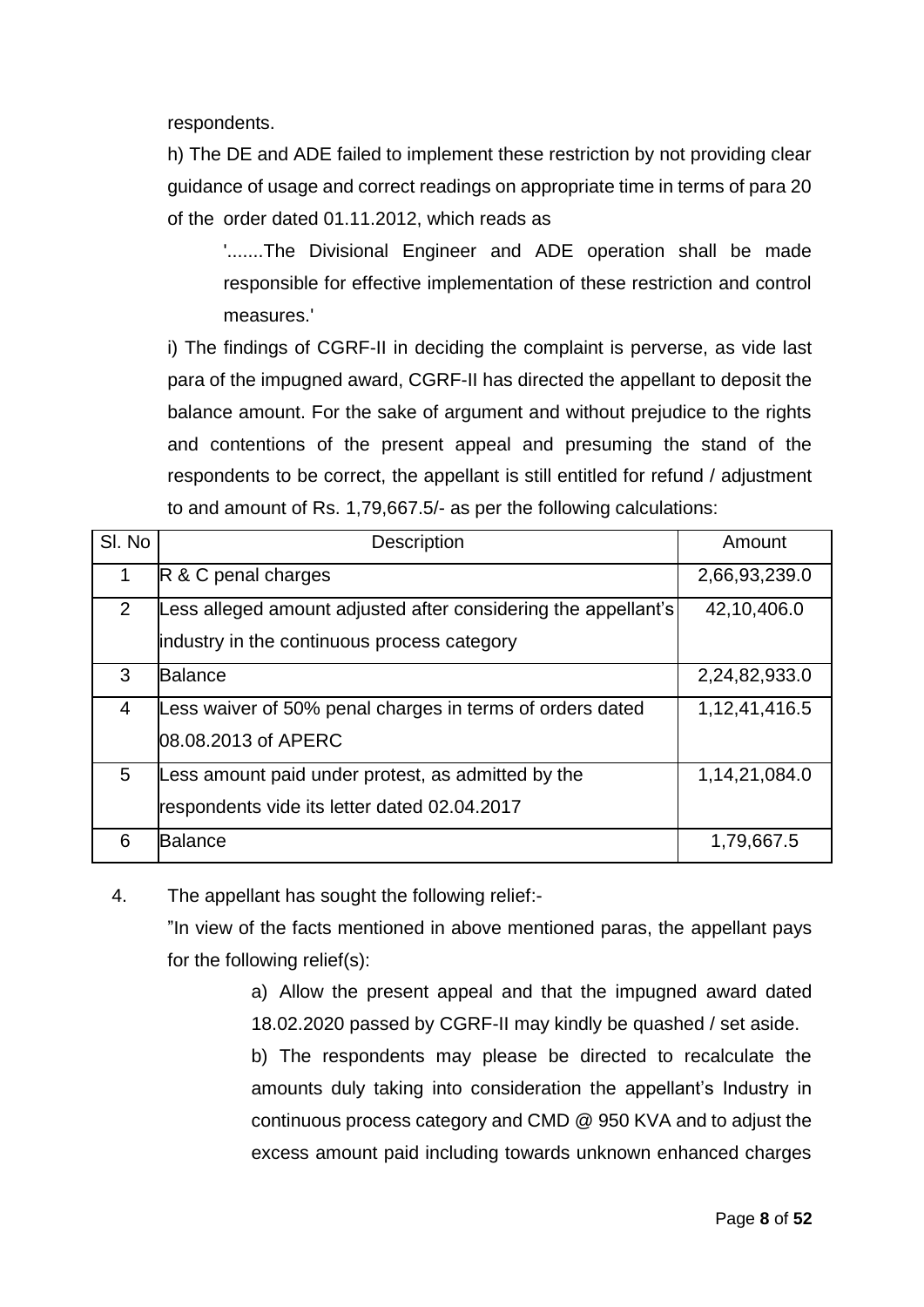respondents.

h) The DE and ADE failed to implement these restriction by not providing clear guidance of usage and correct readings on appropriate time in terms of para 20 of the order dated 01.11.2012, which reads as

> '.......The Divisional Engineer and ADE operation shall be made responsible for effective implementation of these restriction and control measures.'

i) The findings of CGRF-II in deciding the complaint is perverse, as vide last para of the impugned award, CGRF-II has directed the appellant to deposit the balance amount. For the sake of argument and without prejudice to the rights and contentions of the present appeal and presuming the stand of the respondents to be correct, the appellant is still entitled for refund / adjustment to and amount of Rs. 1,79,667.5/- as per the following calculations:

| Sl. No | Description | Amount |
|---|---|---|
| 1 | R & C penal charges | 2,66,93,239.0 |
| 2 | Less alleged amount adjusted after considering the appellant's industry in the continuous process category | 42,10,406.0 |
| 3 | Balance | 2,24,82,933.0 |
| 4 | Less waiver of 50% penal charges in terms of orders dated 08.08.2013 of APERC | 1,12,41,416.5 |
| 5 | Less amount paid under protest, as admitted by the respondents vide its letter dated 02.04.2017 | 1,14,21,084.0 |
| 6 | Balance | 1,79,667.5 |

4. The appellant has sought the following relief:-

"In view of the facts mentioned in above mentioned paras, the appellant pays for the following relief(s):

> a) Allow the present appeal and that the impugned award dated 18.02.2020 passed by CGRF-II may kindly be quashed / set aside.
>
> b) The respondents may please be directed to recalculate the amounts duly taking into consideration the appellant's Industry in continuous process category and CMD @ 950 KVA and to adjust the excess amount paid including towards unknown enhanced charges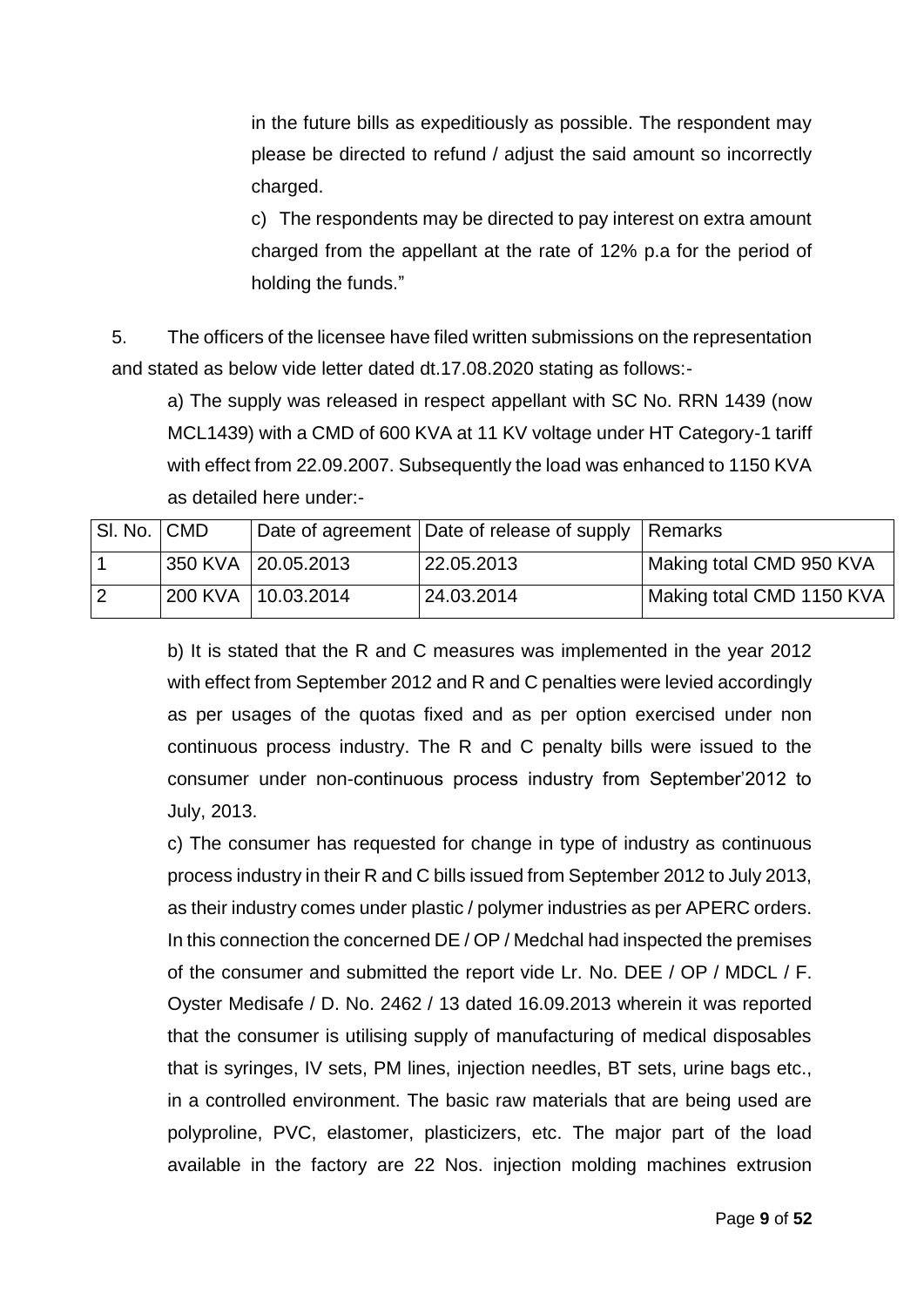in the future bills as expeditiously as possible. The respondent may please be directed to refund / adjust the said amount so incorrectly charged.

c) The respondents may be directed to pay interest on extra amount charged from the appellant at the rate of 12% p.a for the period of holding the funds."

5. The officers of the licensee have filed written submissions on the representation and stated as below vide letter dated dt.17.08.2020 stating as follows:-

a) The supply was released in respect appellant with SC No. RRN 1439 (now MCL1439) with a CMD of 600 KVA at 11 KV voltage under HT Category-1 tariff with effect from 22.09.2007. Subsequently the load was enhanced to 1150 KVA as detailed here under:-

| Sl. No. | CMD | Date of agreement | Date of release of supply | Remarks |
|---|---|---|---|---|
| 1 | 350 KVA | 20.05.2013 | 22.05.2013 | Making total CMD 950 KVA |
| 2 | 200 KVA | 10.03.2014 | 24.03.2014 | Making total CMD 1150 KVA |

b) It is stated that the R and C measures was implemented in the year 2012 with effect from September 2012 and R and C penalties were levied accordingly as per usages of the quotas fixed and as per option exercised under non continuous process industry. The R and C penalty bills were issued to the consumer under non-continuous process industry from September'2012 to July, 2013.

c) The consumer has requested for change in type of industry as continuous process industry in their R and C bills issued from September 2012 to July 2013, as their industry comes under plastic / polymer industries as per APERC orders. In this connection the concerned DE / OP / Medchal had inspected the premises of the consumer and submitted the report vide Lr. No. DEE / OP / MDCL / F. Oyster Medisafe / D. No. 2462 / 13 dated 16.09.2013 wherein it was reported that the consumer is utilising supply of manufacturing of medical disposables that is syringes, IV sets, PM lines, injection needles, BT sets, urine bags etc., in a controlled environment. The basic raw materials that are being used are polyproline, PVC, elastomer, plasticizers, etc. The major part of the load available in the factory are 22 Nos. injection molding machines extrusion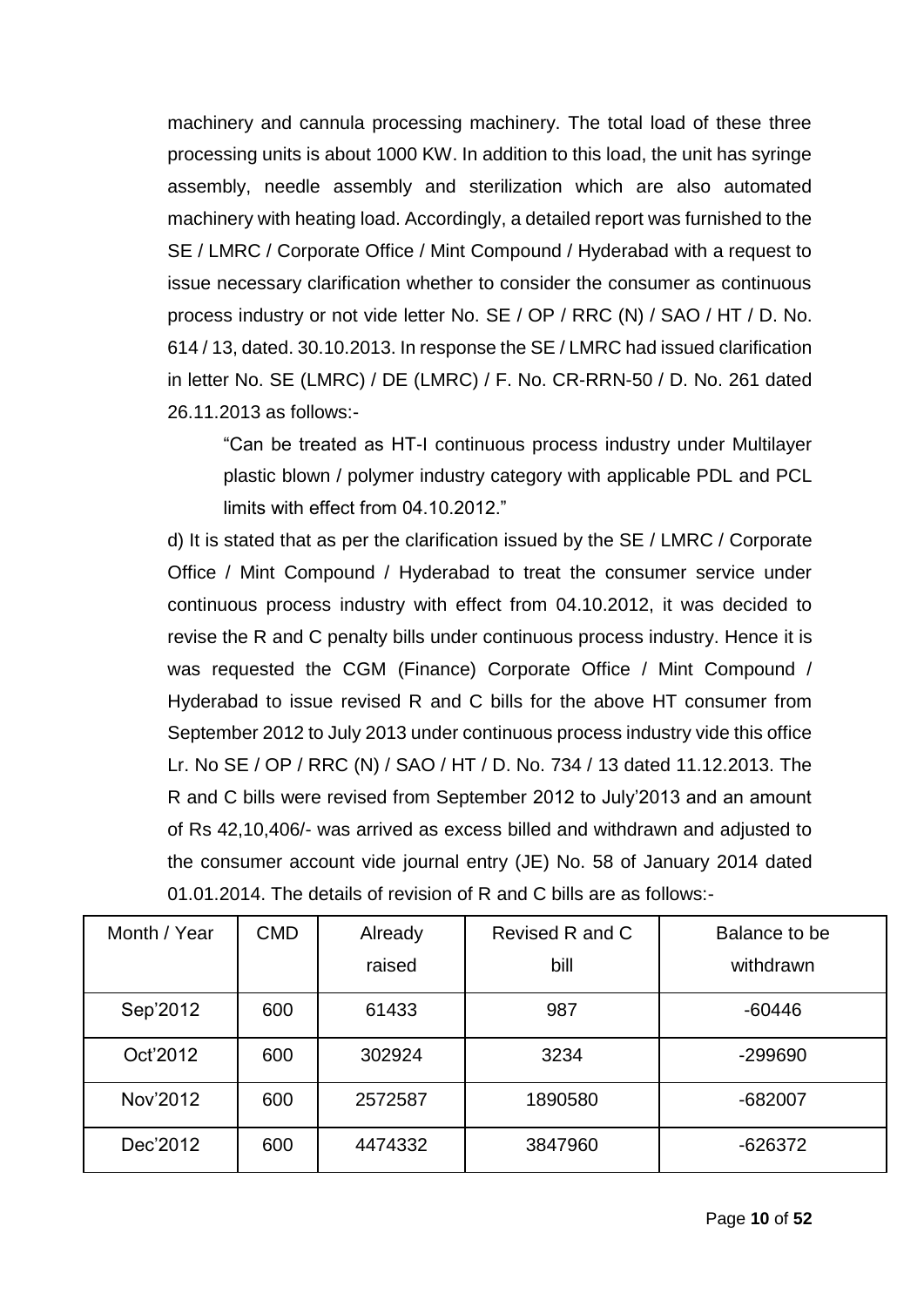machinery and cannula processing machinery. The total load of these three processing units is about 1000 KW. In addition to this load, the unit has syringe assembly, needle assembly and sterilization which are also automated machinery with heating load. Accordingly, a detailed report was furnished to the SE / LMRC / Corporate Office / Mint Compound / Hyderabad with a request to issue necessary clarification whether to consider the consumer as continuous process industry or not vide letter No. SE / OP / RRC (N) / SAO / HT / D. No. 614 / 13, dated. 30.10.2013. In response the SE / LMRC had issued clarification in letter No. SE (LMRC) / DE (LMRC) / F. No. CR-RRN-50 / D. No. 261 dated 26.11.2013 as follows:-

> "Can be treated as HT-I continuous process industry under Multilayer plastic blown / polymer industry category with applicable PDL and PCL limits with effect from 04.10.2012."

d) It is stated that as per the clarification issued by the SE / LMRC / Corporate Office / Mint Compound / Hyderabad to treat the consumer service under continuous process industry with effect from 04.10.2012, it was decided to revise the R and C penalty bills under continuous process industry. Hence it is was requested the CGM (Finance) Corporate Office / Mint Compound / Hyderabad to issue revised R and C bills for the above HT consumer from September 2012 to July 2013 under continuous process industry vide this office Lr. No SE / OP / RRC (N) / SAO / HT / D. No. 734 / 13 dated 11.12.2013. The R and C bills were revised from September 2012 to July'2013 and an amount of Rs 42,10,406/- was arrived as excess billed and withdrawn and adjusted to the consumer account vide journal entry (JE) No. 58 of January 2014 dated 01.01.2014. The details of revision of R and C bills are as follows:-

| Month / Year | CMD | Already raised | Revised R and C bill | Balance to be withdrawn |
|---|---|---|---|---|
| Sep'2012 | 600 | 61433 | 987 | -60446 |
| Oct'2012 | 600 | 302924 | 3234 | -299690 |
| Nov'2012 | 600 | 2572587 | 1890580 | -682007 |
| Dec'2012 | 600 | 4474332 | 3847960 | -626372 |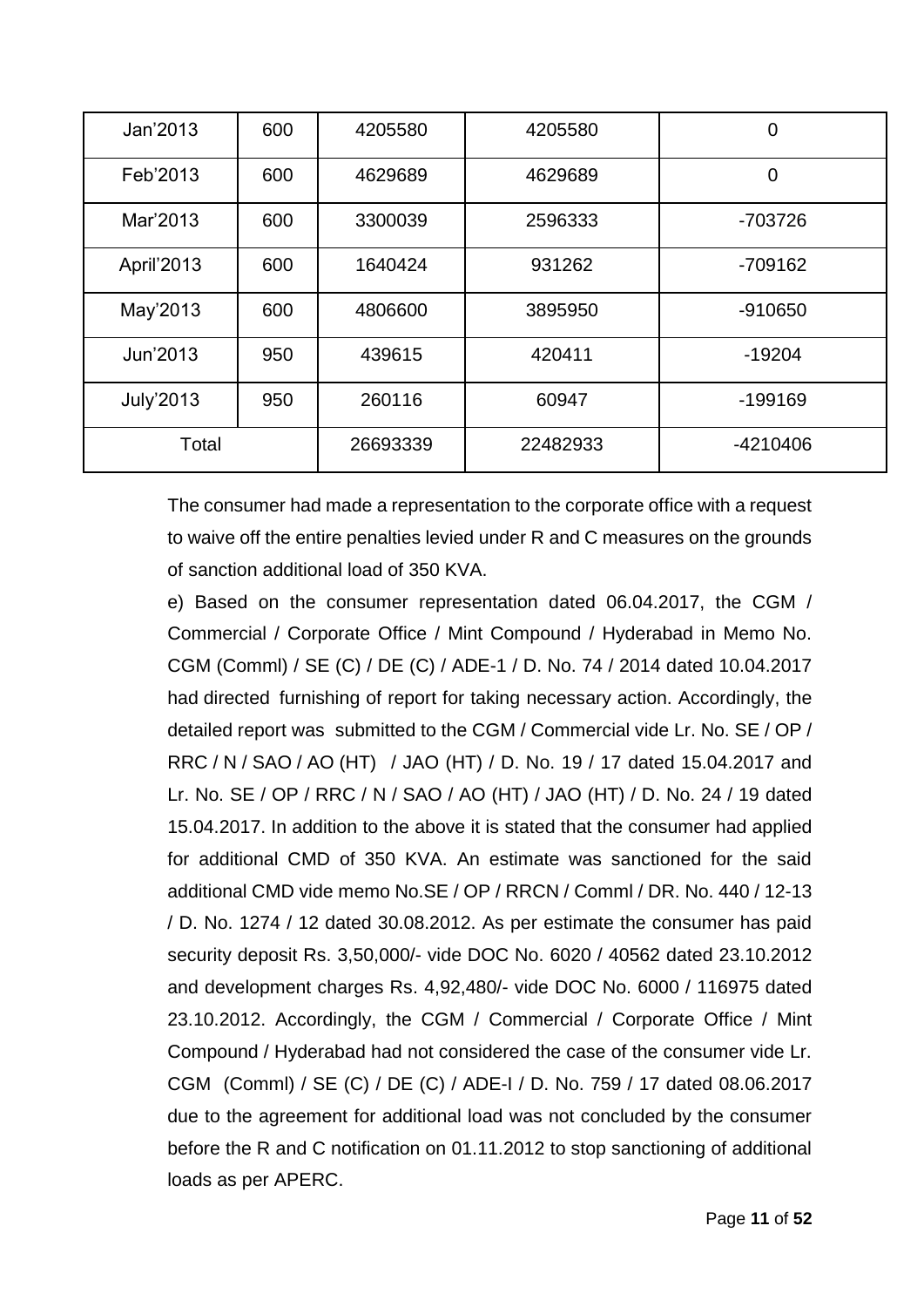| Jan'2013 | 600 | 4205580 | 4205580 | 0 |
|---|---|---|---|---|
| Feb'2013 | 600 | 4629689 | 4629689 | 0 |
| Mar'2013 | 600 | 3300039 | 2596333 | -703726 |
| April'2013 | 600 | 1640424 | 931262 | -709162 |
| May'2013 | 600 | 4806600 | 3895950 | -910650 |
| Jun'2013 | 950 | 439615 | 420411 | -19204 |
| July'2013 | 950 | 260116 | 60947 | -199169 |
| Total | | 26693339 | 22482933 | -4210406 |

The consumer had made a representation to the corporate office with a request to waive off the entire penalties levied under R and C measures on the grounds of sanction additional load of 350 KVA.

e) Based on the consumer representation dated 06.04.2017, the CGM / Commercial / Corporate Office / Mint Compound / Hyderabad in Memo No. CGM (Comml) / SE (C) / DE (C) / ADE-1 / D. No. 74 / 2014 dated 10.04.2017 had directed furnishing of report for taking necessary action. Accordingly, the detailed report was submitted to the CGM / Commercial vide Lr. No. SE / OP / RRC / N / SAO / AO (HT) / JAO (HT) / D. No. 19 / 17 dated 15.04.2017 and Lr. No. SE / OP / RRC / N / SAO / AO (HT) / JAO (HT) / D. No. 24 / 19 dated 15.04.2017. In addition to the above it is stated that the consumer had applied for additional CMD of 350 KVA. An estimate was sanctioned for the said additional CMD vide memo No.SE / OP / RRCN / Comml / DR. No. 440 / 12-13 / D. No. 1274 / 12 dated 30.08.2012. As per estimate the consumer has paid security deposit Rs. 3,50,000/- vide DOC No. 6020 / 40562 dated 23.10.2012 and development charges Rs. 4,92,480/- vide DOC No. 6000 / 116975 dated 23.10.2012. Accordingly, the CGM / Commercial / Corporate Office / Mint Compound / Hyderabad had not considered the case of the consumer vide Lr. CGM (Comml) / SE (C) / DE (C) / ADE-I / D. No. 759 / 17 dated 08.06.2017 due to the agreement for additional load was not concluded by the consumer before the R and C notification on 01.11.2012 to stop sanctioning of additional loads as per APERC.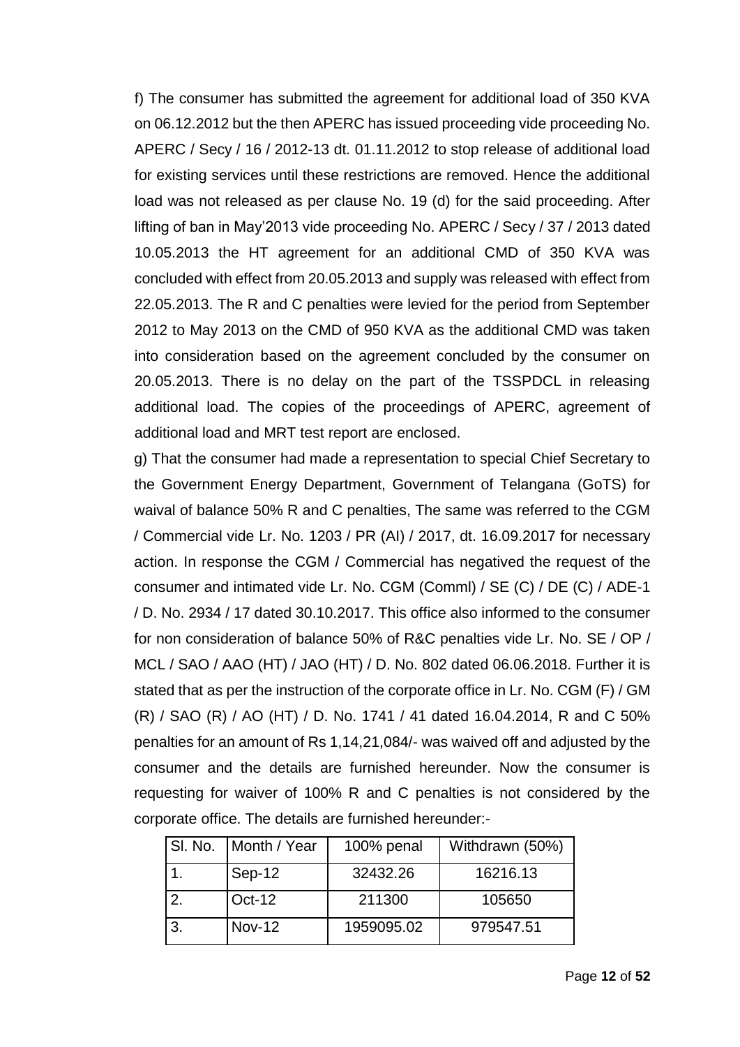f) The consumer has submitted the agreement for additional load of 350 KVA on 06.12.2012 but the then APERC has issued proceeding vide proceeding No. APERC / Secy / 16 / 2012-13 dt. 01.11.2012 to stop release of additional load for existing services until these restrictions are removed. Hence the additional load was not released as per clause No. 19 (d) for the said proceeding. After lifting of ban in May'2013 vide proceeding No. APERC / Secy / 37 / 2013 dated 10.05.2013 the HT agreement for an additional CMD of 350 KVA was concluded with effect from 20.05.2013 and supply was released with effect from 22.05.2013. The R and C penalties were levied for the period from September 2012 to May 2013 on the CMD of 950 KVA as the additional CMD was taken into consideration based on the agreement concluded by the consumer on 20.05.2013. There is no delay on the part of the TSSPDCL in releasing additional load. The copies of the proceedings of APERC, agreement of additional load and MRT test report are enclosed.

g) That the consumer had made a representation to special Chief Secretary to the Government Energy Department, Government of Telangana (GoTS) for waival of balance 50% R and C penalties, The same was referred to the CGM / Commercial vide Lr. No. 1203 / PR (AI) / 2017, dt. 16.09.2017 for necessary action. In response the CGM / Commercial has negatived the request of the consumer and intimated vide Lr. No. CGM (Comml) / SE (C) / DE (C) / ADE-1 / D. No. 2934 / 17 dated 30.10.2017. This office also informed to the consumer for non consideration of balance 50% of R&C penalties vide Lr. No. SE / OP / MCL / SAO / AAO (HT) / JAO (HT) / D. No. 802 dated 06.06.2018. Further it is stated that as per the instruction of the corporate office in Lr. No. CGM (F) / GM (R) / SAO (R) / AO (HT) / D. No. 1741 / 41 dated 16.04.2014, R and C 50% penalties for an amount of Rs 1,14,21,084/- was waived off and adjusted by the consumer and the details are furnished hereunder. Now the consumer is requesting for waiver of 100% R and C penalties is not considered by the corporate office. The details are furnished hereunder:-

| Sl. No. | Month / Year | 100% penal | Withdrawn (50%) |
|---|---|---|---|
| 1. | Sep-12 | 32432.26 | 16216.13 |
| 2. | Oct-12 | 211300 | 105650 |
| 3. | Nov-12 | 1959095.02 | 979547.51 |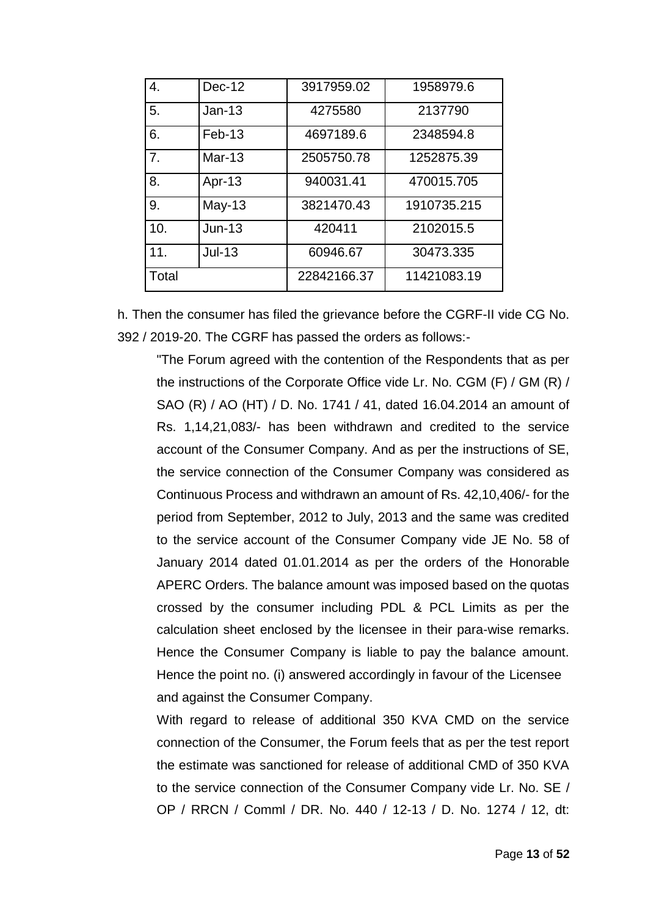| 4. | Dec-12 | 3917959.02 | 1958979.6 |
|---|---|---|---|
| 5. | Jan-13 | 4275580 | 2137790 |
| 6. | Feb-13 | 4697189.6 | 2348594.8 |
| 7. | Mar-13 | 2505750.78 | 1252875.39 |
| 8. | Apr-13 | 940031.41 | 470015.705 |
| 9. | May-13 | 3821470.43 | 1910735.215 |
| 10. | Jun-13 | 420411 | 2102015.5 |
| 11. | Jul-13 | 60946.67 | 30473.335 |
| Total | | 22842166.37 | 11421083.19 |

h. Then the consumer has filed the grievance before the CGRF-II vide CG No. 392 / 2019-20. The CGRF has passed the orders as follows:-

> "The Forum agreed with the contention of the Respondents that as per the instructions of the Corporate Office vide Lr. No. CGM (F) / GM (R) / SAO (R) / AO (HT) / D. No. 1741 / 41, dated 16.04.2014 an amount of Rs. 1,14,21,083/- has been withdrawn and credited to the service account of the Consumer Company. And as per the instructions of SE, the service connection of the Consumer Company was considered as Continuous Process and withdrawn an amount of Rs. 42,10,406/- for the period from September, 2012 to July, 2013 and the same was credited to the service account of the Consumer Company vide JE No. 58 of January 2014 dated 01.01.2014 as per the orders of the Honorable APERC Orders. The balance amount was imposed based on the quotas crossed by the consumer including PDL & PCL Limits as per the calculation sheet enclosed by the licensee in their para-wise remarks. Hence the Consumer Company is liable to pay the balance amount. Hence the point no. (i) answered accordingly in favour of the Licensee and against the Consumer Company.
>
> With regard to release of additional 350 KVA CMD on the service connection of the Consumer, the Forum feels that as per the test report the estimate was sanctioned for release of additional CMD of 350 KVA to the service connection of the Consumer Company vide Lr. No. SE / OP / RRCN / Comml / DR. No. 440 / 12-13 / D. No. 1274 / 12, dt: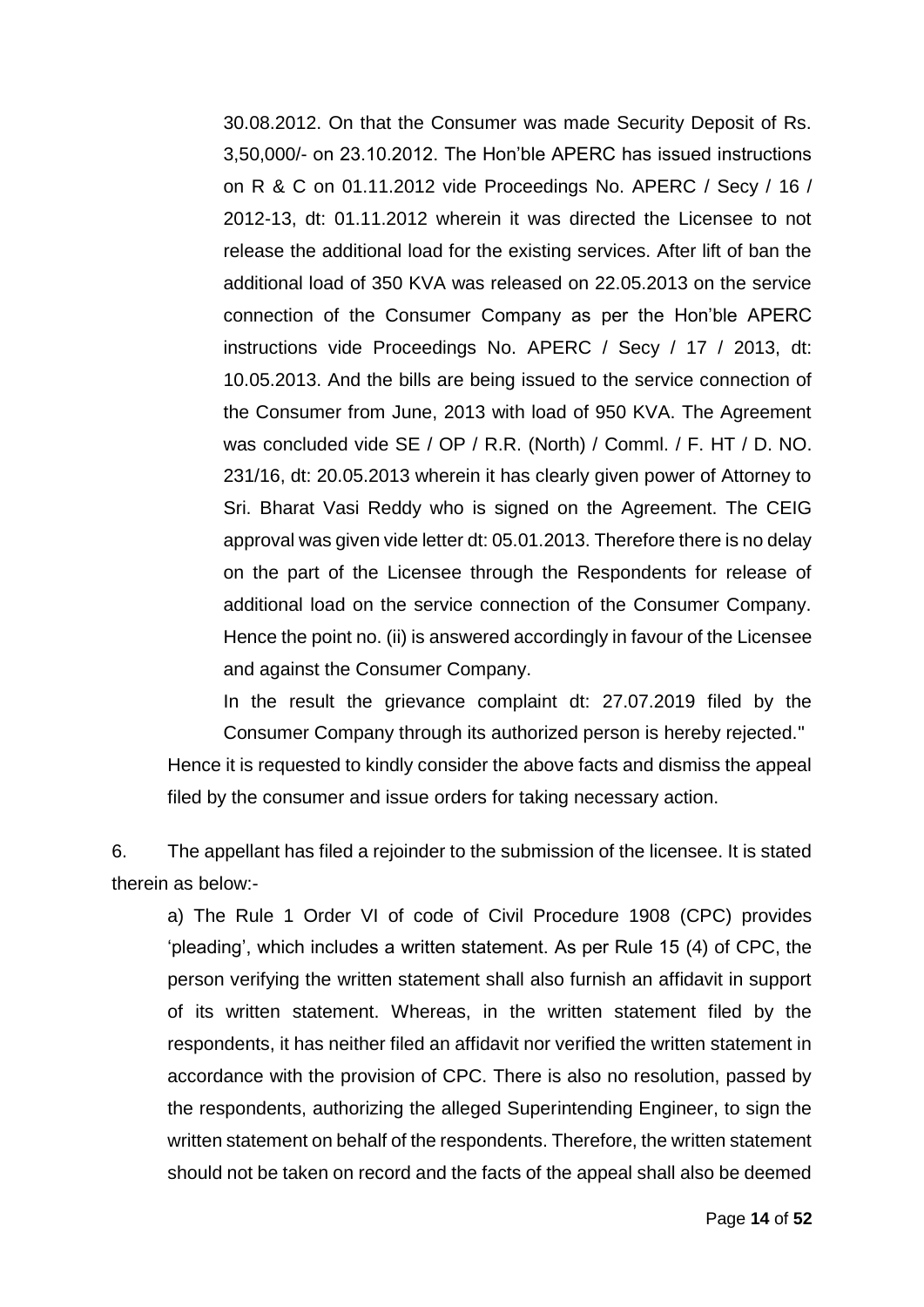30.08.2012. On that the Consumer was made Security Deposit of Rs. 3,50,000/- on 23.10.2012. The Hon'ble APERC has issued instructions on R & C on 01.11.2012 vide Proceedings No. APERC / Secy / 16 / 2012-13, dt: 01.11.2012 wherein it was directed the Licensee to not release the additional load for the existing services. After lift of ban the additional load of 350 KVA was released on 22.05.2013 on the service connection of the Consumer Company as per the Hon'ble APERC instructions vide Proceedings No. APERC / Secy / 17 / 2013, dt: 10.05.2013. And the bills are being issued to the service connection of the Consumer from June, 2013 with load of 950 KVA. The Agreement was concluded vide SE / OP / R.R. (North) / Comml. / F. HT / D. NO. 231/16, dt: 20.05.2013 wherein it has clearly given power of Attorney to Sri. Bharat Vasi Reddy who is signed on the Agreement. The CEIG approval was given vide letter dt: 05.01.2013. Therefore there is no delay on the part of the Licensee through the Respondents for release of additional load on the service connection of the Consumer Company. Hence the point no. (ii) is answered accordingly in favour of the Licensee and against the Consumer Company.

In the result the grievance complaint dt: 27.07.2019 filed by the Consumer Company through its authorized person is hereby rejected."

Hence it is requested to kindly consider the above facts and dismiss the appeal filed by the consumer and issue orders for taking necessary action.

6. The appellant has filed a rejoinder to the submission of the licensee. It is stated therein as below:-

a) The Rule 1 Order VI of code of Civil Procedure 1908 (CPC) provides 'pleading', which includes a written statement. As per Rule 15 (4) of CPC, the person verifying the written statement shall also furnish an affidavit in support of its written statement. Whereas, in the written statement filed by the respondents, it has neither filed an affidavit nor verified the written statement in accordance with the provision of CPC. There is also no resolution, passed by the respondents, authorizing the alleged Superintending Engineer, to sign the written statement on behalf of the respondents. Therefore, the written statement should not be taken on record and the facts of the appeal shall also be deemed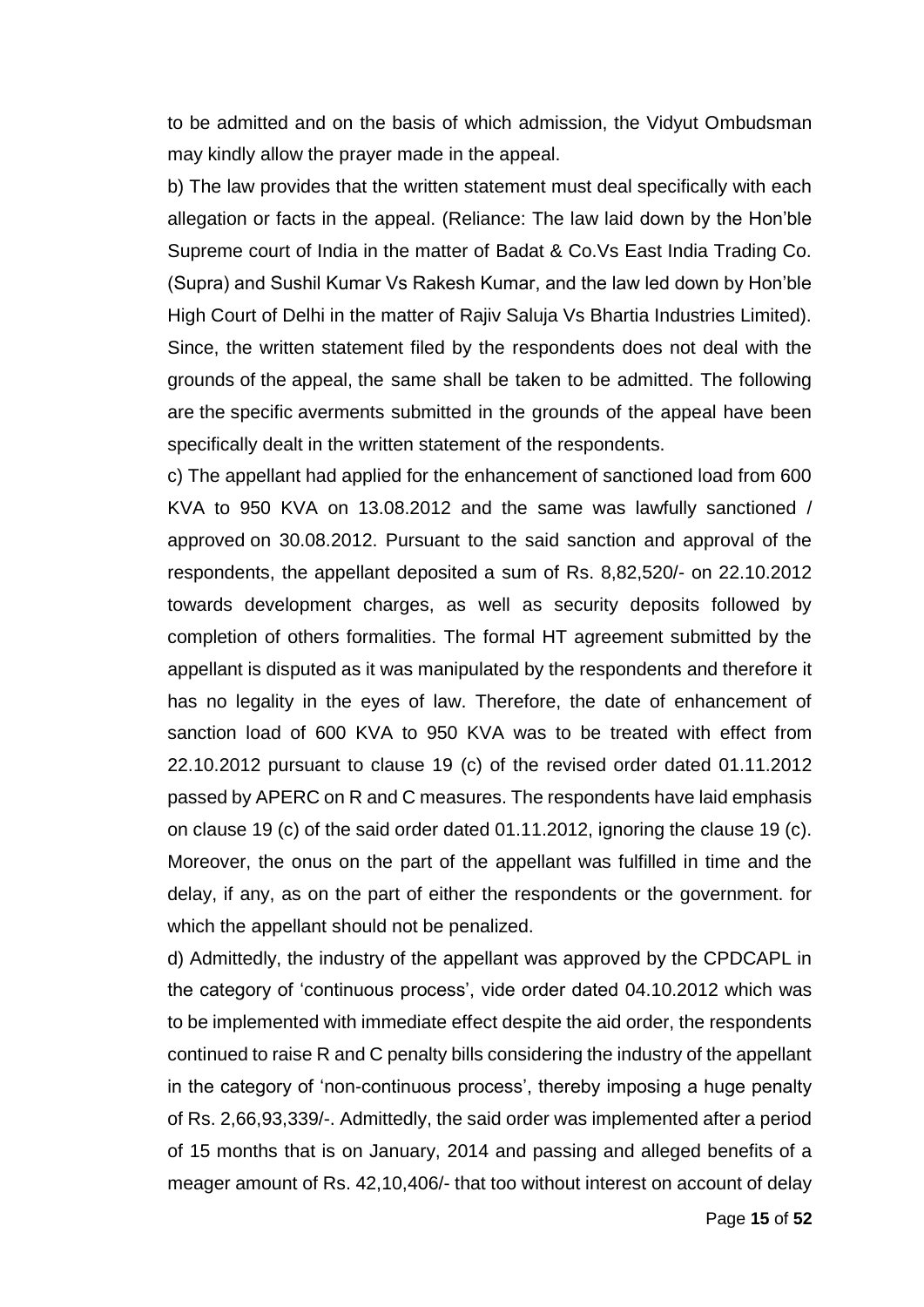to be admitted and on the basis of which admission, the Vidyut Ombudsman may kindly allow the prayer made in the appeal.

b) The law provides that the written statement must deal specifically with each allegation or facts in the appeal. (Reliance: The law laid down by the Hon'ble Supreme court of India in the matter of Badat & Co.Vs East India Trading Co. (Supra) and Sushil Kumar Vs Rakesh Kumar, and the law led down by Hon'ble High Court of Delhi in the matter of Rajiv Saluja Vs Bhartia Industries Limited). Since, the written statement filed by the respondents does not deal with the grounds of the appeal, the same shall be taken to be admitted. The following are the specific averments submitted in the grounds of the appeal have been specifically dealt in the written statement of the respondents.

c) The appellant had applied for the enhancement of sanctioned load from 600 KVA to 950 KVA on 13.08.2012 and the same was lawfully sanctioned / approved on 30.08.2012. Pursuant to the said sanction and approval of the respondents, the appellant deposited a sum of Rs. 8,82,520/- on 22.10.2012 towards development charges, as well as security deposits followed by completion of others formalities. The formal HT agreement submitted by the appellant is disputed as it was manipulated by the respondents and therefore it has no legality in the eyes of law. Therefore, the date of enhancement of sanction load of 600 KVA to 950 KVA was to be treated with effect from 22.10.2012 pursuant to clause 19 (c) of the revised order dated 01.11.2012 passed by APERC on R and C measures. The respondents have laid emphasis on clause 19 (c) of the said order dated 01.11.2012, ignoring the clause 19 (c). Moreover, the onus on the part of the appellant was fulfilled in time and the delay, if any, as on the part of either the respondents or the government. for which the appellant should not be penalized.

d) Admittedly, the industry of the appellant was approved by the CPDCAPL in the category of 'continuous process', vide order dated 04.10.2012 which was to be implemented with immediate effect despite the aid order, the respondents continued to raise R and C penalty bills considering the industry of the appellant in the category of 'non-continuous process', thereby imposing a huge penalty of Rs. 2,66,93,339/-. Admittedly, the said order was implemented after a period of 15 months that is on January, 2014 and passing and alleged benefits of a meager amount of Rs. 42,10,406/- that too without interest on account of delay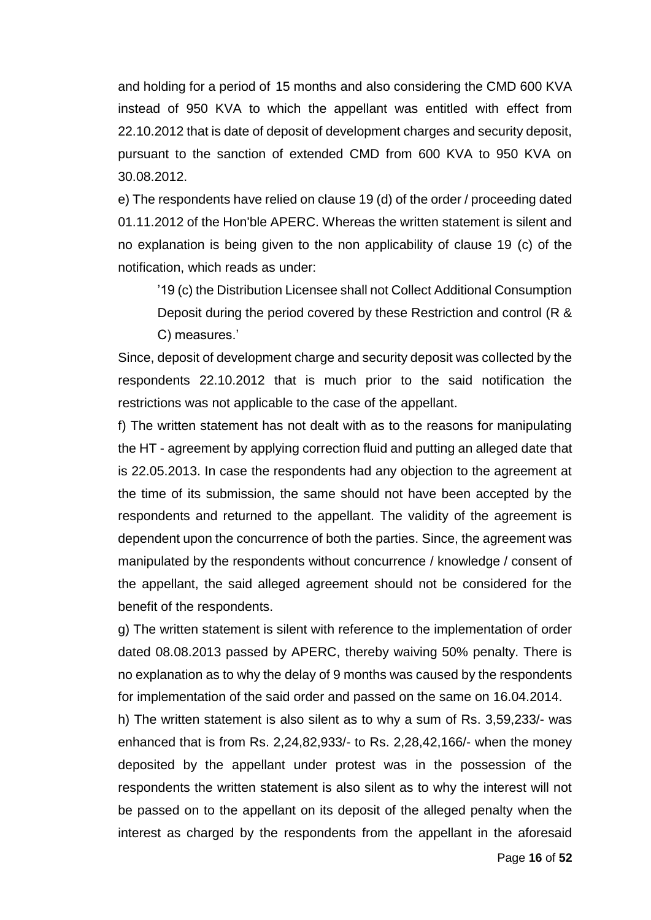and holding for a period of 15 months and also considering the CMD 600 KVA instead of 950 KVA to which the appellant was entitled with effect from 22.10.2012 that is date of deposit of development charges and security deposit, pursuant to the sanction of extended CMD from 600 KVA to 950 KVA on 30.08.2012.

e) The respondents have relied on clause 19 (d) of the order / proceeding dated 01.11.2012 of the Hon'ble APERC. Whereas the written statement is silent and no explanation is being given to the non applicability of clause 19 (c) of the notification, which reads as under:

> '19 (c) the Distribution Licensee shall not Collect Additional Consumption Deposit during the period covered by these Restriction and control (R & C) measures.'

Since, deposit of development charge and security deposit was collected by the respondents 22.10.2012 that is much prior to the said notification the restrictions was not applicable to the case of the appellant.

f) The written statement has not dealt with as to the reasons for manipulating the HT - agreement by applying correction fluid and putting an alleged date that is 22.05.2013. In case the respondents had any objection to the agreement at the time of its submission, the same should not have been accepted by the respondents and returned to the appellant. The validity of the agreement is dependent upon the concurrence of both the parties. Since, the agreement was manipulated by the respondents without concurrence / knowledge / consent of the appellant, the said alleged agreement should not be considered for the benefit of the respondents.

g) The written statement is silent with reference to the implementation of order dated 08.08.2013 passed by APERC, thereby waiving 50% penalty. There is no explanation as to why the delay of 9 months was caused by the respondents for implementation of the said order and passed on the same on 16.04.2014.

h) The written statement is also silent as to why a sum of Rs. 3,59,233/- was enhanced that is from Rs. 2,24,82,933/- to Rs. 2,28,42,166/- when the money deposited by the appellant under protest was in the possession of the respondents the written statement is also silent as to why the interest will not be passed on to the appellant on its deposit of the alleged penalty when the interest as charged by the respondents from the appellant in the aforesaid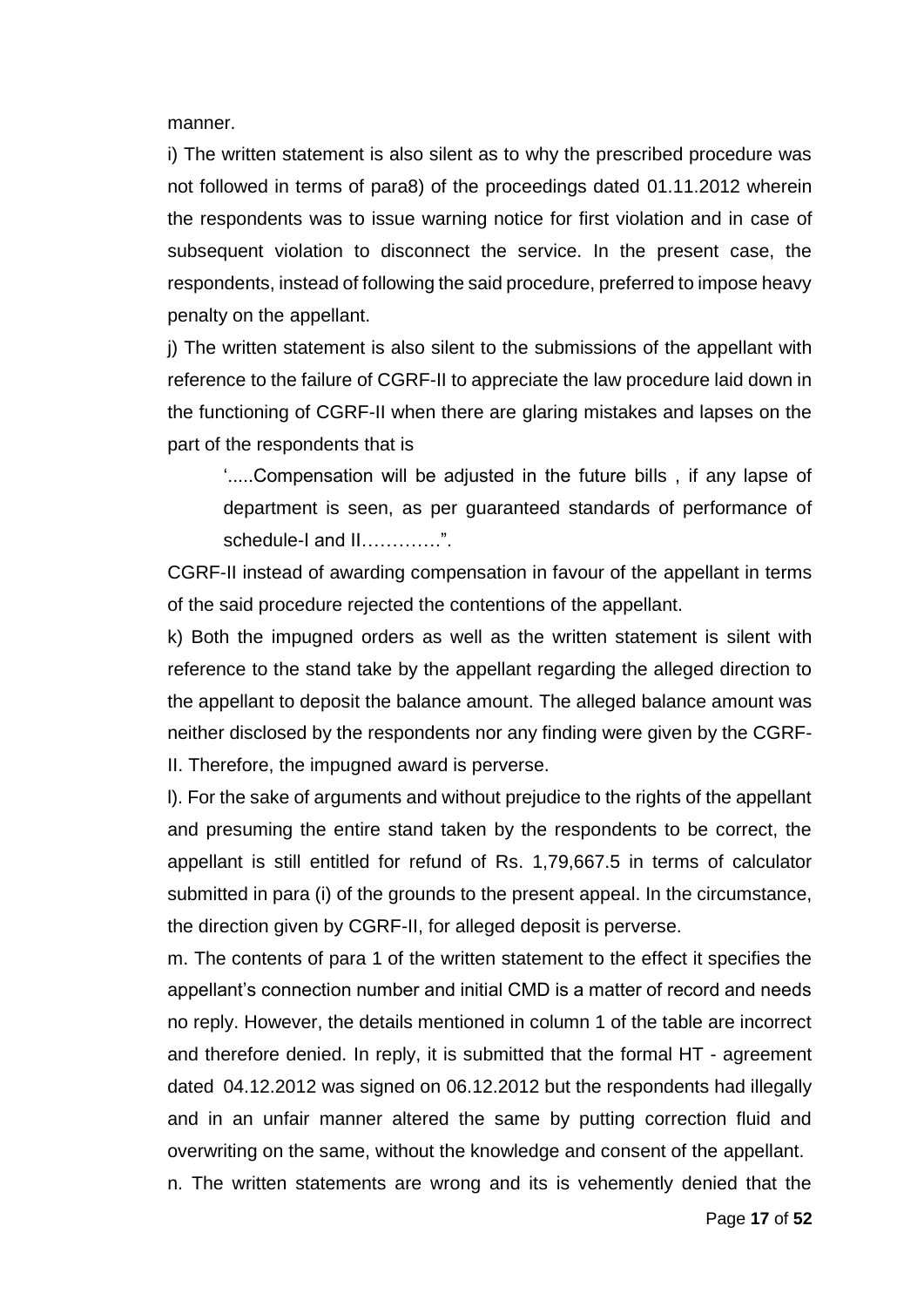manner.

i) The written statement is also silent as to why the prescribed procedure was not followed in terms of para8) of the proceedings dated 01.11.2012 wherein the respondents was to issue warning notice for first violation and in case of subsequent violation to disconnect the service. In the present case, the respondents, instead of following the said procedure, preferred to impose heavy penalty on the appellant.

j) The written statement is also silent to the submissions of the appellant with reference to the failure of CGRF-II to appreciate the law procedure laid down in the functioning of CGRF-II when there are glaring mistakes and lapses on the part of the respondents that is

> '.....Compensation will be adjusted in the future bills , if any lapse of department is seen, as per guaranteed standards of performance of schedule-I and II…………".

CGRF-II instead of awarding compensation in favour of the appellant in terms of the said procedure rejected the contentions of the appellant.

k) Both the impugned orders as well as the written statement is silent with reference to the stand take by the appellant regarding the alleged direction to the appellant to deposit the balance amount. The alleged balance amount was neither disclosed by the respondents nor any finding were given by the CGRF-II. Therefore, the impugned award is perverse.

l). For the sake of arguments and without prejudice to the rights of the appellant and presuming the entire stand taken by the respondents to be correct, the appellant is still entitled for refund of Rs. 1,79,667.5 in terms of calculator submitted in para (i) of the grounds to the present appeal. In the circumstance, the direction given by CGRF-II, for alleged deposit is perverse.

m. The contents of para 1 of the written statement to the effect it specifies the appellant's connection number and initial CMD is a matter of record and needs no reply. However, the details mentioned in column 1 of the table are incorrect and therefore denied. In reply, it is submitted that the formal HT - agreement dated 04.12.2012 was signed on 06.12.2012 but the respondents had illegally and in an unfair manner altered the same by putting correction fluid and overwriting on the same, without the knowledge and consent of the appellant.

n. The written statements are wrong and its is vehemently denied that the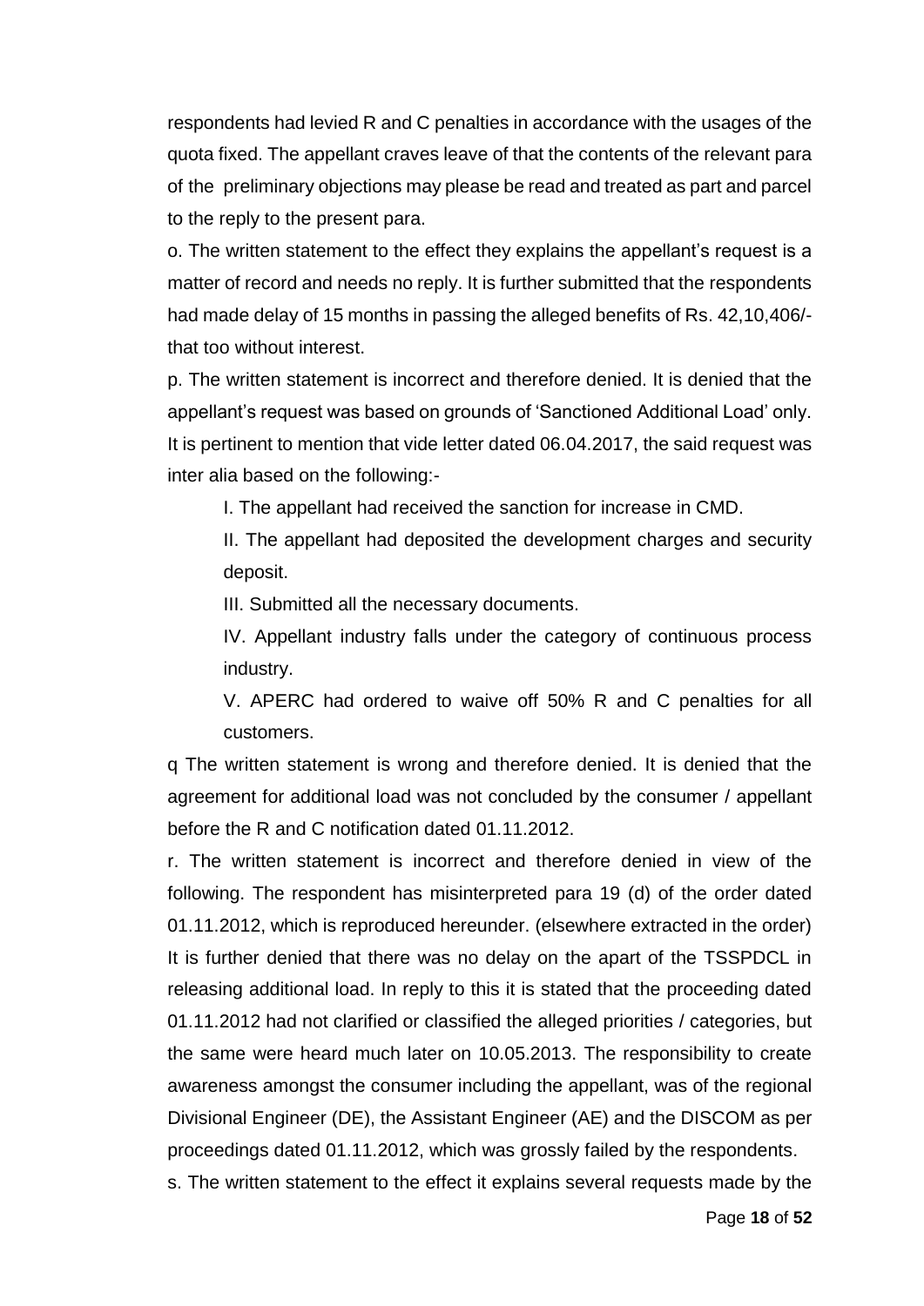respondents had levied R and C penalties in accordance with the usages of the quota fixed. The appellant craves leave of that the contents of the relevant para of the preliminary objections may please be read and treated as part and parcel to the reply to the present para.

o. The written statement to the effect they explains the appellant's request is a matter of record and needs no reply. It is further submitted that the respondents had made delay of 15 months in passing the alleged benefits of Rs. 42,10,406/- that too without interest.

p. The written statement is incorrect and therefore denied. It is denied that the appellant's request was based on grounds of 'Sanctioned Additional Load' only. It is pertinent to mention that vide letter dated 06.04.2017, the said request was inter alia based on the following:-

> I. The appellant had received the sanction for increase in CMD.
>
> II. The appellant had deposited the development charges and security deposit.
>
> III. Submitted all the necessary documents.
>
> IV. Appellant industry falls under the category of continuous process industry.
>
> V. APERC had ordered to waive off 50% R and C penalties for all customers.

q The written statement is wrong and therefore denied. It is denied that the agreement for additional load was not concluded by the consumer / appellant before the R and C notification dated 01.11.2012.

r. The written statement is incorrect and therefore denied in view of the following. The respondent has misinterpreted para 19 (d) of the order dated 01.11.2012, which is reproduced hereunder. (elsewhere extracted in the order) It is further denied that there was no delay on the apart of the TSSPDCL in releasing additional load. In reply to this it is stated that the proceeding dated 01.11.2012 had not clarified or classified the alleged priorities / categories, but the same were heard much later on 10.05.2013. The responsibility to create awareness amongst the consumer including the appellant, was of the regional Divisional Engineer (DE), the Assistant Engineer (AE) and the DISCOM as per proceedings dated 01.11.2012, which was grossly failed by the respondents.

s. The written statement to the effect it explains several requests made by the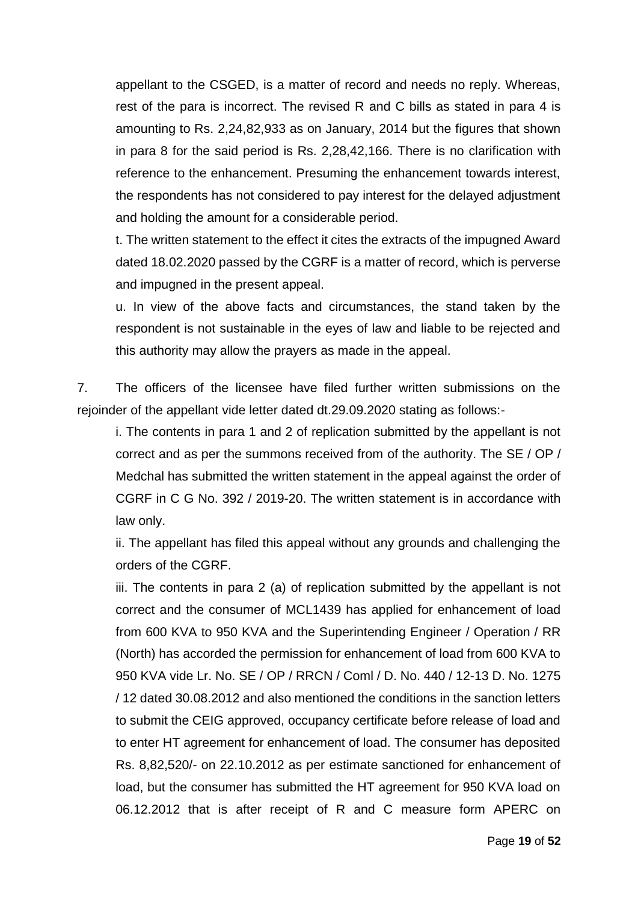appellant to the CSGED, is a matter of record and needs no reply. Whereas, rest of the para is incorrect. The revised R and C bills as stated in para 4 is amounting to Rs. 2,24,82,933 as on January, 2014 but the figures that shown in para 8 for the said period is Rs. 2,28,42,166. There is no clarification with reference to the enhancement. Presuming the enhancement towards interest, the respondents has not considered to pay interest for the delayed adjustment and holding the amount for a considerable period.

t. The written statement to the effect it cites the extracts of the impugned Award dated 18.02.2020 passed by the CGRF is a matter of record, which is perverse and impugned in the present appeal.

u. In view of the above facts and circumstances, the stand taken by the respondent is not sustainable in the eyes of law and liable to be rejected and this authority may allow the prayers as made in the appeal.

7. The officers of the licensee have filed further written submissions on the rejoinder of the appellant vide letter dated dt.29.09.2020 stating as follows:-

i. The contents in para 1 and 2 of replication submitted by the appellant is not correct and as per the summons received from of the authority. The SE / OP / Medchal has submitted the written statement in the appeal against the order of CGRF in C G No. 392 / 2019-20. The written statement is in accordance with law only.

ii. The appellant has filed this appeal without any grounds and challenging the orders of the CGRF.

iii. The contents in para 2 (a) of replication submitted by the appellant is not correct and the consumer of MCL1439 has applied for enhancement of load from 600 KVA to 950 KVA and the Superintending Engineer / Operation / RR (North) has accorded the permission for enhancement of load from 600 KVA to 950 KVA vide Lr. No. SE / OP / RRCN / Coml / D. No. 440 / 12-13 D. No. 1275 / 12 dated 30.08.2012 and also mentioned the conditions in the sanction letters to submit the CEIG approved, occupancy certificate before release of load and to enter HT agreement for enhancement of load. The consumer has deposited Rs. 8,82,520/- on 22.10.2012 as per estimate sanctioned for enhancement of load, but the consumer has submitted the HT agreement for 950 KVA load on 06.12.2012 that is after receipt of R and C measure form APERC on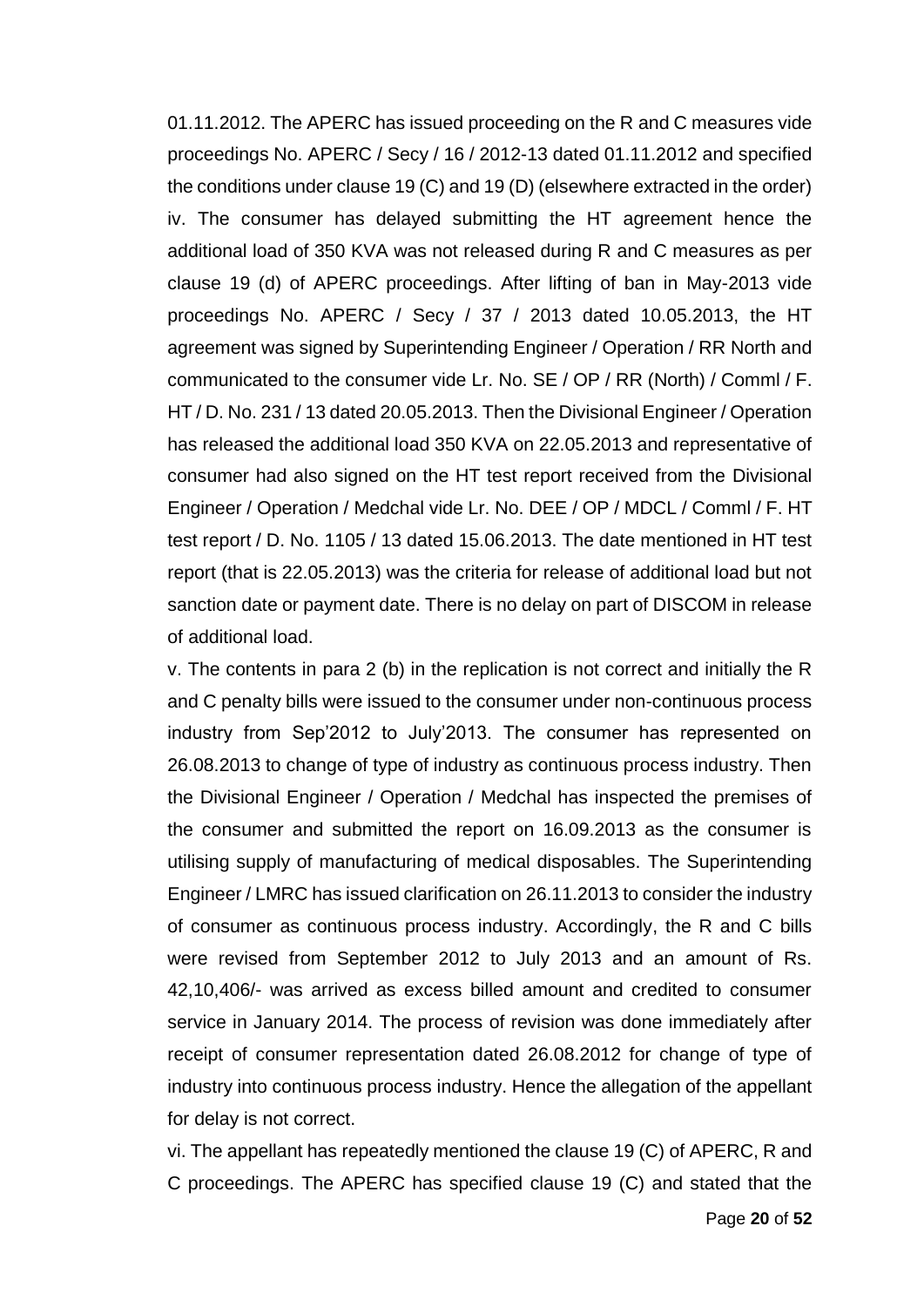01.11.2012. The APERC has issued proceeding on the R and C measures vide proceedings No. APERC / Secy / 16 / 2012-13 dated 01.11.2012 and specified the conditions under clause 19 (C) and 19 (D) (elsewhere extracted in the order)

iv. The consumer has delayed submitting the HT agreement hence the additional load of 350 KVA was not released during R and C measures as per clause 19 (d) of APERC proceedings. After lifting of ban in May-2013 vide proceedings No. APERC / Secy / 37 / 2013 dated 10.05.2013, the HT agreement was signed by Superintending Engineer / Operation / RR North and communicated to the consumer vide Lr. No. SE / OP / RR (North) / Comml / F. HT / D. No. 231 / 13 dated 20.05.2013. Then the Divisional Engineer / Operation has released the additional load 350 KVA on 22.05.2013 and representative of consumer had also signed on the HT test report received from the Divisional Engineer / Operation / Medchal vide Lr. No. DEE / OP / MDCL / Comml / F. HT test report / D. No. 1105 / 13 dated 15.06.2013. The date mentioned in HT test report (that is 22.05.2013) was the criteria for release of additional load but not sanction date or payment date. There is no delay on part of DISCOM in release of additional load.

v. The contents in para 2 (b) in the replication is not correct and initially the R and C penalty bills were issued to the consumer under non-continuous process industry from Sep'2012 to July'2013. The consumer has represented on 26.08.2013 to change of type of industry as continuous process industry. Then the Divisional Engineer / Operation / Medchal has inspected the premises of the consumer and submitted the report on 16.09.2013 as the consumer is utilising supply of manufacturing of medical disposables. The Superintending Engineer / LMRC has issued clarification on 26.11.2013 to consider the industry of consumer as continuous process industry. Accordingly, the R and C bills were revised from September 2012 to July 2013 and an amount of Rs. 42,10,406/- was arrived as excess billed amount and credited to consumer service in January 2014. The process of revision was done immediately after receipt of consumer representation dated 26.08.2012 for change of type of industry into continuous process industry. Hence the allegation of the appellant for delay is not correct.

vi. The appellant has repeatedly mentioned the clause 19 (C) of APERC, R and C proceedings. The APERC has specified clause 19 (C) and stated that the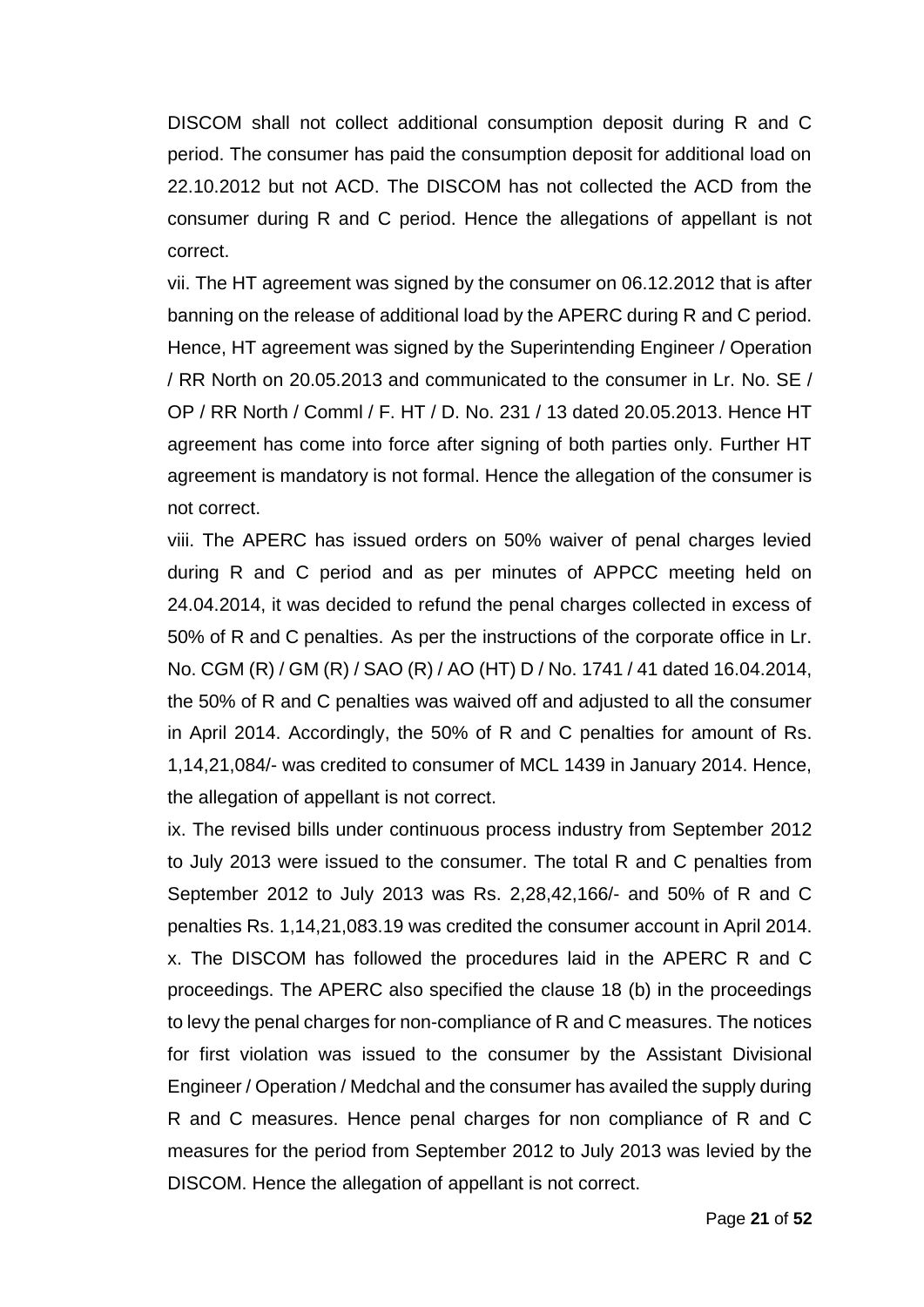DISCOM shall not collect additional consumption deposit during R and C period. The consumer has paid the consumption deposit for additional load on 22.10.2012 but not ACD. The DISCOM has not collected the ACD from the consumer during R and C period. Hence the allegations of appellant is not correct.

vii. The HT agreement was signed by the consumer on 06.12.2012 that is after banning on the release of additional load by the APERC during R and C period. Hence, HT agreement was signed by the Superintending Engineer / Operation / RR North on 20.05.2013 and communicated to the consumer in Lr. No. SE / OP / RR North / Comml / F. HT / D. No. 231 / 13 dated 20.05.2013. Hence HT agreement has come into force after signing of both parties only. Further HT agreement is mandatory is not formal. Hence the allegation of the consumer is not correct.

viii. The APERC has issued orders on 50% waiver of penal charges levied during R and C period and as per minutes of APPCC meeting held on 24.04.2014, it was decided to refund the penal charges collected in excess of 50% of R and C penalties. As per the instructions of the corporate office in Lr. No. CGM (R) / GM (R) / SAO (R) / AO (HT) D / No. 1741 / 41 dated 16.04.2014, the 50% of R and C penalties was waived off and adjusted to all the consumer in April 2014. Accordingly, the 50% of R and C penalties for amount of Rs. 1,14,21,084/- was credited to consumer of MCL 1439 in January 2014. Hence, the allegation of appellant is not correct.

ix. The revised bills under continuous process industry from September 2012 to July 2013 were issued to the consumer. The total R and C penalties from September 2012 to July 2013 was Rs. 2,28,42,166/- and 50% of R and C penalties Rs. 1,14,21,083.19 was credited the consumer account in April 2014.

x. The DISCOM has followed the procedures laid in the APERC R and C proceedings. The APERC also specified the clause 18 (b) in the proceedings to levy the penal charges for non-compliance of R and C measures. The notices for first violation was issued to the consumer by the Assistant Divisional Engineer / Operation / Medchal and the consumer has availed the supply during R and C measures. Hence penal charges for non compliance of R and C measures for the period from September 2012 to July 2013 was levied by the DISCOM. Hence the allegation of appellant is not correct.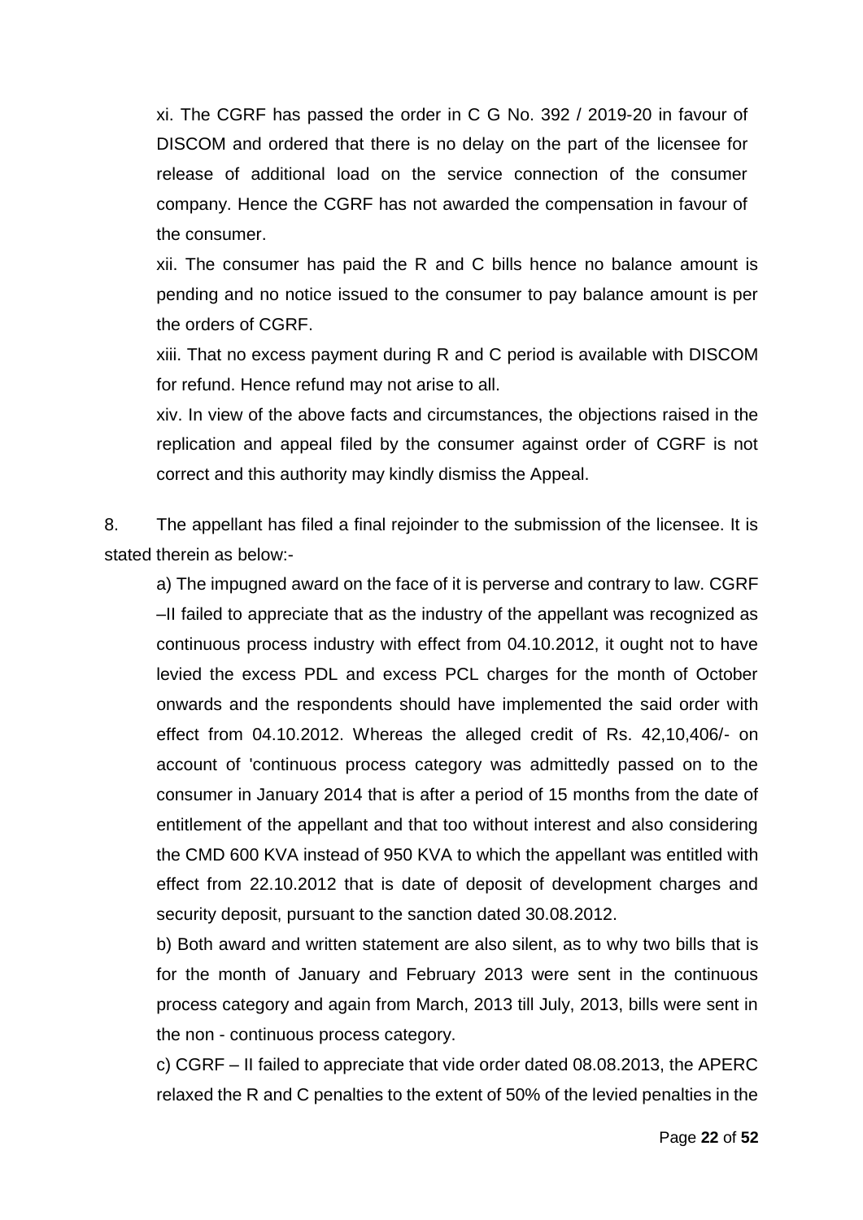xi. The CGRF has passed the order in C G No. 392 / 2019-20 in favour of DISCOM and ordered that there is no delay on the part of the licensee for release of additional load on the service connection of the consumer company. Hence the CGRF has not awarded the compensation in favour of the consumer.

xii. The consumer has paid the R and C bills hence no balance amount is pending and no notice issued to the consumer to pay balance amount is per the orders of CGRF.

xiii. That no excess payment during R and C period is available with DISCOM for refund. Hence refund may not arise to all.

xiv. In view of the above facts and circumstances, the objections raised in the replication and appeal filed by the consumer against order of CGRF is not correct and this authority may kindly dismiss the Appeal.

8. The appellant has filed a final rejoinder to the submission of the licensee. It is stated therein as below:-

a) The impugned award on the face of it is perverse and contrary to law. CGRF –II failed to appreciate that as the industry of the appellant was recognized as continuous process industry with effect from 04.10.2012, it ought not to have levied the excess PDL and excess PCL charges for the month of October onwards and the respondents should have implemented the said order with effect from 04.10.2012. Whereas the alleged credit of Rs. 42,10,406/- on account of 'continuous process category was admittedly passed on to the consumer in January 2014 that is after a period of 15 months from the date of entitlement of the appellant and that too without interest and also considering the CMD 600 KVA instead of 950 KVA to which the appellant was entitled with effect from 22.10.2012 that is date of deposit of development charges and security deposit, pursuant to the sanction dated 30.08.2012.

b) Both award and written statement are also silent, as to why two bills that is for the month of January and February 2013 were sent in the continuous process category and again from March, 2013 till July, 2013, bills were sent in the non - continuous process category.

c) CGRF – II failed to appreciate that vide order dated 08.08.2013, the APERC relaxed the R and C penalties to the extent of 50% of the levied penalties in the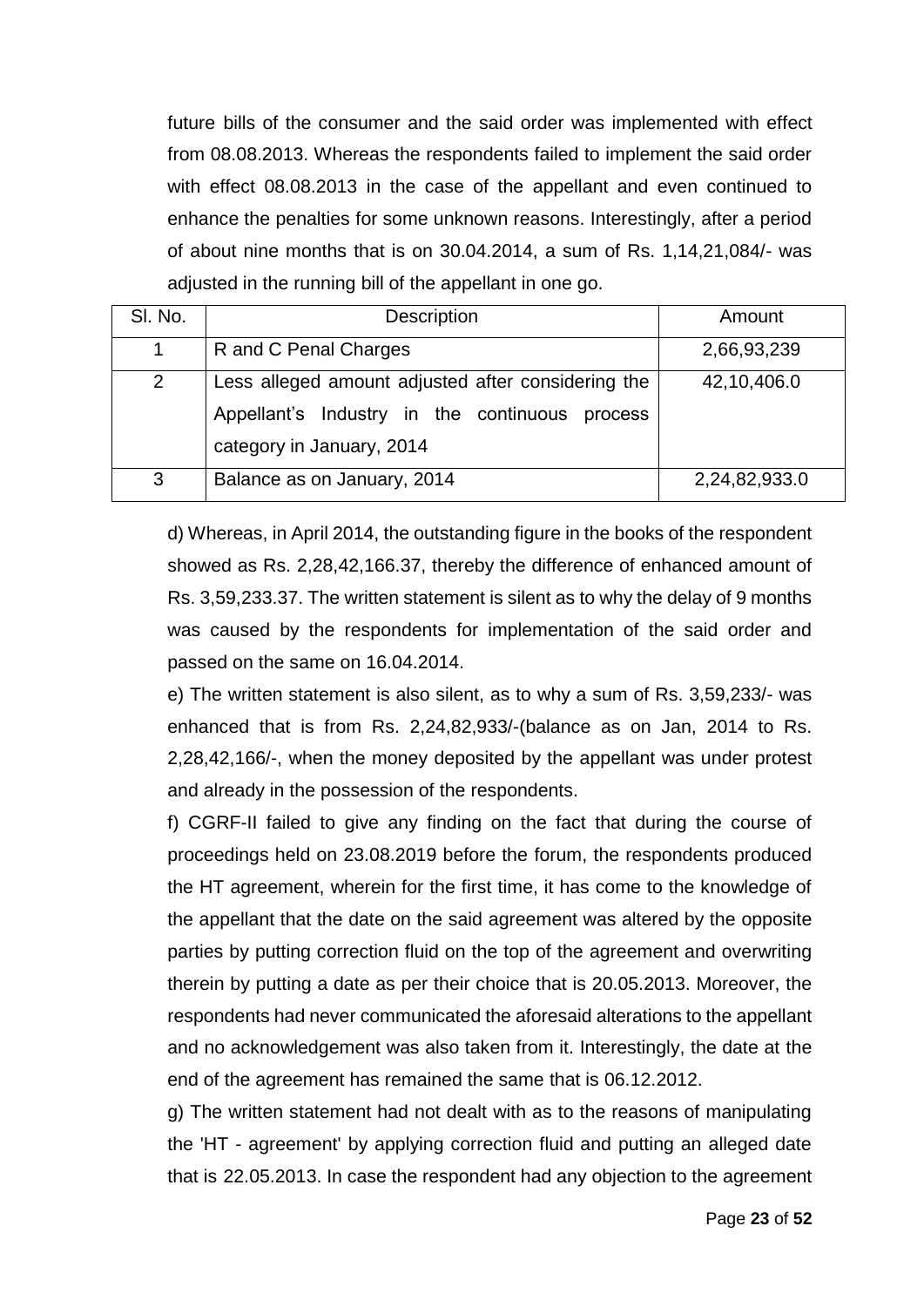future bills of the consumer and the said order was implemented with effect from 08.08.2013. Whereas the respondents failed to implement the said order with effect 08.08.2013 in the case of the appellant and even continued to enhance the penalties for some unknown reasons. Interestingly, after a period of about nine months that is on 30.04.2014, a sum of Rs. 1,14,21,084/- was adjusted in the running bill of the appellant in one go.

| Sl. No. | Description | Amount |
|---|---|---|
| 1 | R and C Penal Charges | 2,66,93,239 |
| 2 | Less alleged amount adjusted after considering the Appellant's Industry in the continuous process category in January, 2014 | 42,10,406.0 |
| 3 | Balance as on January, 2014 | 2,24,82,933.0 |

d) Whereas, in April 2014, the outstanding figure in the books of the respondent showed as Rs. 2,28,42,166.37, thereby the difference of enhanced amount of Rs. 3,59,233.37. The written statement is silent as to why the delay of 9 months was caused by the respondents for implementation of the said order and passed on the same on 16.04.2014.

e) The written statement is also silent, as to why a sum of Rs. 3,59,233/- was enhanced that is from Rs. 2,24,82,933/-(balance as on Jan, 2014 to Rs. 2,28,42,166/-, when the money deposited by the appellant was under protest and already in the possession of the respondents.

f) CGRF-II failed to give any finding on the fact that during the course of proceedings held on 23.08.2019 before the forum, the respondents produced the HT agreement, wherein for the first time, it has come to the knowledge of the appellant that the date on the said agreement was altered by the opposite parties by putting correction fluid on the top of the agreement and overwriting therein by putting a date as per their choice that is 20.05.2013. Moreover, the respondents had never communicated the aforesaid alterations to the appellant and no acknowledgement was also taken from it. Interestingly, the date at the end of the agreement has remained the same that is 06.12.2012.

g) The written statement had not dealt with as to the reasons of manipulating the 'HT - agreement' by applying correction fluid and putting an alleged date that is 22.05.2013. In case the respondent had any objection to the agreement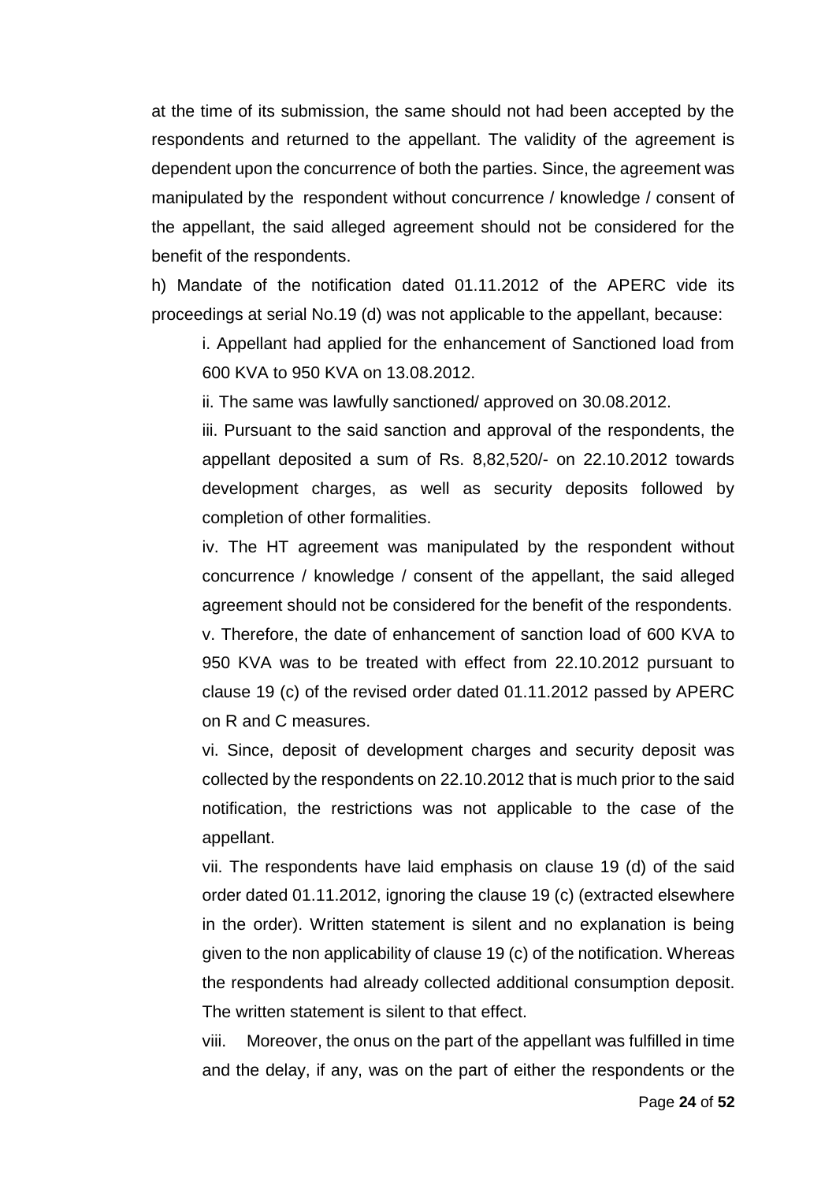at the time of its submission, the same should not had been accepted by the respondents and returned to the appellant. The validity of the agreement is dependent upon the concurrence of both the parties. Since, the agreement was manipulated by the respondent without concurrence / knowledge / consent of the appellant, the said alleged agreement should not be considered for the benefit of the respondents.

h) Mandate of the notification dated 01.11.2012 of the APERC vide its proceedings at serial No.19 (d) was not applicable to the appellant, because:

i. Appellant had applied for the enhancement of Sanctioned load from 600 KVA to 950 KVA on 13.08.2012.

ii. The same was lawfully sanctioned/ approved on 30.08.2012.

iii. Pursuant to the said sanction and approval of the respondents, the appellant deposited a sum of Rs. 8,82,520/- on 22.10.2012 towards development charges, as well as security deposits followed by completion of other formalities.

iv. The HT agreement was manipulated by the respondent without concurrence / knowledge / consent of the appellant, the said alleged agreement should not be considered for the benefit of the respondents.

v. Therefore, the date of enhancement of sanction load of 600 KVA to 950 KVA was to be treated with effect from 22.10.2012 pursuant to clause 19 (c) of the revised order dated 01.11.2012 passed by APERC on R and C measures.

vi. Since, deposit of development charges and security deposit was collected by the respondents on 22.10.2012 that is much prior to the said notification, the restrictions was not applicable to the case of the appellant.

vii. The respondents have laid emphasis on clause 19 (d) of the said order dated 01.11.2012, ignoring the clause 19 (c) (extracted elsewhere in the order). Written statement is silent and no explanation is being given to the non applicability of clause 19 (c) of the notification. Whereas the respondents had already collected additional consumption deposit. The written statement is silent to that effect.

viii. Moreover, the onus on the part of the appellant was fulfilled in time and the delay, if any, was on the part of either the respondents or the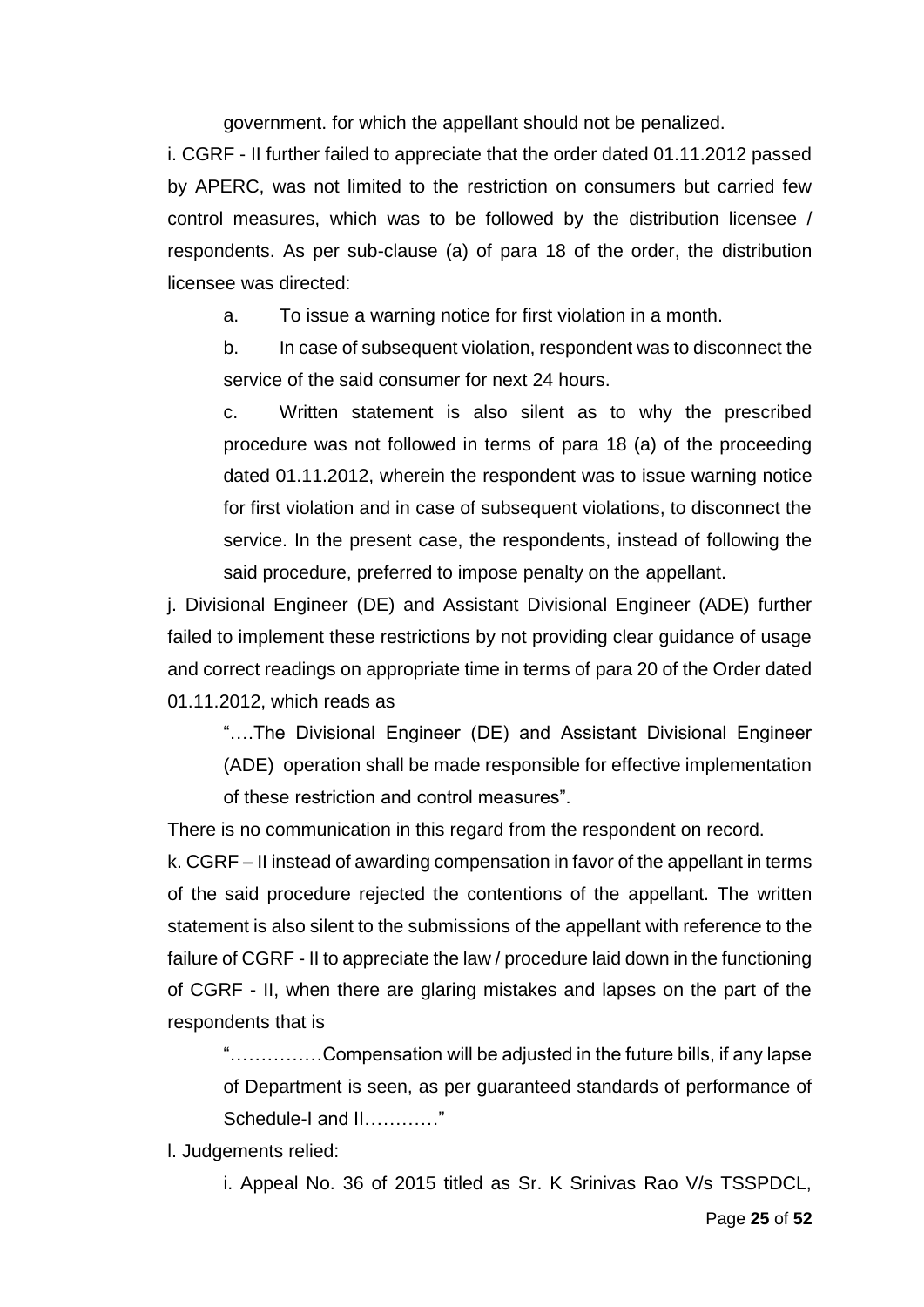government. for which the appellant should not be penalized.

i. CGRF - II further failed to appreciate that the order dated 01.11.2012 passed by APERC, was not limited to the restriction on consumers but carried few control measures, which was to be followed by the distribution licensee / respondents. As per sub-clause (a) of para 18 of the order, the distribution licensee was directed:

> a. To issue a warning notice for first violation in a month.
>
> b. In case of subsequent violation, respondent was to disconnect the service of the said consumer for next 24 hours.
>
> c. Written statement is also silent as to why the prescribed procedure was not followed in terms of para 18 (a) of the proceeding dated 01.11.2012, wherein the respondent was to issue warning notice for first violation and in case of subsequent violations, to disconnect the service. In the present case, the respondents, instead of following the said procedure, preferred to impose penalty on the appellant.

j. Divisional Engineer (DE) and Assistant Divisional Engineer (ADE) further failed to implement these restrictions by not providing clear guidance of usage and correct readings on appropriate time in terms of para 20 of the Order dated 01.11.2012, which reads as

> "….The Divisional Engineer (DE) and Assistant Divisional Engineer (ADE) operation shall be made responsible for effective implementation of these restriction and control measures".

There is no communication in this regard from the respondent on record.

k. CGRF – II instead of awarding compensation in favor of the appellant in terms of the said procedure rejected the contentions of the appellant. The written statement is also silent to the submissions of the appellant with reference to the failure of CGRF - II to appreciate the law / procedure laid down in the functioning of CGRF - II, when there are glaring mistakes and lapses on the part of the respondents that is

> "……………Compensation will be adjusted in the future bills, if any lapse of Department is seen, as per guaranteed standards of performance of Schedule-I and II…………"

l. Judgements relied:

> i. Appeal No. 36 of 2015 titled as Sr. K Srinivas Rao V/s TSSPDCL,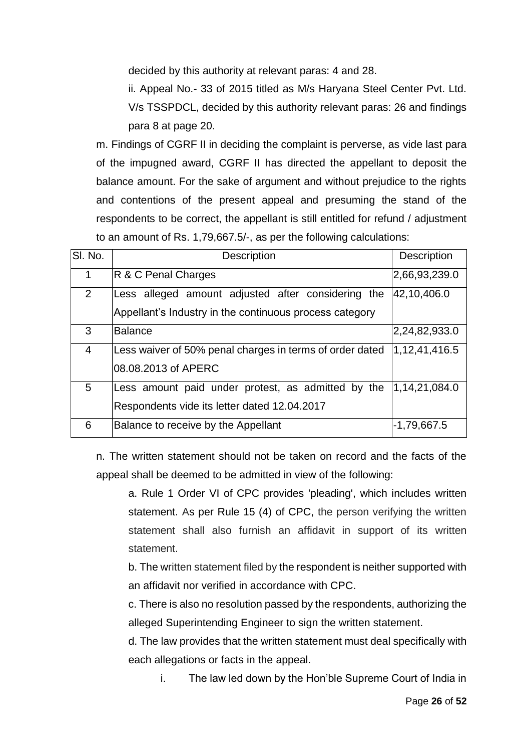decided by this authority at relevant paras: 4 and 28.

ii. Appeal No.- 33 of 2015 titled as M/s Haryana Steel Center Pvt. Ltd. V/s TSSPDCL, decided by this authority relevant paras: 26 and findings para 8 at page 20.

m. Findings of CGRF II in deciding the complaint is perverse, as vide last para of the impugned award, CGRF II has directed the appellant to deposit the balance amount. For the sake of argument and without prejudice to the rights and contentions of the present appeal and presuming the stand of the respondents to be correct, the appellant is still entitled for refund / adjustment to an amount of Rs. 1,79,667.5/-, as per the following calculations:

| Sl. No. | Description | Description |
|---|---|---|
| 1 | R & C Penal Charges | 2,66,93,239.0 |
| 2 | Less alleged amount adjusted after considering the Appellant's Industry in the continuous process category | 42,10,406.0 |
| 3 | Balance | 2,24,82,933.0 |
| 4 | Less waiver of 50% penal charges in terms of order dated 08.08.2013 of APERC | 1,12,41,416.5 |
| 5 | Less amount paid under protest, as admitted by the Respondents vide its letter dated 12.04.2017 | 1,14,21,084.0 |
| 6 | Balance to receive by the Appellant | -1,79,667.5 |

n. The written statement should not be taken on record and the facts of the appeal shall be deemed to be admitted in view of the following:

a. Rule 1 Order VI of CPC provides 'pleading', which includes written statement. As per Rule 15 (4) of CPC, the person verifying the written statement shall also furnish an affidavit in support of its written statement.

b. The written statement filed by the respondent is neither supported with an affidavit nor verified in accordance with CPC.

c. There is also no resolution passed by the respondents, authorizing the alleged Superintending Engineer to sign the written statement.

d. The law provides that the written statement must deal specifically with each allegations or facts in the appeal.

i. The law led down by the Hon'ble Supreme Court of India in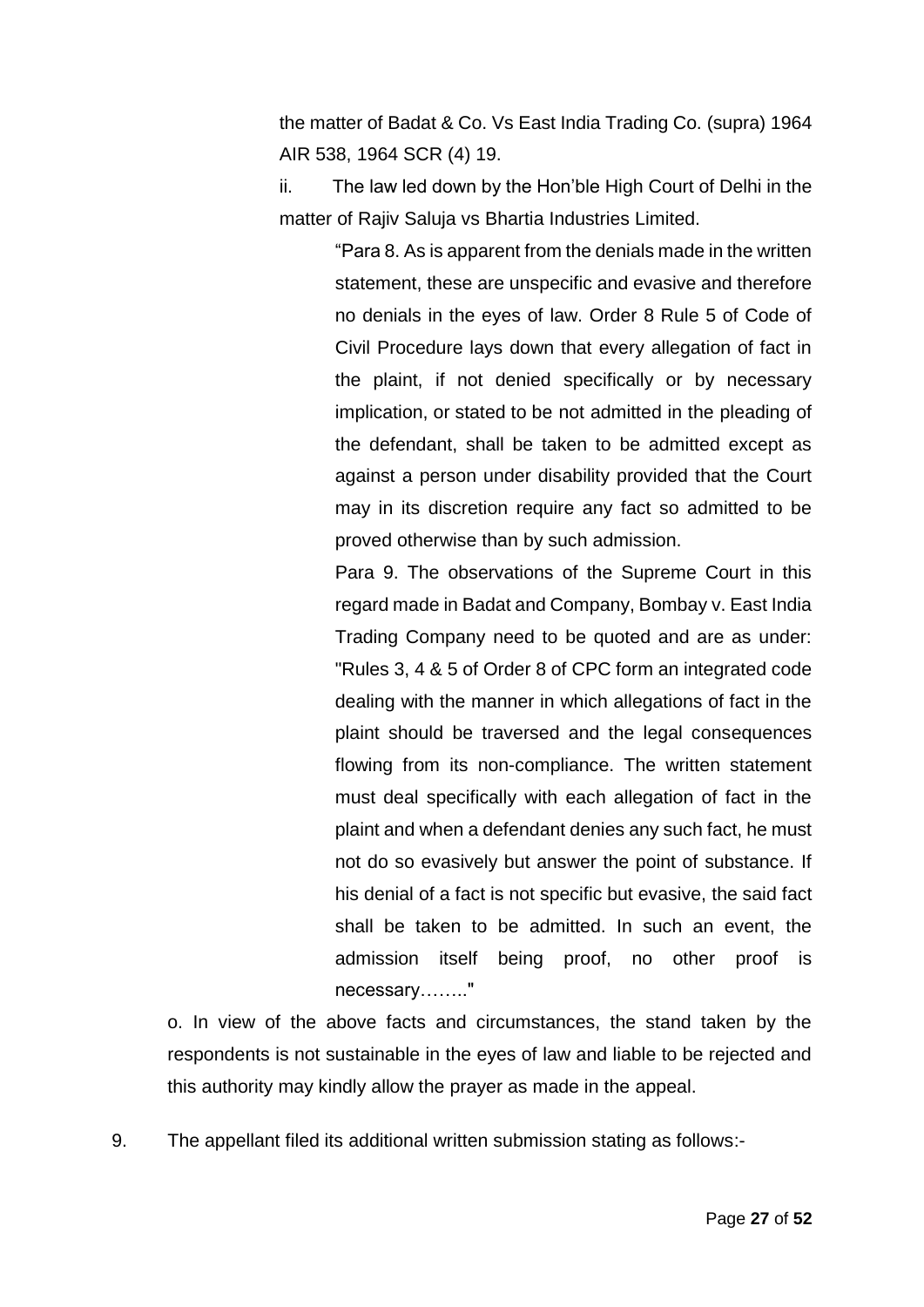the matter of Badat & Co. Vs East India Trading Co. (supra) 1964 AIR 538, 1964 SCR (4) 19.

ii. The law led down by the Hon'ble High Court of Delhi in the matter of Rajiv Saluja vs Bhartia Industries Limited.

> "Para 8. As is apparent from the denials made in the written statement, these are unspecific and evasive and therefore no denials in the eyes of law. Order 8 Rule 5 of Code of Civil Procedure lays down that every allegation of fact in the plaint, if not denied specifically or by necessary implication, or stated to be not admitted in the pleading of the defendant, shall be taken to be admitted except as against a person under disability provided that the Court may in its discretion require any fact so admitted to be proved otherwise than by such admission.
>
> Para 9. The observations of the Supreme Court in this regard made in Badat and Company, Bombay v. East India Trading Company need to be quoted and are as under: "Rules 3, 4 & 5 of Order 8 of CPC form an integrated code dealing with the manner in which allegations of fact in the plaint should be traversed and the legal consequences flowing from its non-compliance. The written statement must deal specifically with each allegation of fact in the plaint and when a defendant denies any such fact, he must not do so evasively but answer the point of substance. If his denial of a fact is not specific but evasive, the said fact shall be taken to be admitted. In such an event, the admission itself being proof, no other proof is necessary…….."

o. In view of the above facts and circumstances, the stand taken by the respondents is not sustainable in the eyes of law and liable to be rejected and this authority may kindly allow the prayer as made in the appeal.

9. The appellant filed its additional written submission stating as follows:-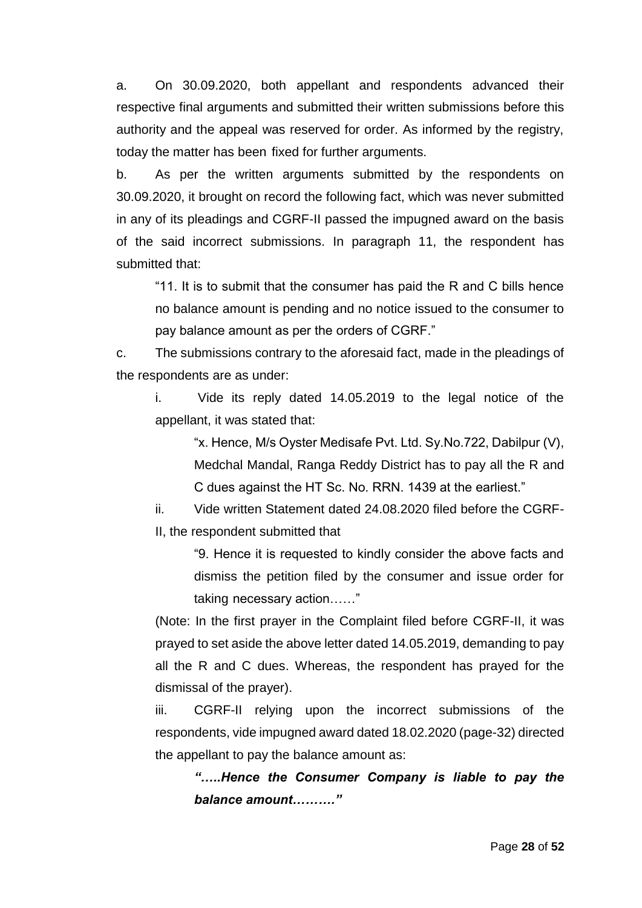a. On 30.09.2020, both appellant and respondents advanced their respective final arguments and submitted their written submissions before this authority and the appeal was reserved for order. As informed by the registry, today the matter has been fixed for further arguments.

b. As per the written arguments submitted by the respondents on 30.09.2020, it brought on record the following fact, which was never submitted in any of its pleadings and CGRF-II passed the impugned award on the basis of the said incorrect submissions. In paragraph 11, the respondent has submitted that:

> "11. It is to submit that the consumer has paid the R and C bills hence no balance amount is pending and no notice issued to the consumer to pay balance amount as per the orders of CGRF."

c. The submissions contrary to the aforesaid fact, made in the pleadings of the respondents are as under:

> i. Vide its reply dated 14.05.2019 to the legal notice of the appellant, it was stated that:
>
> > "x. Hence, M/s Oyster Medisafe Pvt. Ltd. Sy.No.722, Dabilpur (V), Medchal Mandal, Ranga Reddy District has to pay all the R and C dues against the HT Sc. No. RRN. 1439 at the earliest."
>
> ii. Vide written Statement dated 24.08.2020 filed before the CGRF-II, the respondent submitted that
>
> > "9. Hence it is requested to kindly consider the above facts and dismiss the petition filed by the consumer and issue order for taking necessary action……"
>
> (Note: In the first prayer in the Complaint filed before CGRF-II, it was prayed to set aside the above letter dated 14.05.2019, demanding to pay all the R and C dues. Whereas, the respondent has prayed for the dismissal of the prayer).
>
> iii. CGRF-II relying upon the incorrect submissions of the respondents, vide impugned award dated 18.02.2020 (page-32) directed the appellant to pay the balance amount as:
>
> > ***"…..Hence the Consumer Company is liable to pay the balance amount………"***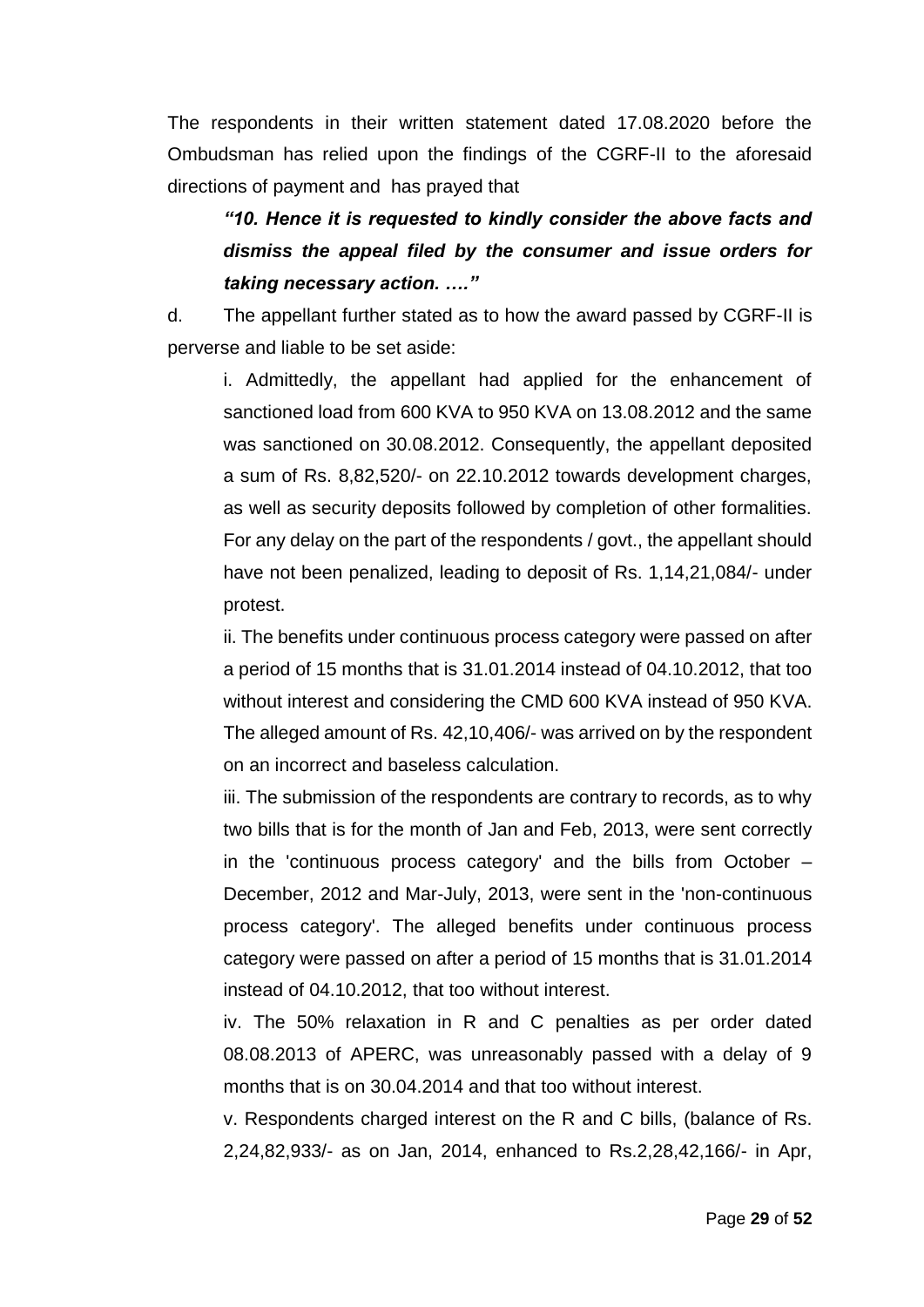The respondents in their written statement dated 17.08.2020 before the Ombudsman has relied upon the findings of the CGRF-II to the aforesaid directions of payment and has prayed that

> ***"10. Hence it is requested to kindly consider the above facts and dismiss the appeal filed by the consumer and issue orders for taking necessary action. …."***

d. The appellant further stated as to how the award passed by CGRF-II is perverse and liable to be set aside:

> i. Admittedly, the appellant had applied for the enhancement of sanctioned load from 600 KVA to 950 KVA on 13.08.2012 and the same was sanctioned on 30.08.2012. Consequently, the appellant deposited a sum of Rs. 8,82,520/- on 22.10.2012 towards development charges, as well as security deposits followed by completion of other formalities. For any delay on the part of the respondents / govt., the appellant should have not been penalized, leading to deposit of Rs. 1,14,21,084/- under protest.
>
> ii. The benefits under continuous process category were passed on after a period of 15 months that is 31.01.2014 instead of 04.10.2012, that too without interest and considering the CMD 600 KVA instead of 950 KVA. The alleged amount of Rs. 42,10,406/- was arrived on by the respondent on an incorrect and baseless calculation.
>
> iii. The submission of the respondents are contrary to records, as to why two bills that is for the month of Jan and Feb, 2013, were sent correctly in the 'continuous process category' and the bills from October – December, 2012 and Mar-July, 2013, were sent in the 'non-continuous process category'. The alleged benefits under continuous process category were passed on after a period of 15 months that is 31.01.2014 instead of 04.10.2012, that too without interest.
>
> iv. The 50% relaxation in R and C penalties as per order dated 08.08.2013 of APERC, was unreasonably passed with a delay of 9 months that is on 30.04.2014 and that too without interest.
>
> v. Respondents charged interest on the R and C bills, (balance of Rs. 2,24,82,933/- as on Jan, 2014, enhanced to Rs.2,28,42,166/- in Apr,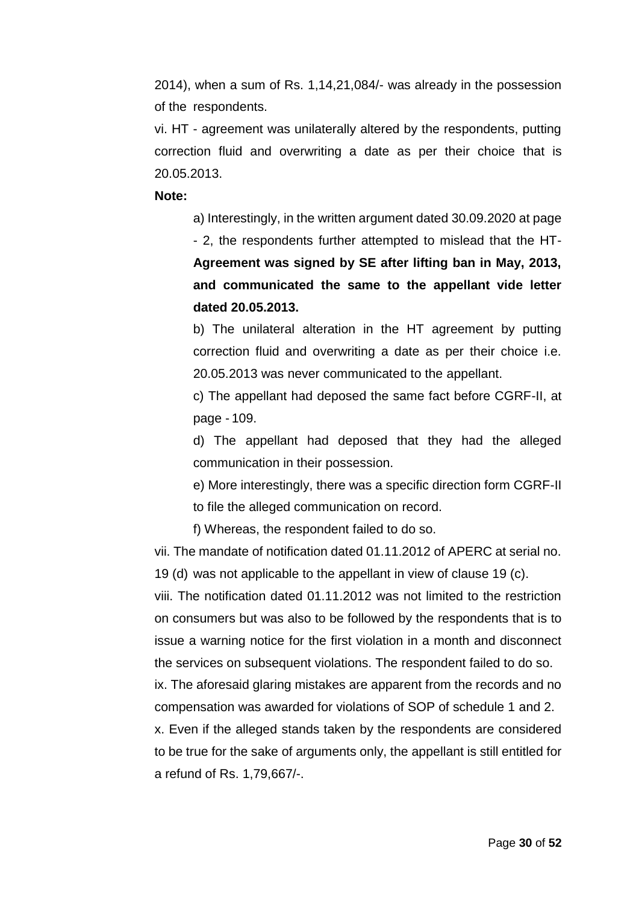2014), when a sum of Rs. 1,14,21,084/- was already in the possession of the respondents.

vi. HT - agreement was unilaterally altered by the respondents, putting correction fluid and overwriting a date as per their choice that is 20.05.2013.

**Note:**

a) Interestingly, in the written argument dated 30.09.2020 at page - 2, the respondents further attempted to mislead that the HT- **Agreement was signed by SE after lifting ban in May, 2013, and communicated the same to the appellant vide letter dated 20.05.2013.**

b) The unilateral alteration in the HT agreement by putting correction fluid and overwriting a date as per their choice i.e. 20.05.2013 was never communicated to the appellant.

c) The appellant had deposed the same fact before CGRF-II, at page - 109.

d) The appellant had deposed that they had the alleged communication in their possession.

e) More interestingly, there was a specific direction form CGRF-II to file the alleged communication on record.

f) Whereas, the respondent failed to do so.

vii. The mandate of notification dated 01.11.2012 of APERC at serial no. 19 (d) was not applicable to the appellant in view of clause 19 (c).

viii. The notification dated 01.11.2012 was not limited to the restriction on consumers but was also to be followed by the respondents that is to issue a warning notice for the first violation in a month and disconnect the services on subsequent violations. The respondent failed to do so.

ix. The aforesaid glaring mistakes are apparent from the records and no compensation was awarded for violations of SOP of schedule 1 and 2.

x. Even if the alleged stands taken by the respondents are considered to be true for the sake of arguments only, the appellant is still entitled for a refund of Rs. 1,79,667/-.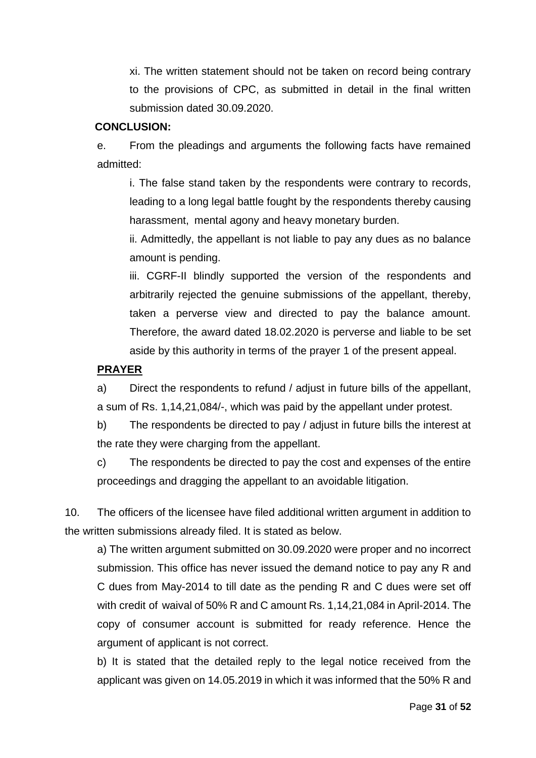xi. The written statement should not be taken on record being contrary to the provisions of CPC, as submitted in detail in the final written submission dated 30.09.2020.

**CONCLUSION:**

e. From the pleadings and arguments the following facts have remained admitted:

i. The false stand taken by the respondents were contrary to records, leading to a long legal battle fought by the respondents thereby causing harassment, mental agony and heavy monetary burden.

ii. Admittedly, the appellant is not liable to pay any dues as no balance amount is pending.

iii. CGRF-II blindly supported the version of the respondents and arbitrarily rejected the genuine submissions of the appellant, thereby, taken a perverse view and directed to pay the balance amount. Therefore, the award dated 18.02.2020 is perverse and liable to be set aside by this authority in terms of the prayer 1 of the present appeal.

**PRAYER**

a) Direct the respondents to refund / adjust in future bills of the appellant, a sum of Rs. 1,14,21,084/-, which was paid by the appellant under protest.

b) The respondents be directed to pay / adjust in future bills the interest at the rate they were charging from the appellant.

c) The respondents be directed to pay the cost and expenses of the entire proceedings and dragging the appellant to an avoidable litigation.

10. The officers of the licensee have filed additional written argument in addition to the written submissions already filed. It is stated as below.

a) The written argument submitted on 30.09.2020 were proper and no incorrect submission. This office has never issued the demand notice to pay any R and C dues from May-2014 to till date as the pending R and C dues were set off with credit of waival of 50% R and C amount Rs. 1,14,21,084 in April-2014. The copy of consumer account is submitted for ready reference. Hence the argument of applicant is not correct.

b) It is stated that the detailed reply to the legal notice received from the applicant was given on 14.05.2019 in which it was informed that the 50% R and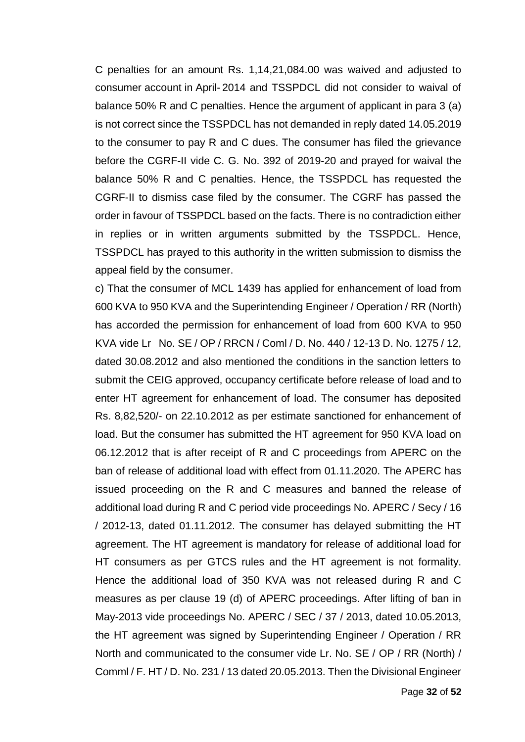C penalties for an amount Rs. 1,14,21,084.00 was waived and adjusted to consumer account in April- 2014 and TSSPDCL did not consider to waival of balance 50% R and C penalties. Hence the argument of applicant in para 3 (a) is not correct since the TSSPDCL has not demanded in reply dated 14.05.2019 to the consumer to pay R and C dues. The consumer has filed the grievance before the CGRF-II vide C. G. No. 392 of 2019-20 and prayed for waival the balance 50% R and C penalties. Hence, the TSSPDCL has requested the CGRF-II to dismiss case filed by the consumer. The CGRF has passed the order in favour of TSSPDCL based on the facts. There is no contradiction either in replies or in written arguments submitted by the TSSPDCL. Hence, TSSPDCL has prayed to this authority in the written submission to dismiss the appeal field by the consumer.

c) That the consumer of MCL 1439 has applied for enhancement of load from 600 KVA to 950 KVA and the Superintending Engineer / Operation / RR (North) has accorded the permission for enhancement of load from 600 KVA to 950 KVA vide Lr No. SE / OP / RRCN / Coml / D. No. 440 / 12-13 D. No. 1275 / 12, dated 30.08.2012 and also mentioned the conditions in the sanction letters to submit the CEIG approved, occupancy certificate before release of load and to enter HT agreement for enhancement of load. The consumer has deposited Rs. 8,82,520/- on 22.10.2012 as per estimate sanctioned for enhancement of load. But the consumer has submitted the HT agreement for 950 KVA load on 06.12.2012 that is after receipt of R and C proceedings from APERC on the ban of release of additional load with effect from 01.11.2020. The APERC has issued proceeding on the R and C measures and banned the release of additional load during R and C period vide proceedings No. APERC / Secy / 16 / 2012-13, dated 01.11.2012. The consumer has delayed submitting the HT agreement. The HT agreement is mandatory for release of additional load for HT consumers as per GTCS rules and the HT agreement is not formality. Hence the additional load of 350 KVA was not released during R and C measures as per clause 19 (d) of APERC proceedings. After lifting of ban in May-2013 vide proceedings No. APERC / SEC / 37 / 2013, dated 10.05.2013, the HT agreement was signed by Superintending Engineer / Operation / RR North and communicated to the consumer vide Lr. No. SE / OP / RR (North) / Comml / F. HT / D. No. 231 / 13 dated 20.05.2013. Then the Divisional Engineer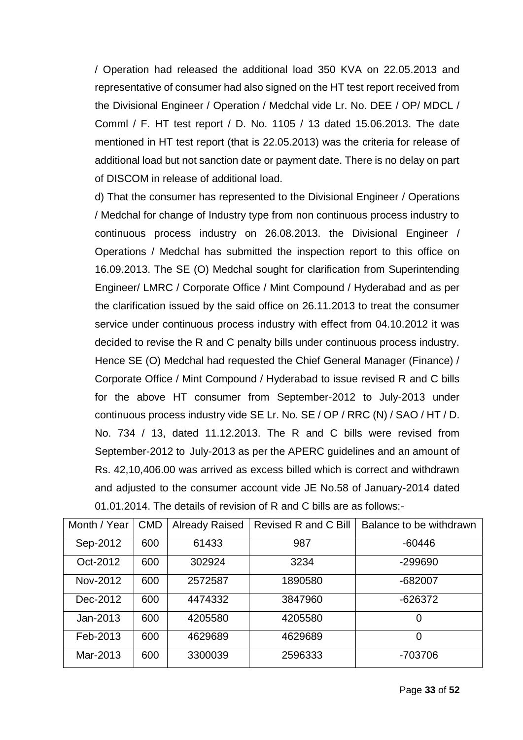/ Operation had released the additional load 350 KVA on 22.05.2013 and representative of consumer had also signed on the HT test report received from the Divisional Engineer / Operation / Medchal vide Lr. No. DEE / OP/ MDCL / Comml / F. HT test report / D. No. 1105 / 13 dated 15.06.2013. The date mentioned in HT test report (that is 22.05.2013) was the criteria for release of additional load but not sanction date or payment date. There is no delay on part of DISCOM in release of additional load.

d) That the consumer has represented to the Divisional Engineer / Operations / Medchal for change of Industry type from non continuous process industry to continuous process industry on 26.08.2013. the Divisional Engineer / Operations / Medchal has submitted the inspection report to this office on 16.09.2013. The SE (O) Medchal sought for clarification from Superintending Engineer/ LMRC / Corporate Office / Mint Compound / Hyderabad and as per the clarification issued by the said office on 26.11.2013 to treat the consumer service under continuous process industry with effect from 04.10.2012 it was decided to revise the R and C penalty bills under continuous process industry. Hence SE (O) Medchal had requested the Chief General Manager (Finance) / Corporate Office / Mint Compound / Hyderabad to issue revised R and C bills for the above HT consumer from September-2012 to July-2013 under continuous process industry vide SE Lr. No. SE / OP / RRC (N) / SAO / HT / D. No. 734 / 13, dated 11.12.2013. The R and C bills were revised from September-2012 to July-2013 as per the APERC guidelines and an amount of Rs. 42,10,406.00 was arrived as excess billed which is correct and withdrawn and adjusted to the consumer account vide JE No.58 of January-2014 dated 01.01.2014. The details of revision of R and C bills are as follows:-

| Month / Year | CMD | Already Raised | Revised R and C Bill | Balance to be withdrawn |
|---|---|---|---|---|
| Sep-2012 | 600 | 61433 | 987 | -60446 |
| Oct-2012 | 600 | 302924 | 3234 | -299690 |
| Nov-2012 | 600 | 2572587 | 1890580 | -682007 |
| Dec-2012 | 600 | 4474332 | 3847960 | -626372 |
| Jan-2013 | 600 | 4205580 | 4205580 | 0 |
| Feb-2013 | 600 | 4629689 | 4629689 | 0 |
| Mar-2013 | 600 | 3300039 | 2596333 | -703706 |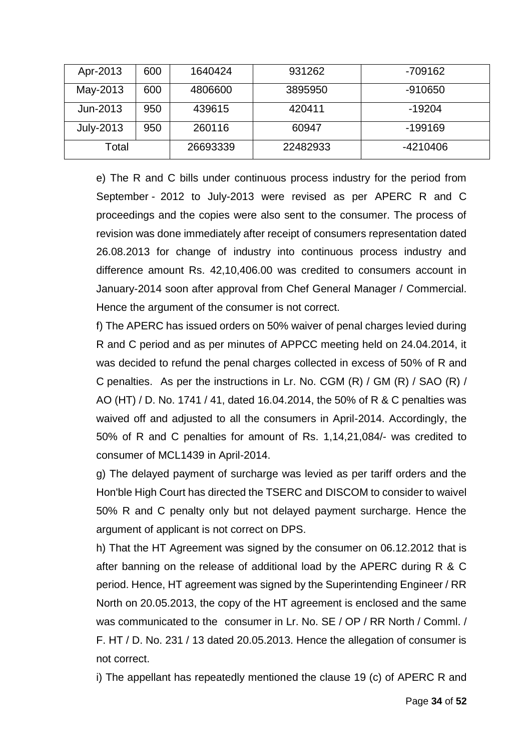| Apr-2013 | 600 | 1640424 | 931262 | -709162 |
|---|---|---|---|---|
| May-2013 | 600 | 4806600 | 3895950 | -910650 |
| Jun-2013 | 950 | 439615 | 420411 | -19204 |
| July-2013 | 950 | 260116 | 60947 | -199169 |
| Total | | 26693339 | 22482933 | -4210406 |

e) The R and C bills under continuous process industry for the period from September - 2012 to July-2013 were revised as per APERC R and C proceedings and the copies were also sent to the consumer. The process of revision was done immediately after receipt of consumers representation dated 26.08.2013 for change of industry into continuous process industry and difference amount Rs. 42,10,406.00 was credited to consumers account in January-2014 soon after approval from Chef General Manager / Commercial. Hence the argument of the consumer is not correct.

f) The APERC has issued orders on 50% waiver of penal charges levied during R and C period and as per minutes of APPCC meeting held on 24.04.2014, it was decided to refund the penal charges collected in excess of 50% of R and C penalties. As per the instructions in Lr. No. CGM (R) / GM (R) / SAO (R) / AO (HT) / D. No. 1741 / 41, dated 16.04.2014, the 50% of R & C penalties was waived off and adjusted to all the consumers in April-2014. Accordingly, the 50% of R and C penalties for amount of Rs. 1,14,21,084/- was credited to consumer of MCL1439 in April-2014.

g) The delayed payment of surcharge was levied as per tariff orders and the Hon'ble High Court has directed the TSERC and DISCOM to consider to waivel 50% R and C penalty only but not delayed payment surcharge. Hence the argument of applicant is not correct on DPS.

h) That the HT Agreement was signed by the consumer on 06.12.2012 that is after banning on the release of additional load by the APERC during R & C period. Hence, HT agreement was signed by the Superintending Engineer / RR North on 20.05.2013, the copy of the HT agreement is enclosed and the same was communicated to the consumer in Lr. No. SE / OP / RR North / Comml. / F. HT / D. No. 231 / 13 dated 20.05.2013. Hence the allegation of consumer is not correct.

i) The appellant has repeatedly mentioned the clause 19 (c) of APERC R and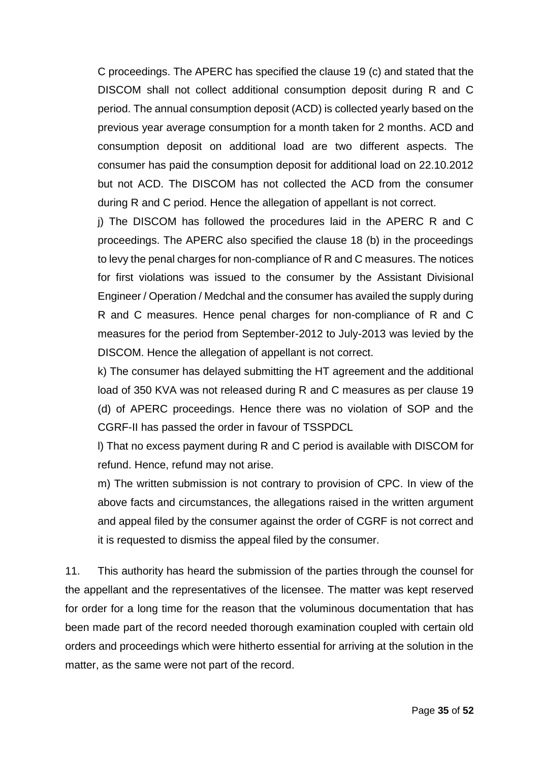C proceedings. The APERC has specified the clause 19 (c) and stated that the DISCOM shall not collect additional consumption deposit during R and C period. The annual consumption deposit (ACD) is collected yearly based on the previous year average consumption for a month taken for 2 months. ACD and consumption deposit on additional load are two different aspects. The consumer has paid the consumption deposit for additional load on 22.10.2012 but not ACD. The DISCOM has not collected the ACD from the consumer during R and C period. Hence the allegation of appellant is not correct.

j) The DISCOM has followed the procedures laid in the APERC R and C proceedings. The APERC also specified the clause 18 (b) in the proceedings to levy the penal charges for non-compliance of R and C measures. The notices for first violations was issued to the consumer by the Assistant Divisional Engineer / Operation / Medchal and the consumer has availed the supply during R and C measures. Hence penal charges for non-compliance of R and C measures for the period from September-2012 to July-2013 was levied by the DISCOM. Hence the allegation of appellant is not correct.

k) The consumer has delayed submitting the HT agreement and the additional load of 350 KVA was not released during R and C measures as per clause 19 (d) of APERC proceedings. Hence there was no violation of SOP and the CGRF-II has passed the order in favour of TSSPDCL

l) That no excess payment during R and C period is available with DISCOM for refund. Hence, refund may not arise.

m) The written submission is not contrary to provision of CPC. In view of the above facts and circumstances, the allegations raised in the written argument and appeal filed by the consumer against the order of CGRF is not correct and it is requested to dismiss the appeal filed by the consumer.

11. This authority has heard the submission of the parties through the counsel for the appellant and the representatives of the licensee. The matter was kept reserved for order for a long time for the reason that the voluminous documentation that has been made part of the record needed thorough examination coupled with certain old orders and proceedings which were hitherto essential for arriving at the solution in the matter, as the same were not part of the record.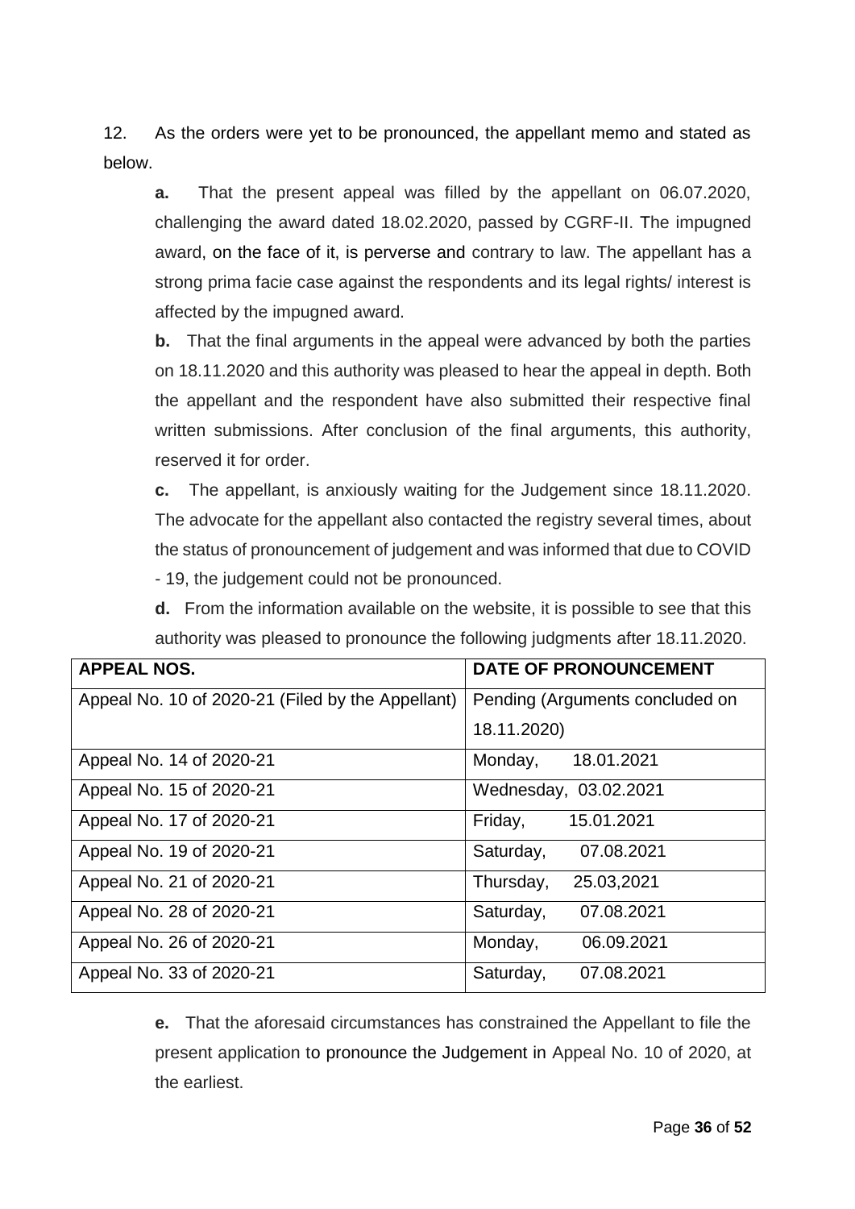12. As the orders were yet to be pronounced, the appellant memo and stated as below.

**a.** That the present appeal was filled by the appellant on 06.07.2020, challenging the award dated 18.02.2020, passed by CGRF-II. The impugned award, on the face of it, is perverse and contrary to law. The appellant has a strong prima facie case against the respondents and its legal rights/ interest is affected by the impugned award.

**b.** That the final arguments in the appeal were advanced by both the parties on 18.11.2020 and this authority was pleased to hear the appeal in depth. Both the appellant and the respondent have also submitted their respective final written submissions. After conclusion of the final arguments, this authority, reserved it for order.

**c.** The appellant, is anxiously waiting for the Judgement since 18.11.2020. The advocate for the appellant also contacted the registry several times, about the status of pronouncement of judgement and was informed that due to COVID - 19, the judgement could not be pronounced.

**d.** From the information available on the website, it is possible to see that this authority was pleased to pronounce the following judgments after 18.11.2020.

| APPEAL NOS. | DATE OF PRONOUNCEMENT |
|---|---|
| Appeal No. 10 of 2020-21 (Filed by the Appellant) | Pending (Arguments concluded on 18.11.2020) |
| Appeal No. 14 of 2020-21 | Monday, 18.01.2021 |
| Appeal No. 15 of 2020-21 | Wednesday, 03.02.2021 |
| Appeal No. 17 of 2020-21 | Friday, 15.01.2021 |
| Appeal No. 19 of 2020-21 | Saturday, 07.08.2021 |
| Appeal No. 21 of 2020-21 | Thursday, 25.03,2021 |
| Appeal No. 28 of 2020-21 | Saturday, 07.08.2021 |
| Appeal No. 26 of 2020-21 | Monday, 06.09.2021 |
| Appeal No. 33 of 2020-21 | Saturday, 07.08.2021 |

**e.** That the aforesaid circumstances has constrained the Appellant to file the present application to pronounce the Judgement in Appeal No. 10 of 2020, at the earliest.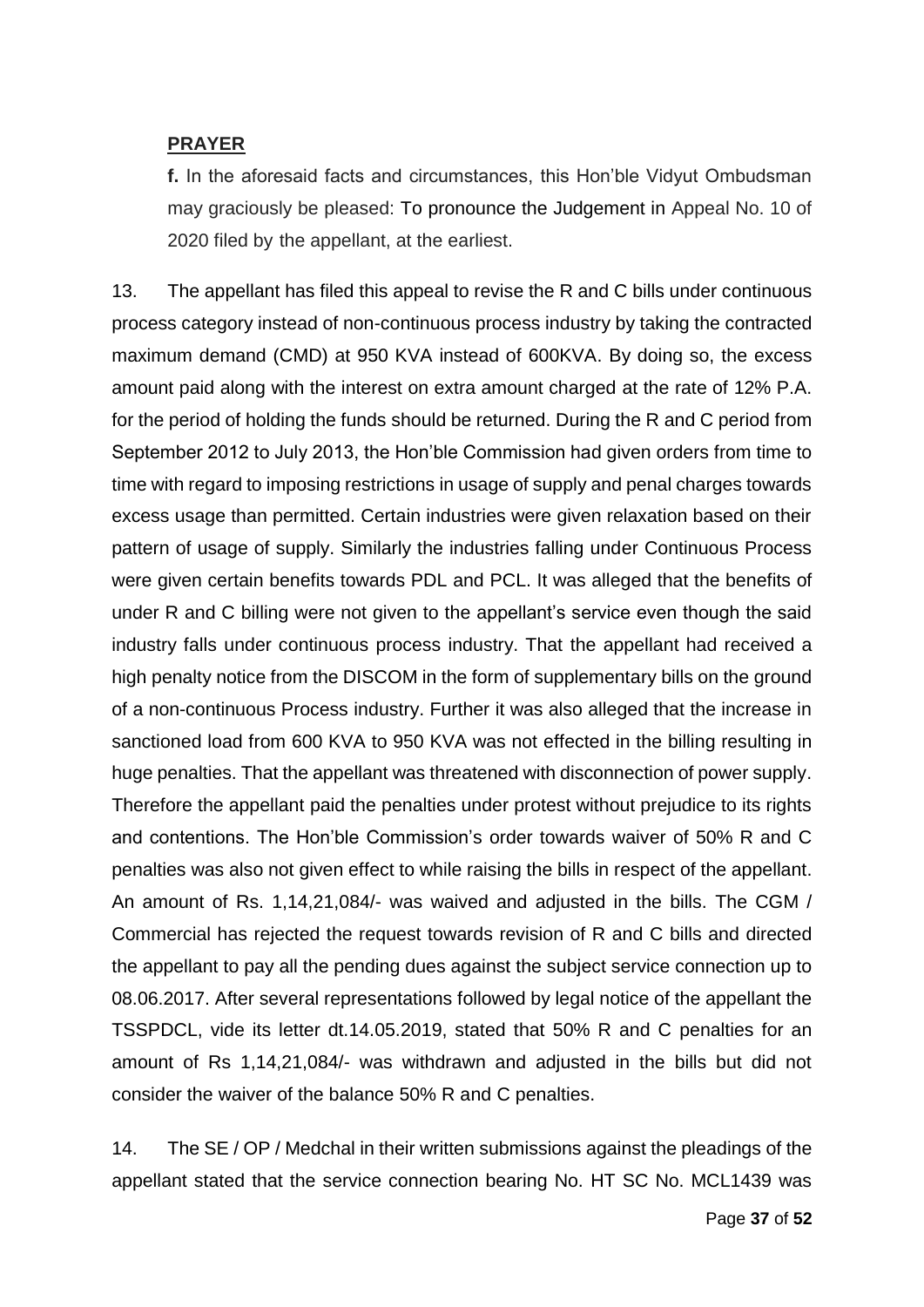## PRAYER

**f.** In the aforesaid facts and circumstances, this Hon'ble Vidyut Ombudsman may graciously be pleased: To pronounce the Judgement in Appeal No. 10 of 2020 filed by the appellant, at the earliest.

13. The appellant has filed this appeal to revise the R and C bills under continuous process category instead of non-continuous process industry by taking the contracted maximum demand (CMD) at 950 KVA instead of 600KVA. By doing so, the excess amount paid along with the interest on extra amount charged at the rate of 12% P.A. for the period of holding the funds should be returned. During the R and C period from September 2012 to July 2013, the Hon'ble Commission had given orders from time to time with regard to imposing restrictions in usage of supply and penal charges towards excess usage than permitted. Certain industries were given relaxation based on their pattern of usage of supply. Similarly the industries falling under Continuous Process were given certain benefits towards PDL and PCL. It was alleged that the benefits of under R and C billing were not given to the appellant's service even though the said industry falls under continuous process industry. That the appellant had received a high penalty notice from the DISCOM in the form of supplementary bills on the ground of a non-continuous Process industry. Further it was also alleged that the increase in sanctioned load from 600 KVA to 950 KVA was not effected in the billing resulting in huge penalties. That the appellant was threatened with disconnection of power supply. Therefore the appellant paid the penalties under protest without prejudice to its rights and contentions. The Hon'ble Commission's order towards waiver of 50% R and C penalties was also not given effect to while raising the bills in respect of the appellant. An amount of Rs. 1,14,21,084/- was waived and adjusted in the bills. The CGM / Commercial has rejected the request towards revision of R and C bills and directed the appellant to pay all the pending dues against the subject service connection up to 08.06.2017. After several representations followed by legal notice of the appellant the TSSPDCL, vide its letter dt.14.05.2019, stated that 50% R and C penalties for an amount of Rs 1,14,21,084/- was withdrawn and adjusted in the bills but did not consider the waiver of the balance 50% R and C penalties.

14. The SE / OP / Medchal in their written submissions against the pleadings of the appellant stated that the service connection bearing No. HT SC No. MCL1439 was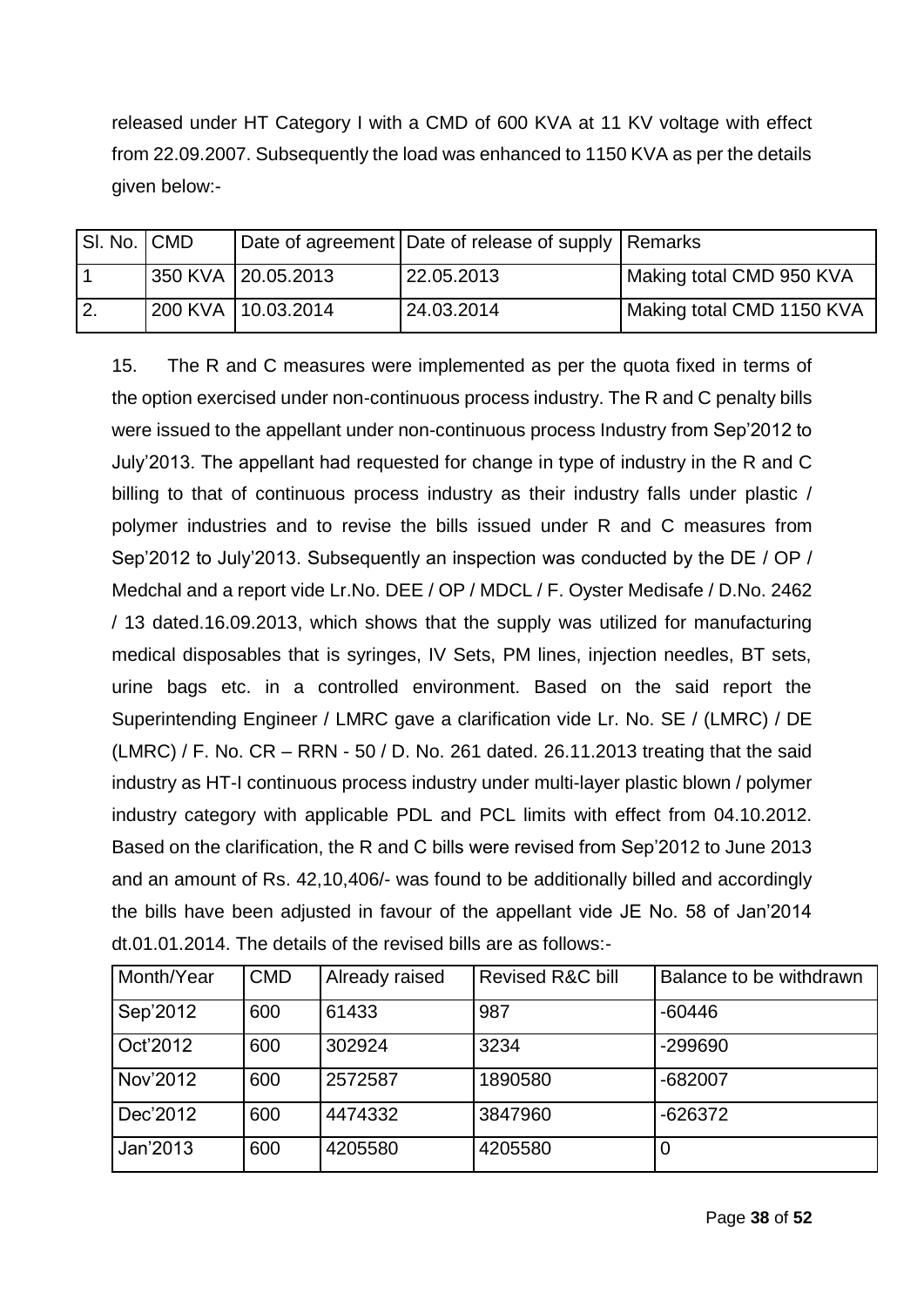released under HT Category I with a CMD of 600 KVA at 11 KV voltage with effect from 22.09.2007. Subsequently the load was enhanced to 1150 KVA as per the details given below:-

| Sl. No. | CMD | Date of agreement | Date of release of supply | Remarks |
|---|---|---|---|---|
| 1 | 350 KVA | 20.05.2013 | 22.05.2013 | Making total CMD 950 KVA |
| 2. | 200 KVA | 10.03.2014 | 24.03.2014 | Making total CMD 1150 KVA |

15. The R and C measures were implemented as per the quota fixed in terms of the option exercised under non-continuous process industry. The R and C penalty bills were issued to the appellant under non-continuous process Industry from Sep'2012 to July'2013. The appellant had requested for change in type of industry in the R and C billing to that of continuous process industry as their industry falls under plastic / polymer industries and to revise the bills issued under R and C measures from Sep'2012 to July'2013. Subsequently an inspection was conducted by the DE / OP / Medchal and a report vide Lr.No. DEE / OP / MDCL / F. Oyster Medisafe / D.No. 2462 / 13 dated.16.09.2013, which shows that the supply was utilized for manufacturing medical disposables that is syringes, IV Sets, PM lines, injection needles, BT sets, urine bags etc. in a controlled environment. Based on the said report the Superintending Engineer / LMRC gave a clarification vide Lr. No. SE / (LMRC) / DE (LMRC) / F. No. CR – RRN - 50 / D. No. 261 dated. 26.11.2013 treating that the said industry as HT-I continuous process industry under multi-layer plastic blown / polymer industry category with applicable PDL and PCL limits with effect from 04.10.2012. Based on the clarification, the R and C bills were revised from Sep'2012 to June 2013 and an amount of Rs. 42,10,406/- was found to be additionally billed and accordingly the bills have been adjusted in favour of the appellant vide JE No. 58 of Jan'2014 dt.01.01.2014. The details of the revised bills are as follows:-

| Month/Year | CMD | Already raised | Revised R&C bill | Balance to be withdrawn |
|---|---|---|---|---|
| Sep'2012 | 600 | 61433 | 987 | -60446 |
| Oct'2012 | 600 | 302924 | 3234 | -299690 |
| Nov'2012 | 600 | 2572587 | 1890580 | -682007 |
| Dec'2012 | 600 | 4474332 | 3847960 | -626372 |
| Jan'2013 | 600 | 4205580 | 4205580 | 0 |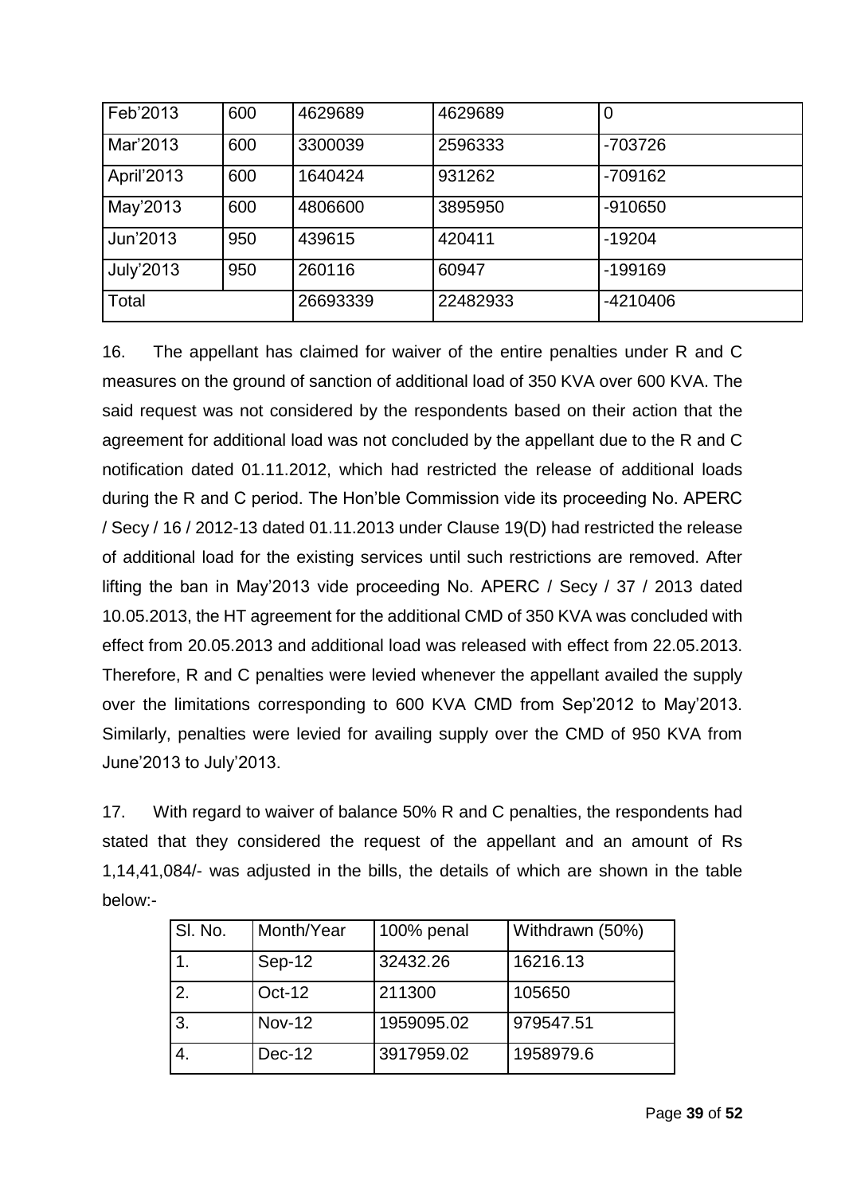| Feb'2013 | 600 | 4629689 | 4629689 | 0 |
|---|---|---|---|---|
| Mar'2013 | 600 | 3300039 | 2596333 | -703726 |
| April'2013 | 600 | 1640424 | 931262 | -709162 |
| May'2013 | 600 | 4806600 | 3895950 | -910650 |
| Jun'2013 | 950 | 439615 | 420411 | -19204 |
| July'2013 | 950 | 260116 | 60947 | -199169 |
| Total | | 26693339 | 22482933 | -4210406 |

16. The appellant has claimed for waiver of the entire penalties under R and C measures on the ground of sanction of additional load of 350 KVA over 600 KVA. The said request was not considered by the respondents based on their action that the agreement for additional load was not concluded by the appellant due to the R and C notification dated 01.11.2012, which had restricted the release of additional loads during the R and C period. The Hon'ble Commission vide its proceeding No. APERC / Secy / 16 / 2012-13 dated 01.11.2013 under Clause 19(D) had restricted the release of additional load for the existing services until such restrictions are removed. After lifting the ban in May'2013 vide proceeding No. APERC / Secy / 37 / 2013 dated 10.05.2013, the HT agreement for the additional CMD of 350 KVA was concluded with effect from 20.05.2013 and additional load was released with effect from 22.05.2013. Therefore, R and C penalties were levied whenever the appellant availed the supply over the limitations corresponding to 600 KVA CMD from Sep'2012 to May'2013. Similarly, penalties were levied for availing supply over the CMD of 950 KVA from June'2013 to July'2013.

17. With regard to waiver of balance 50% R and C penalties, the respondents had stated that they considered the request of the appellant and an amount of Rs 1,14,41,084/- was adjusted in the bills, the details of which are shown in the table below:-

| Sl. No. | Month/Year | 100% penal | Withdrawn (50%) |
|---|---|---|---|
| 1. | Sep-12 | 32432.26 | 16216.13 |
| 2. | Oct-12 | 211300 | 105650 |
| 3. | Nov-12 | 1959095.02 | 979547.51 |
| 4. | Dec-12 | 3917959.02 | 1958979.6 |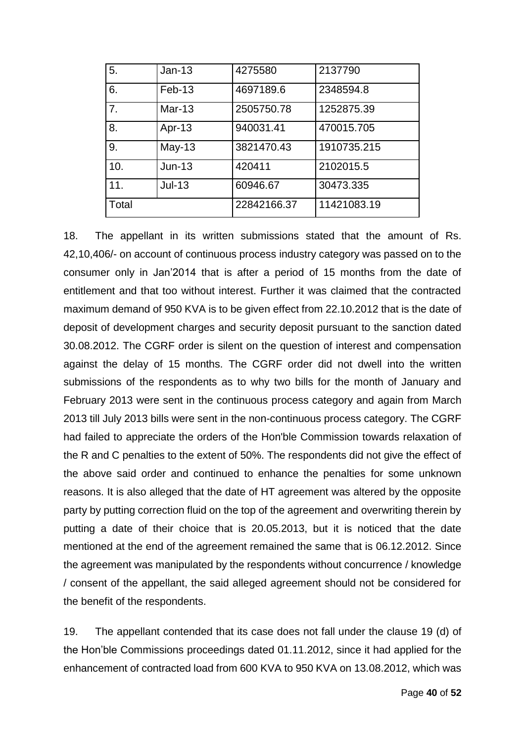| 5. | Jan-13 | 4275580 | 2137790 |
|---|---|---|---|
| 6. | Feb-13 | 4697189.6 | 2348594.8 |
| 7. | Mar-13 | 2505750.78 | 1252875.39 |
| 8. | Apr-13 | 940031.41 | 470015.705 |
| 9. | May-13 | 3821470.43 | 1910735.215 |
| 10. | Jun-13 | 420411 | 2102015.5 |
| 11. | Jul-13 | 60946.67 | 30473.335 |
| Total | | 22842166.37 | 11421083.19 |

18. The appellant in its written submissions stated that the amount of Rs. 42,10,406/- on account of continuous process industry category was passed on to the consumer only in Jan'2014 that is after a period of 15 months from the date of entitlement and that too without interest. Further it was claimed that the contracted maximum demand of 950 KVA is to be given effect from 22.10.2012 that is the date of deposit of development charges and security deposit pursuant to the sanction dated 30.08.2012. The CGRF order is silent on the question of interest and compensation against the delay of 15 months. The CGRF order did not dwell into the written submissions of the respondents as to why two bills for the month of January and February 2013 were sent in the continuous process category and again from March 2013 till July 2013 bills were sent in the non-continuous process category. The CGRF had failed to appreciate the orders of the Hon'ble Commission towards relaxation of the R and C penalties to the extent of 50%. The respondents did not give the effect of the above said order and continued to enhance the penalties for some unknown reasons. It is also alleged that the date of HT agreement was altered by the opposite party by putting correction fluid on the top of the agreement and overwriting therein by putting a date of their choice that is 20.05.2013, but it is noticed that the date mentioned at the end of the agreement remained the same that is 06.12.2012. Since the agreement was manipulated by the respondents without concurrence / knowledge / consent of the appellant, the said alleged agreement should not be considered for the benefit of the respondents.

19. The appellant contended that its case does not fall under the clause 19 (d) of the Hon'ble Commissions proceedings dated 01.11.2012, since it had applied for the enhancement of contracted load from 600 KVA to 950 KVA on 13.08.2012, which was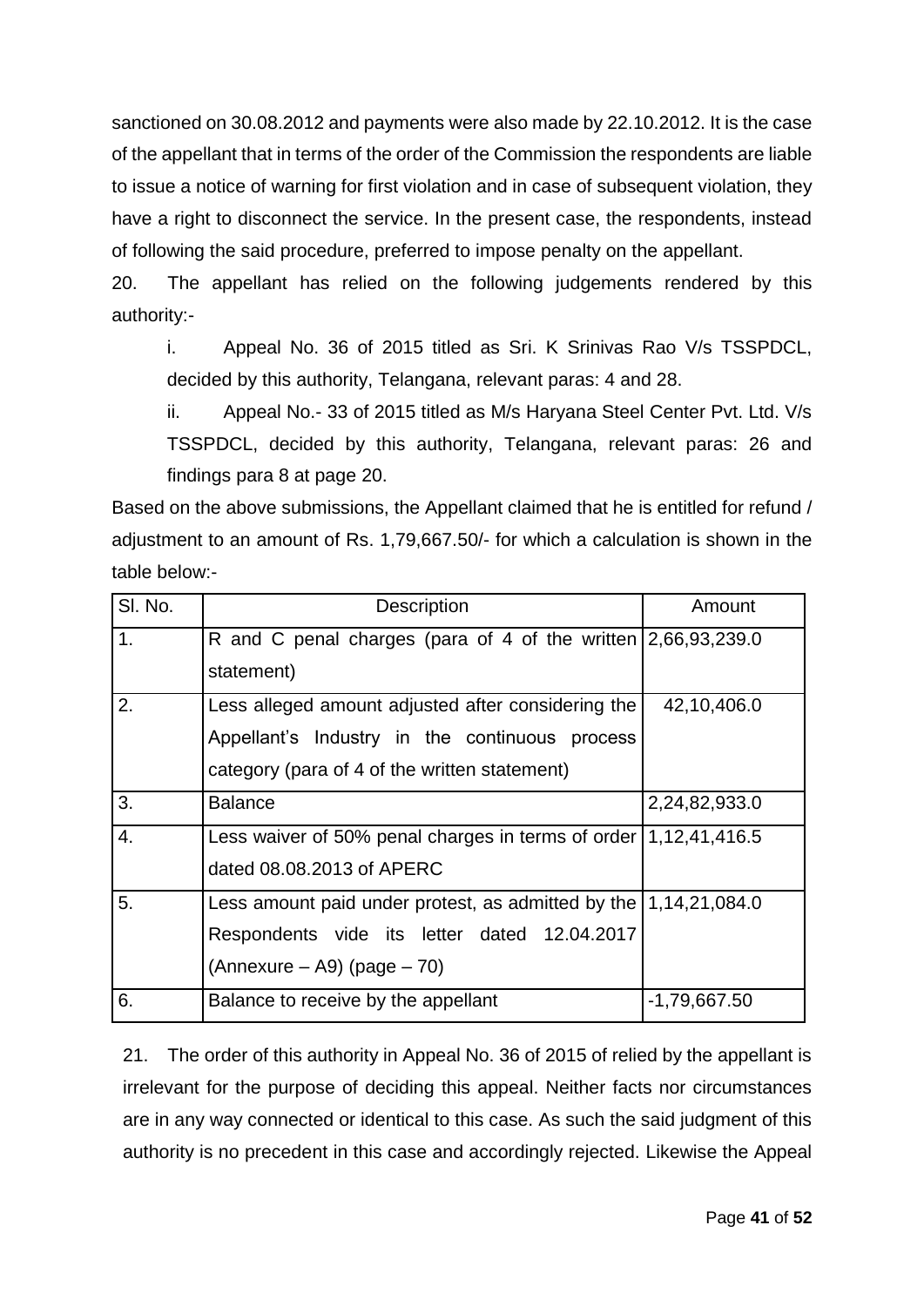sanctioned on 30.08.2012 and payments were also made by 22.10.2012. It is the case of the appellant that in terms of the order of the Commission the respondents are liable to issue a notice of warning for first violation and in case of subsequent violation, they have a right to disconnect the service. In the present case, the respondents, instead of following the said procedure, preferred to impose penalty on the appellant.

20. The appellant has relied on the following judgements rendered by this authority:-

i. Appeal No. 36 of 2015 titled as Sri. K Srinivas Rao V/s TSSPDCL, decided by this authority, Telangana, relevant paras: 4 and 28.

ii. Appeal No.- 33 of 2015 titled as M/s Haryana Steel Center Pvt. Ltd. V/s TSSPDCL, decided by this authority, Telangana, relevant paras: 26 and findings para 8 at page 20.

Based on the above submissions, the Appellant claimed that he is entitled for refund / adjustment to an amount of Rs. 1,79,667.50/- for which a calculation is shown in the table below:-

| Sl. No. | Description | Amount |
|---|---|---|
| 1. | R and C penal charges (para of 4 of the written statement) | 2,66,93,239.0 |
| 2. | Less alleged amount adjusted after considering the Appellant's Industry in the continuous process category (para of 4 of the written statement) | 42,10,406.0 |
| 3. | Balance | 2,24,82,933.0 |
| 4. | Less waiver of 50% penal charges in terms of order dated 08.08.2013 of APERC | 1,12,41,416.5 |
| 5. | Less amount paid under protest, as admitted by the Respondents vide its letter dated 12.04.2017 (Annexure – A9) (page – 70) | 1,14,21,084.0 |
| 6. | Balance to receive by the appellant | -1,79,667.50 |

21. The order of this authority in Appeal No. 36 of 2015 of relied by the appellant is irrelevant for the purpose of deciding this appeal. Neither facts nor circumstances are in any way connected or identical to this case. As such the said judgment of this authority is no precedent in this case and accordingly rejected. Likewise the Appeal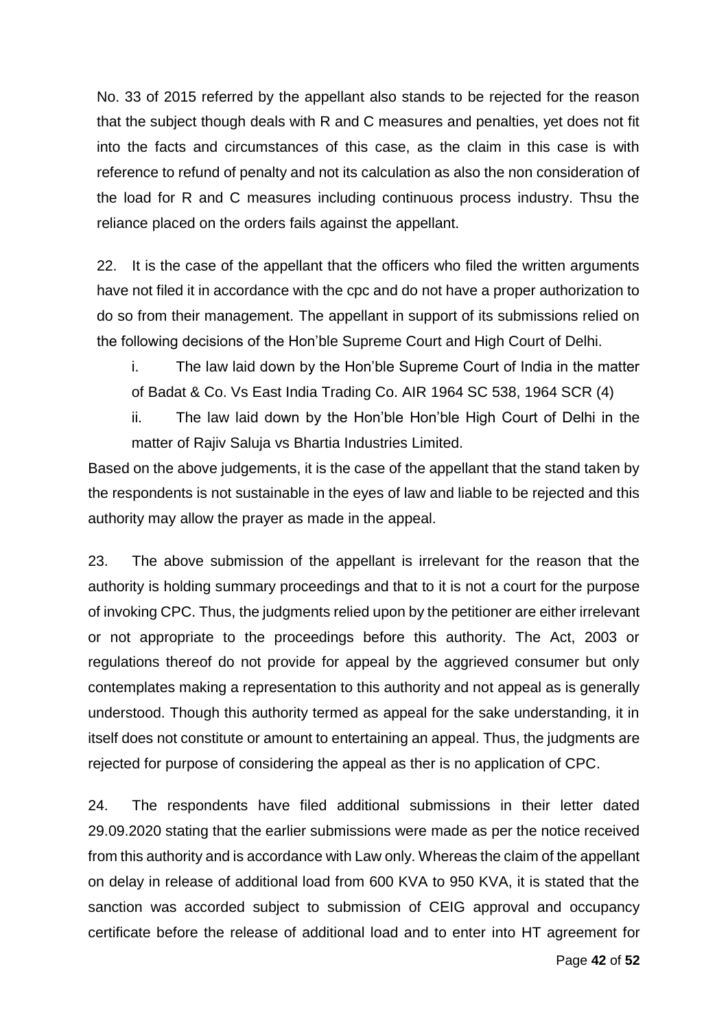No. 33 of 2015 referred by the appellant also stands to be rejected for the reason that the subject though deals with R and C measures and penalties, yet does not fit into the facts and circumstances of this case, as the claim in this case is with reference to refund of penalty and not its calculation as also the non consideration of the load for R and C measures including continuous process industry. Thsu the reliance placed on the orders fails against the appellant.

22. It is the case of the appellant that the officers who filed the written arguments have not filed it in accordance with the cpc and do not have a proper authorization to do so from their management. The appellant in support of its submissions relied on the following decisions of the Hon'ble Supreme Court and High Court of Delhi.

i. The law laid down by the Hon'ble Supreme Court of India in the matter of Badat & Co. Vs East India Trading Co. AIR 1964 SC 538, 1964 SCR (4)

ii. The law laid down by the Hon'ble Hon'ble High Court of Delhi in the matter of Rajiv Saluja vs Bhartia Industries Limited.

Based on the above judgements, it is the case of the appellant that the stand taken by the respondents is not sustainable in the eyes of law and liable to be rejected and this authority may allow the prayer as made in the appeal.

23. The above submission of the appellant is irrelevant for the reason that the authority is holding summary proceedings and that to it is not a court for the purpose of invoking CPC. Thus, the judgments relied upon by the petitioner are either irrelevant or not appropriate to the proceedings before this authority. The Act, 2003 or regulations thereof do not provide for appeal by the aggrieved consumer but only contemplates making a representation to this authority and not appeal as is generally understood. Though this authority termed as appeal for the sake understanding, it in itself does not constitute or amount to entertaining an appeal. Thus, the judgments are rejected for purpose of considering the appeal as ther is no application of CPC.

24. The respondents have filed additional submissions in their letter dated 29.09.2020 stating that the earlier submissions were made as per the notice received from this authority and is accordance with Law only. Whereas the claim of the appellant on delay in release of additional load from 600 KVA to 950 KVA, it is stated that the sanction was accorded subject to submission of CEIG approval and occupancy certificate before the release of additional load and to enter into HT agreement for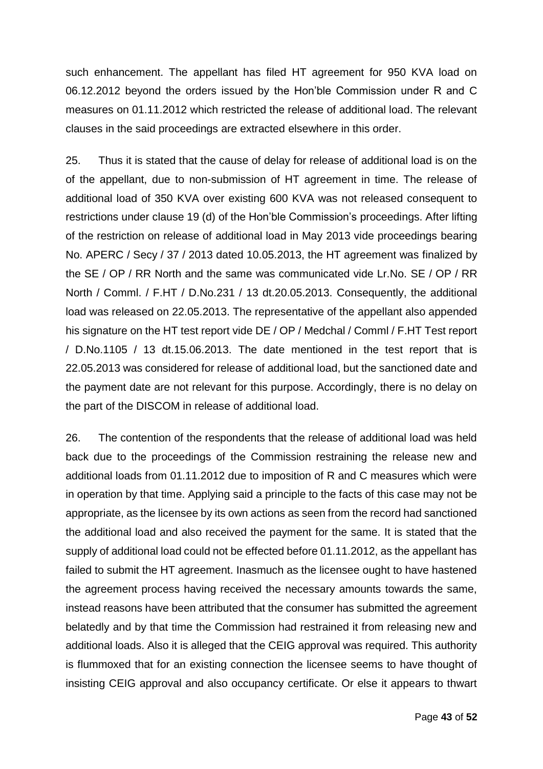such enhancement. The appellant has filed HT agreement for 950 KVA load on 06.12.2012 beyond the orders issued by the Hon'ble Commission under R and C measures on 01.11.2012 which restricted the release of additional load. The relevant clauses in the said proceedings are extracted elsewhere in this order.

25. Thus it is stated that the cause of delay for release of additional load is on the of the appellant, due to non-submission of HT agreement in time. The release of additional load of 350 KVA over existing 600 KVA was not released consequent to restrictions under clause 19 (d) of the Hon'ble Commission's proceedings. After lifting of the restriction on release of additional load in May 2013 vide proceedings bearing No. APERC / Secy / 37 / 2013 dated 10.05.2013, the HT agreement was finalized by the SE / OP / RR North and the same was communicated vide Lr.No. SE / OP / RR North / Comml. / F.HT / D.No.231 / 13 dt.20.05.2013. Consequently, the additional load was released on 22.05.2013. The representative of the appellant also appended his signature on the HT test report vide DE / OP / Medchal / Comml / F.HT Test report / D.No.1105 / 13 dt.15.06.2013. The date mentioned in the test report that is 22.05.2013 was considered for release of additional load, but the sanctioned date and the payment date are not relevant for this purpose. Accordingly, there is no delay on the part of the DISCOM in release of additional load.

26. The contention of the respondents that the release of additional load was held back due to the proceedings of the Commission restraining the release new and additional loads from 01.11.2012 due to imposition of R and C measures which were in operation by that time. Applying said a principle to the facts of this case may not be appropriate, as the licensee by its own actions as seen from the record had sanctioned the additional load and also received the payment for the same. It is stated that the supply of additional load could not be effected before 01.11.2012, as the appellant has failed to submit the HT agreement. Inasmuch as the licensee ought to have hastened the agreement process having received the necessary amounts towards the same, instead reasons have been attributed that the consumer has submitted the agreement belatedly and by that time the Commission had restrained it from releasing new and additional loads. Also it is alleged that the CEIG approval was required. This authority is flummoxed that for an existing connection the licensee seems to have thought of insisting CEIG approval and also occupancy certificate. Or else it appears to thwart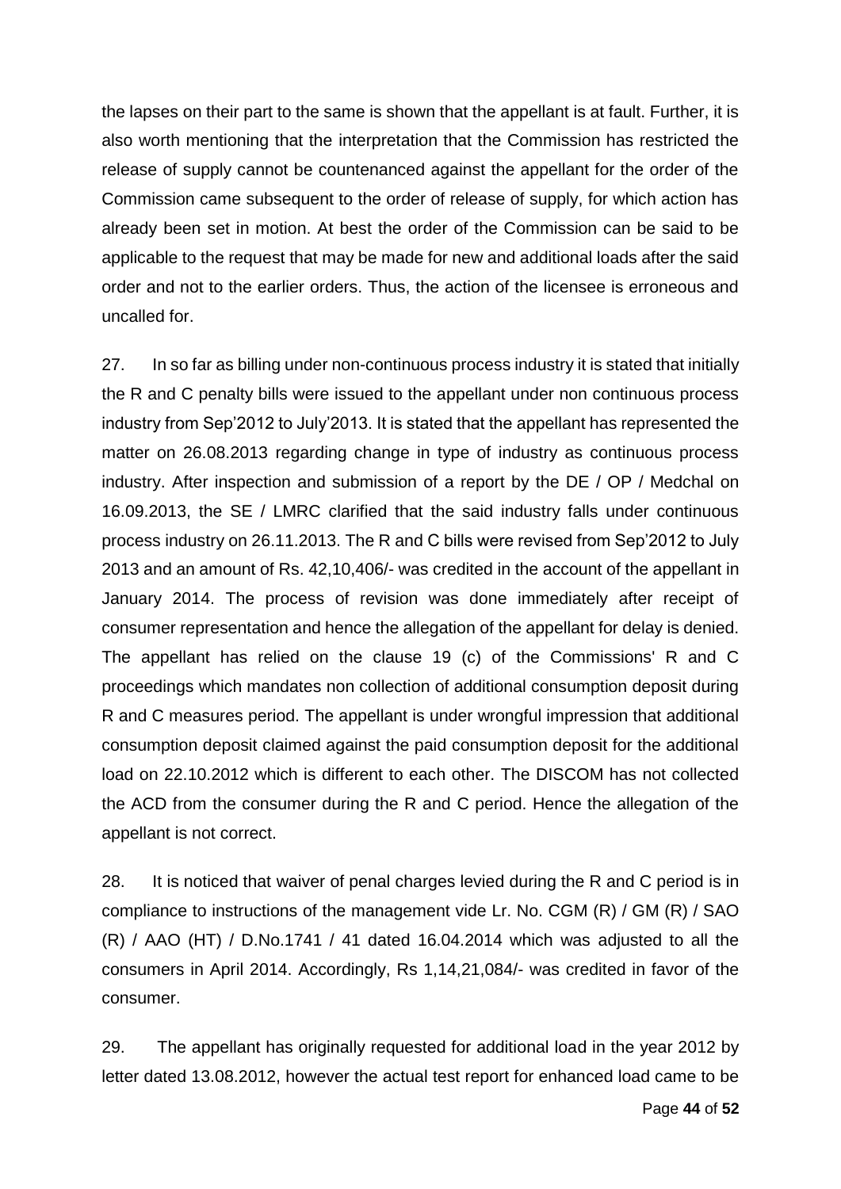the lapses on their part to the same is shown that the appellant is at fault. Further, it is also worth mentioning that the interpretation that the Commission has restricted the release of supply cannot be countenanced against the appellant for the order of the Commission came subsequent to the order of release of supply, for which action has already been set in motion. At best the order of the Commission can be said to be applicable to the request that may be made for new and additional loads after the said order and not to the earlier orders. Thus, the action of the licensee is erroneous and uncalled for.

27. In so far as billing under non-continuous process industry it is stated that initially the R and C penalty bills were issued to the appellant under non continuous process industry from Sep'2012 to July'2013. It is stated that the appellant has represented the matter on 26.08.2013 regarding change in type of industry as continuous process industry. After inspection and submission of a report by the DE / OP / Medchal on 16.09.2013, the SE / LMRC clarified that the said industry falls under continuous process industry on 26.11.2013. The R and C bills were revised from Sep'2012 to July 2013 and an amount of Rs. 42,10,406/- was credited in the account of the appellant in January 2014. The process of revision was done immediately after receipt of consumer representation and hence the allegation of the appellant for delay is denied. The appellant has relied on the clause 19 (c) of the Commissions' R and C proceedings which mandates non collection of additional consumption deposit during R and C measures period. The appellant is under wrongful impression that additional consumption deposit claimed against the paid consumption deposit for the additional load on 22.10.2012 which is different to each other. The DISCOM has not collected the ACD from the consumer during the R and C period. Hence the allegation of the appellant is not correct.

28. It is noticed that waiver of penal charges levied during the R and C period is in compliance to instructions of the management vide Lr. No. CGM (R) / GM (R) / SAO (R) / AAO (HT) / D.No.1741 / 41 dated 16.04.2014 which was adjusted to all the consumers in April 2014. Accordingly, Rs 1,14,21,084/- was credited in favor of the consumer.

29. The appellant has originally requested for additional load in the year 2012 by letter dated 13.08.2012, however the actual test report for enhanced load came to be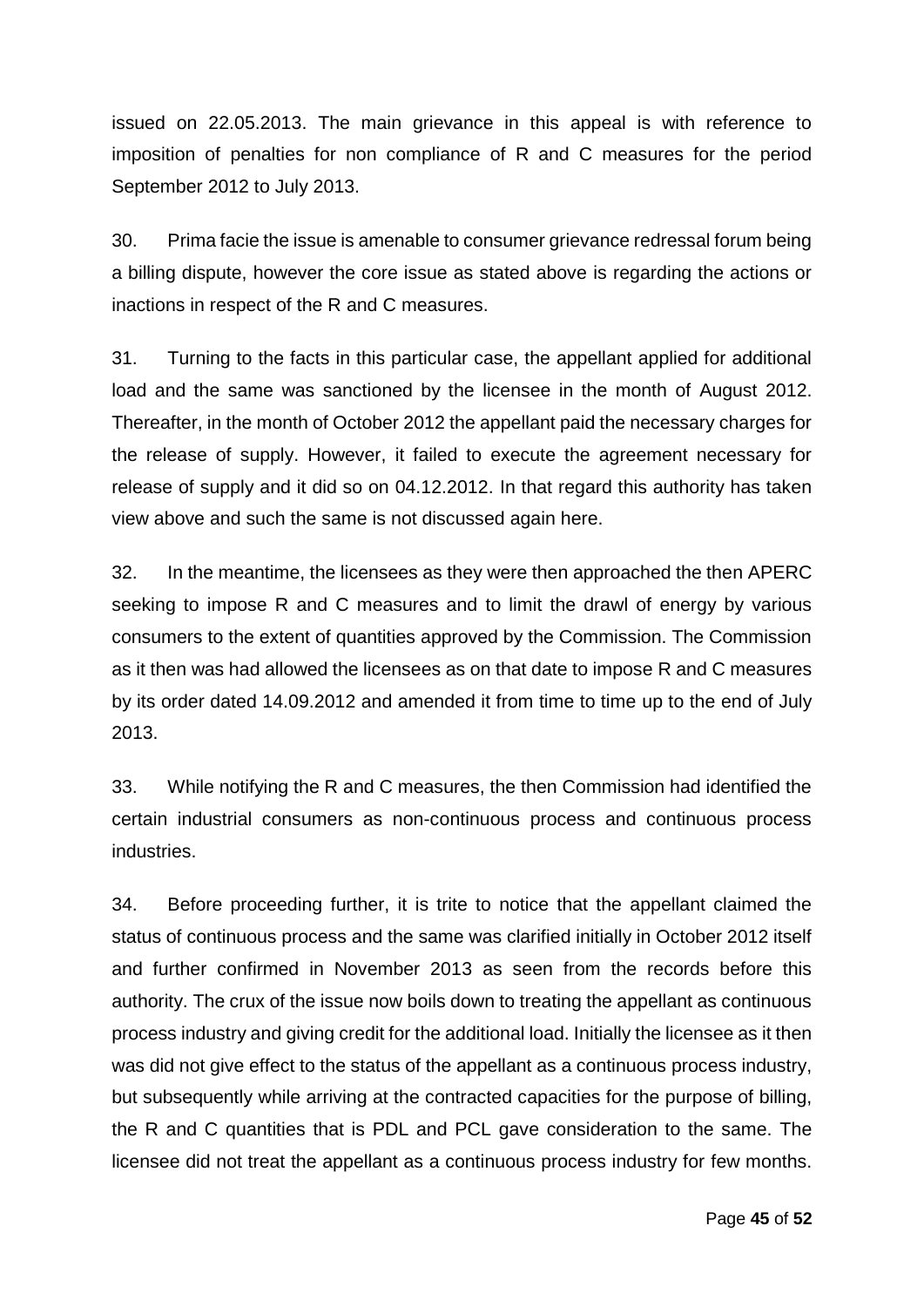issued on 22.05.2013. The main grievance in this appeal is with reference to imposition of penalties for non compliance of R and C measures for the period September 2012 to July 2013.

30. Prima facie the issue is amenable to consumer grievance redressal forum being a billing dispute, however the core issue as stated above is regarding the actions or inactions in respect of the R and C measures.

31. Turning to the facts in this particular case, the appellant applied for additional load and the same was sanctioned by the licensee in the month of August 2012. Thereafter, in the month of October 2012 the appellant paid the necessary charges for the release of supply. However, it failed to execute the agreement necessary for release of supply and it did so on 04.12.2012. In that regard this authority has taken view above and such the same is not discussed again here.

32. In the meantime, the licensees as they were then approached the then APERC seeking to impose R and C measures and to limit the drawl of energy by various consumers to the extent of quantities approved by the Commission. The Commission as it then was had allowed the licensees as on that date to impose R and C measures by its order dated 14.09.2012 and amended it from time to time up to the end of July 2013.

33. While notifying the R and C measures, the then Commission had identified the certain industrial consumers as non-continuous process and continuous process industries.

34. Before proceeding further, it is trite to notice that the appellant claimed the status of continuous process and the same was clarified initially in October 2012 itself and further confirmed in November 2013 as seen from the records before this authority. The crux of the issue now boils down to treating the appellant as continuous process industry and giving credit for the additional load. Initially the licensee as it then was did not give effect to the status of the appellant as a continuous process industry, but subsequently while arriving at the contracted capacities for the purpose of billing, the R and C quantities that is PDL and PCL gave consideration to the same. The licensee did not treat the appellant as a continuous process industry for few months.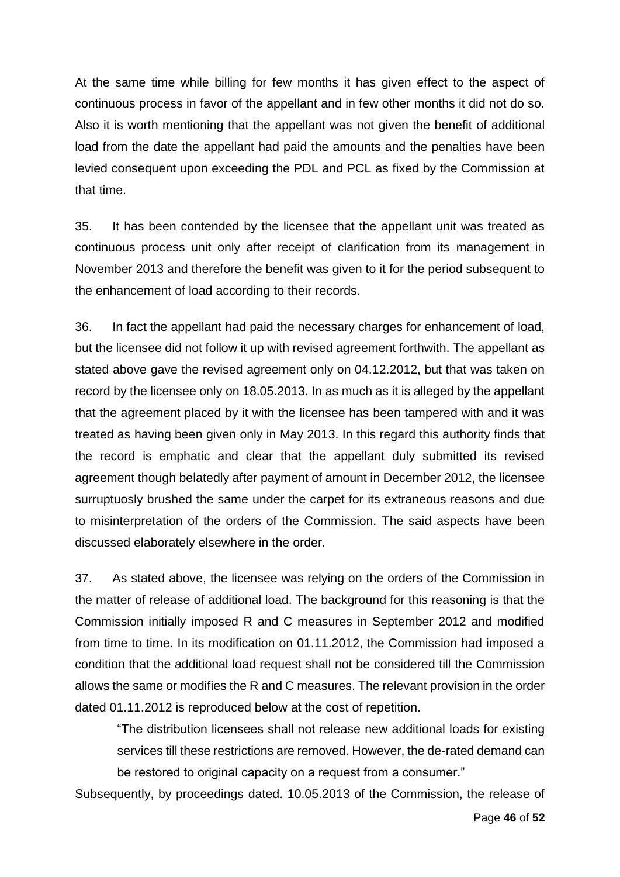At the same time while billing for few months it has given effect to the aspect of continuous process in favor of the appellant and in few other months it did not do so. Also it is worth mentioning that the appellant was not given the benefit of additional load from the date the appellant had paid the amounts and the penalties have been levied consequent upon exceeding the PDL and PCL as fixed by the Commission at that time.

35. It has been contended by the licensee that the appellant unit was treated as continuous process unit only after receipt of clarification from its management in November 2013 and therefore the benefit was given to it for the period subsequent to the enhancement of load according to their records.

36. In fact the appellant had paid the necessary charges for enhancement of load, but the licensee did not follow it up with revised agreement forthwith. The appellant as stated above gave the revised agreement only on 04.12.2012, but that was taken on record by the licensee only on 18.05.2013. In as much as it is alleged by the appellant that the agreement placed by it with the licensee has been tampered with and it was treated as having been given only in May 2013. In this regard this authority finds that the record is emphatic and clear that the appellant duly submitted its revised agreement though belatedly after payment of amount in December 2012, the licensee surruptuosly brushed the same under the carpet for its extraneous reasons and due to misinterpretation of the orders of the Commission. The said aspects have been discussed elaborately elsewhere in the order.

37. As stated above, the licensee was relying on the orders of the Commission in the matter of release of additional load. The background for this reasoning is that the Commission initially imposed R and C measures in September 2012 and modified from time to time. In its modification on 01.11.2012, the Commission had imposed a condition that the additional load request shall not be considered till the Commission allows the same or modifies the R and C measures. The relevant provision in the order dated 01.11.2012 is reproduced below at the cost of repetition.

> "The distribution licensees shall not release new additional loads for existing services till these restrictions are removed. However, the de-rated demand can be restored to original capacity on a request from a consumer."

Subsequently, by proceedings dated. 10.05.2013 of the Commission, the release of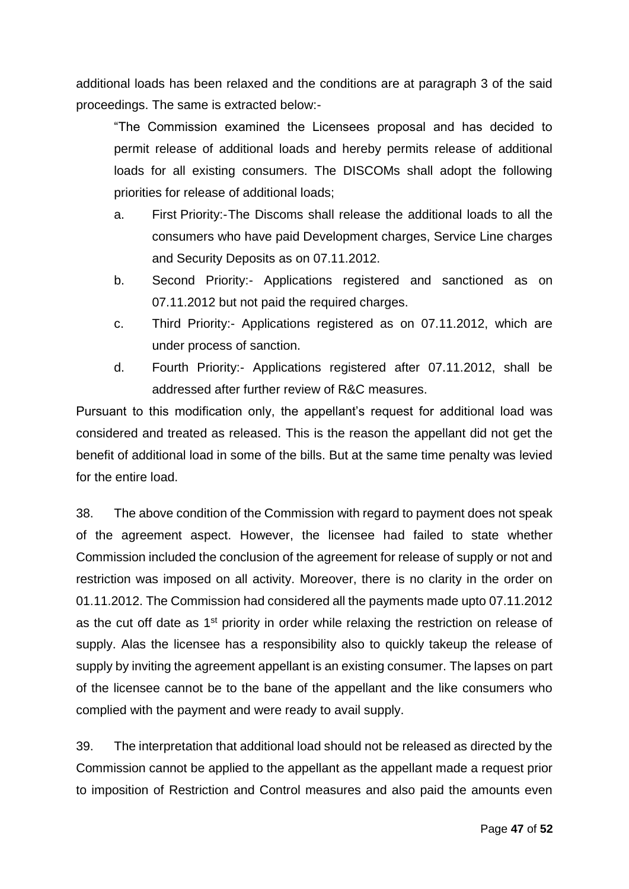additional loads has been relaxed and the conditions are at paragraph 3 of the said proceedings. The same is extracted below:-

> "The Commission examined the Licensees proposal and has decided to permit release of additional loads and hereby permits release of additional loads for all existing consumers. The DISCOMs shall adopt the following priorities for release of additional loads;
>
> a. First Priority:-The Discoms shall release the additional loads to all the consumers who have paid Development charges, Service Line charges and Security Deposits as on 07.11.2012.
>
> b. Second Priority:- Applications registered and sanctioned as on 07.11.2012 but not paid the required charges.
>
> c. Third Priority:- Applications registered as on 07.11.2012, which are under process of sanction.
>
> d. Fourth Priority:- Applications registered after 07.11.2012, shall be addressed after further review of R&C measures.

Pursuant to this modification only, the appellant's request for additional load was considered and treated as released. This is the reason the appellant did not get the benefit of additional load in some of the bills. But at the same time penalty was levied for the entire load.

38. The above condition of the Commission with regard to payment does not speak of the agreement aspect. However, the licensee had failed to state whether Commission included the conclusion of the agreement for release of supply or not and restriction was imposed on all activity. Moreover, there is no clarity in the order on 01.11.2012. The Commission had considered all the payments made upto 07.11.2012 as the cut off date as 1st priority in order while relaxing the restriction on release of supply. Alas the licensee has a responsibility also to quickly takeup the release of supply by inviting the agreement appellant is an existing consumer. The lapses on part of the licensee cannot be to the bane of the appellant and the like consumers who complied with the payment and were ready to avail supply.

39. The interpretation that additional load should not be released as directed by the Commission cannot be applied to the appellant as the appellant made a request prior to imposition of Restriction and Control measures and also paid the amounts even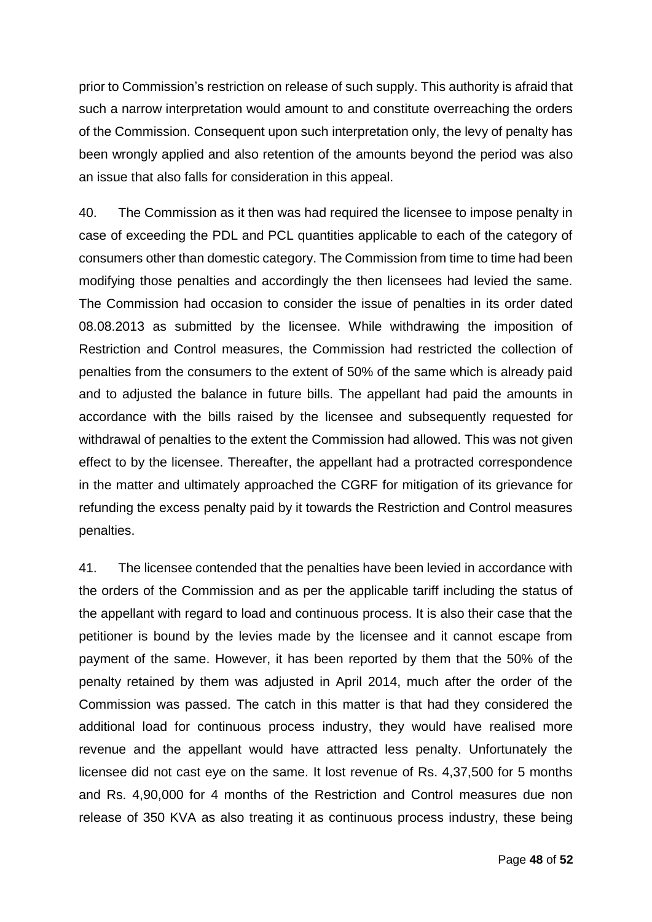prior to Commission's restriction on release of such supply. This authority is afraid that such a narrow interpretation would amount to and constitute overreaching the orders of the Commission. Consequent upon such interpretation only, the levy of penalty has been wrongly applied and also retention of the amounts beyond the period was also an issue that also falls for consideration in this appeal.

40. The Commission as it then was had required the licensee to impose penalty in case of exceeding the PDL and PCL quantities applicable to each of the category of consumers other than domestic category. The Commission from time to time had been modifying those penalties and accordingly the then licensees had levied the same. The Commission had occasion to consider the issue of penalties in its order dated 08.08.2013 as submitted by the licensee. While withdrawing the imposition of Restriction and Control measures, the Commission had restricted the collection of penalties from the consumers to the extent of 50% of the same which is already paid and to adjusted the balance in future bills. The appellant had paid the amounts in accordance with the bills raised by the licensee and subsequently requested for withdrawal of penalties to the extent the Commission had allowed. This was not given effect to by the licensee. Thereafter, the appellant had a protracted correspondence in the matter and ultimately approached the CGRF for mitigation of its grievance for refunding the excess penalty paid by it towards the Restriction and Control measures penalties.

41. The licensee contended that the penalties have been levied in accordance with the orders of the Commission and as per the applicable tariff including the status of the appellant with regard to load and continuous process. It is also their case that the petitioner is bound by the levies made by the licensee and it cannot escape from payment of the same. However, it has been reported by them that the 50% of the penalty retained by them was adjusted in April 2014, much after the order of the Commission was passed. The catch in this matter is that had they considered the additional load for continuous process industry, they would have realised more revenue and the appellant would have attracted less penalty. Unfortunately the licensee did not cast eye on the same. It lost revenue of Rs. 4,37,500 for 5 months and Rs. 4,90,000 for 4 months of the Restriction and Control measures due non release of 350 KVA as also treating it as continuous process industry, these being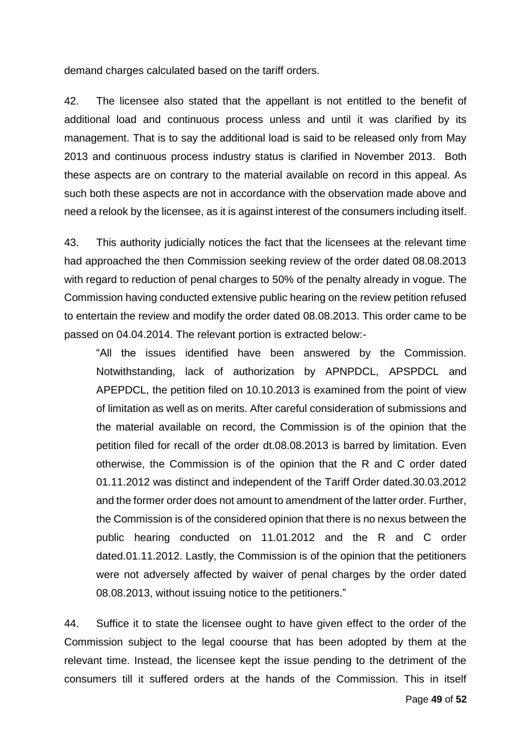demand charges calculated based on the tariff orders.

42. The licensee also stated that the appellant is not entitled to the benefit of additional load and continuous process unless and until it was clarified by its management. That is to say the additional load is said to be released only from May 2013 and continuous process industry status is clarified in November 2013. Both these aspects are on contrary to the material available on record in this appeal. As such both these aspects are not in accordance with the observation made above and need a relook by the licensee, as it is against interest of the consumers including itself.

43. This authority judicially notices the fact that the licensees at the relevant time had approached the then Commission seeking review of the order dated 08.08.2013 with regard to reduction of penal charges to 50% of the penalty already in vogue. The Commission having conducted extensive public hearing on the review petition refused to entertain the review and modify the order dated 08.08.2013. This order came to be passed on 04.04.2014. The relevant portion is extracted below:-

> "All the issues identified have been answered by the Commission. Notwithstanding, lack of authorization by APNPDCL, APSPDCL and APEPDCL, the petition filed on 10.10.2013 is examined from the point of view of limitation as well as on merits. After careful consideration of submissions and the material available on record, the Commission is of the opinion that the petition filed for recall of the order dt.08.08.2013 is barred by limitation. Even otherwise, the Commission is of the opinion that the R and C order dated 01.11.2012 was distinct and independent of the Tariff Order dated.30.03.2012 and the former order does not amount to amendment of the latter order. Further, the Commission is of the considered opinion that there is no nexus between the public hearing conducted on 11.01.2012 and the R and C order dated.01.11.2012. Lastly, the Commission is of the opinion that the petitioners were not adversely affected by waiver of penal charges by the order dated 08.08.2013, without issuing notice to the petitioners."

44. Suffice it to state the licensee ought to have given effect to the order of the Commission subject to the legal coourse that has been adopted by them at the relevant time. Instead, the licensee kept the issue pending to the detriment of the consumers till it suffered orders at the hands of the Commission. This in itself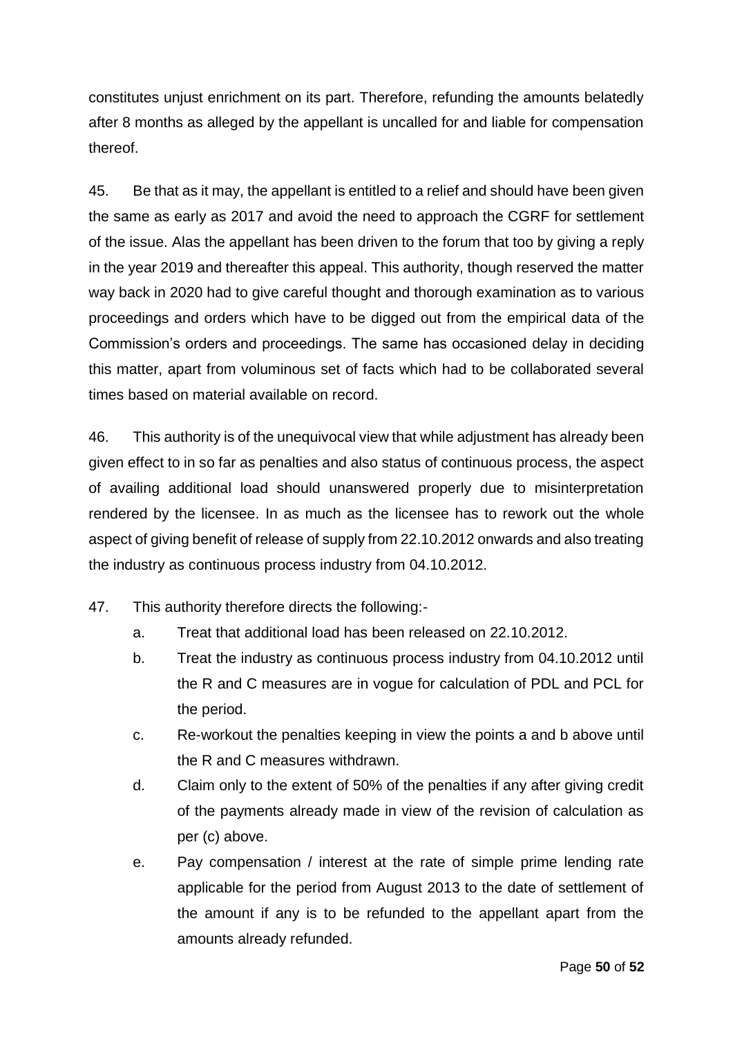constitutes unjust enrichment on its part. Therefore, refunding the amounts belatedly after 8 months as alleged by the appellant is uncalled for and liable for compensation thereof.

45. Be that as it may, the appellant is entitled to a relief and should have been given the same as early as 2017 and avoid the need to approach the CGRF for settlement of the issue. Alas the appellant has been driven to the forum that too by giving a reply in the year 2019 and thereafter this appeal. This authority, though reserved the matter way back in 2020 had to give careful thought and thorough examination as to various proceedings and orders which have to be digged out from the empirical data of the Commission's orders and proceedings. The same has occasioned delay in deciding this matter, apart from voluminous set of facts which had to be collaborated several times based on material available on record.

46. This authority is of the unequivocal view that while adjustment has already been given effect to in so far as penalties and also status of continuous process, the aspect of availing additional load should unanswered properly due to misinterpretation rendered by the licensee. In as much as the licensee has to rework out the whole aspect of giving benefit of release of supply from 22.10.2012 onwards and also treating the industry as continuous process industry from 04.10.2012.

47. This authority therefore directs the following:-

a. Treat that additional load has been released on 22.10.2012.

b. Treat the industry as continuous process industry from 04.10.2012 until the R and C measures are in vogue for calculation of PDL and PCL for the period.

c. Re-workout the penalties keeping in view the points a and b above until the R and C measures withdrawn.

d. Claim only to the extent of 50% of the penalties if any after giving credit of the payments already made in view of the revision of calculation as per (c) above.

e. Pay compensation / interest at the rate of simple prime lending rate applicable for the period from August 2013 to the date of settlement of the amount if any is to be refunded to the appellant apart from the amounts already refunded.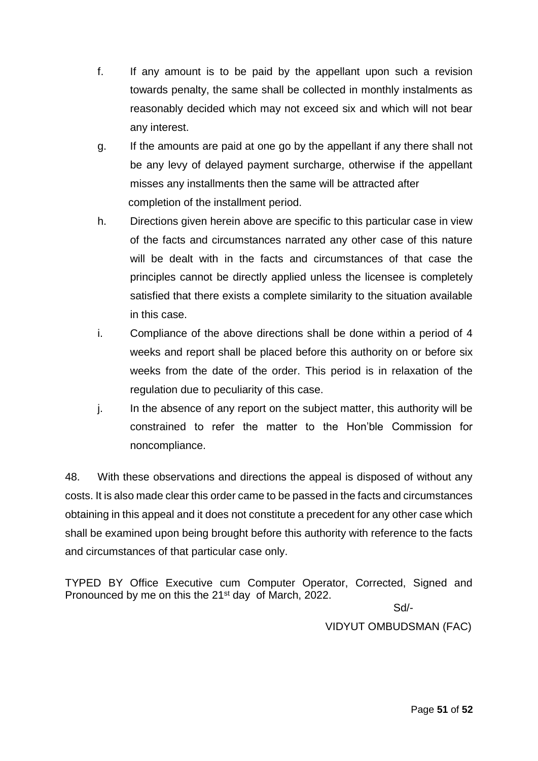f. If any amount is to be paid by the appellant upon such a revision towards penalty, the same shall be collected in monthly instalments as reasonably decided which may not exceed six and which will not bear any interest.

g. If the amounts are paid at one go by the appellant if any there shall not be any levy of delayed payment surcharge, otherwise if the appellant misses any installments then the same will be attracted after completion of the installment period.

h. Directions given herein above are specific to this particular case in view of the facts and circumstances narrated any other case of this nature will be dealt with in the facts and circumstances of that case the principles cannot be directly applied unless the licensee is completely satisfied that there exists a complete similarity to the situation available in this case.

i. Compliance of the above directions shall be done within a period of 4 weeks and report shall be placed before this authority on or before six weeks from the date of the order. This period is in relaxation of the regulation due to peculiarity of this case.

j. In the absence of any report on the subject matter, this authority will be constrained to refer the matter to the Hon'ble Commission for noncompliance.

48. With these observations and directions the appeal is disposed of without any costs. It is also made clear this order came to be passed in the facts and circumstances obtaining in this appeal and it does not constitute a precedent for any other case which shall be examined upon being brought before this authority with reference to the facts and circumstances of that particular case only.

TYPED BY Office Executive cum Computer Operator, Corrected, Signed and Pronounced by me on this the 21st day of March, 2022.

Sd/-

VIDYUT OMBUDSMAN (FAC)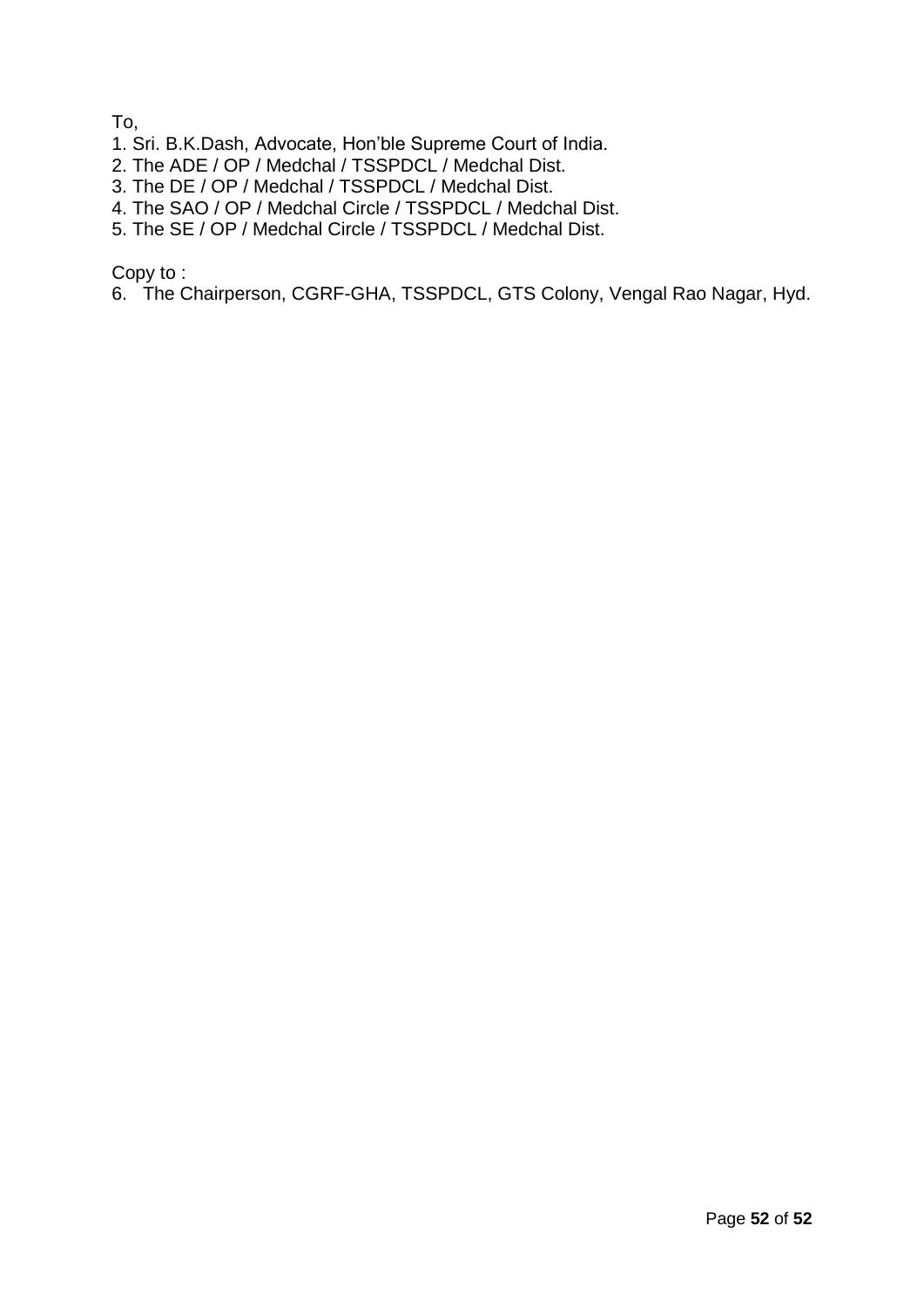To,

1. Sri. B.K.Dash, Advocate, Hon'ble Supreme Court of India.
2. The ADE / OP / Medchal / TSSPDCL / Medchal Dist.
3. The DE / OP / Medchal / TSSPDCL / Medchal Dist.
4. The SAO / OP / Medchal Circle / TSSPDCL / Medchal Dist.
5. The SE / OP / Medchal Circle / TSSPDCL / Medchal Dist.

Copy to :

6. The Chairperson, CGRF-GHA, TSSPDCL, GTS Colony, Vengal Rao Nagar, Hyd.